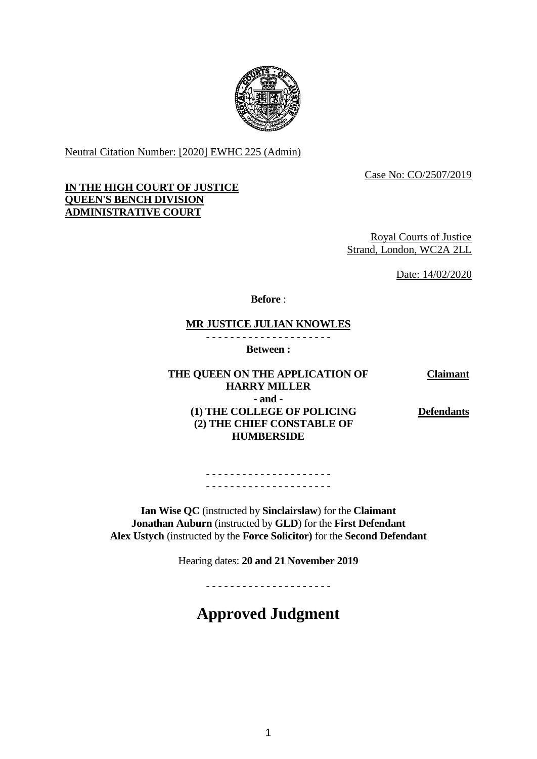Neutral Citation Number: [2020] EWHC 225 (Admin)

Case No: CO/2507/2019

**IN THE HIGH COURT OF JUSTICE**
**QUEEN'S BENCH DIVISION**
**ADMINISTRATIVE COURT**

Royal Courts of Justice
Strand, London, WC2A 2LL

Date: 14/02/2020

**Before** :

**MR JUSTICE JULIAN KNOWLES**

- - - - - - - - - - - - - - - - - - - - -

**Between :**

| | |
|---|---|
| **THE QUEEN ON THE APPLICATION OF HARRY MILLER** | **Claimant** |
| **- and -** | |
| **(1) THE COLLEGE OF POLICING** **(2) THE CHIEF CONSTABLE OF HUMBERSIDE** | **Defendants** |

- - - - - - - - - - - - - - - - - - - - -

- - - - - - - - - - - - - - - - - - - - -

**Ian Wise QC** (instructed by **Sinclairslaw**) for the **Claimant**
**Jonathan Auburn** (instructed by **GLD**) for the **First Defendant**
**Alex Ustych** (instructed by the **Force Solicitor)** for the **Second Defendant**

Hearing dates: **20 and 21 November 2019**

- - - - - - - - - - - - - - - - - - - - -

# Approved Judgment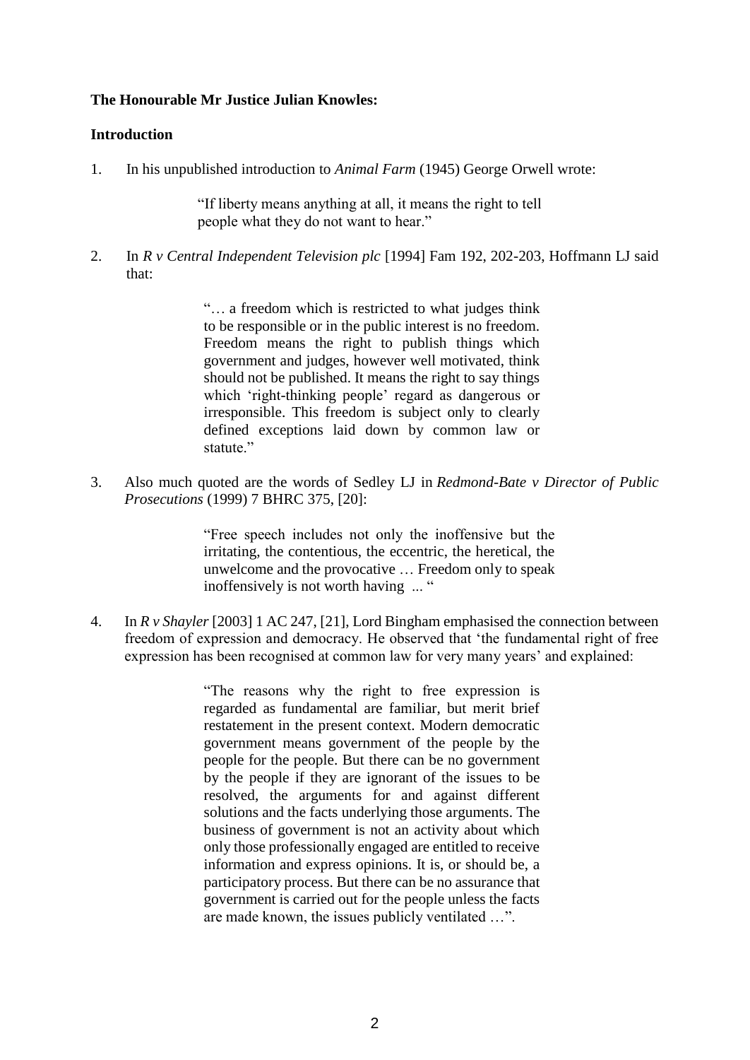**The Honourable Mr Justice Julian Knowles:**

**Introduction**

1. In his unpublished introduction to *Animal Farm* (1945) George Orwell wrote:

> "If liberty means anything at all, it means the right to tell people what they do not want to hear."

2. In *R v Central Independent Television plc* [1994] Fam 192, 202-203, Hoffmann LJ said that:

> "… a freedom which is restricted to what judges think to be responsible or in the public interest is no freedom. Freedom means the right to publish things which government and judges, however well motivated, think should not be published. It means the right to say things which 'right-thinking people' regard as dangerous or irresponsible. This freedom is subject only to clearly defined exceptions laid down by common law or statute."

3. Also much quoted are the words of Sedley LJ in *Redmond-Bate v Director of Public Prosecutions* (1999) 7 BHRC 375, [20]:

> "Free speech includes not only the inoffensive but the irritating, the contentious, the eccentric, the heretical, the unwelcome and the provocative … Freedom only to speak inoffensively is not worth having ... "

4. In *R v Shayler* [2003] 1 AC 247, [21], Lord Bingham emphasised the connection between freedom of expression and democracy. He observed that 'the fundamental right of free expression has been recognised at common law for very many years' and explained:

> "The reasons why the right to free expression is regarded as fundamental are familiar, but merit brief restatement in the present context. Modern democratic government means government of the people by the people for the people. But there can be no government by the people if they are ignorant of the issues to be resolved, the arguments for and against different solutions and the facts underlying those arguments. The business of government is not an activity about which only those professionally engaged are entitled to receive information and express opinions. It is, or should be, a participatory process. But there can be no assurance that government is carried out for the people unless the facts are made known, the issues publicly ventilated …".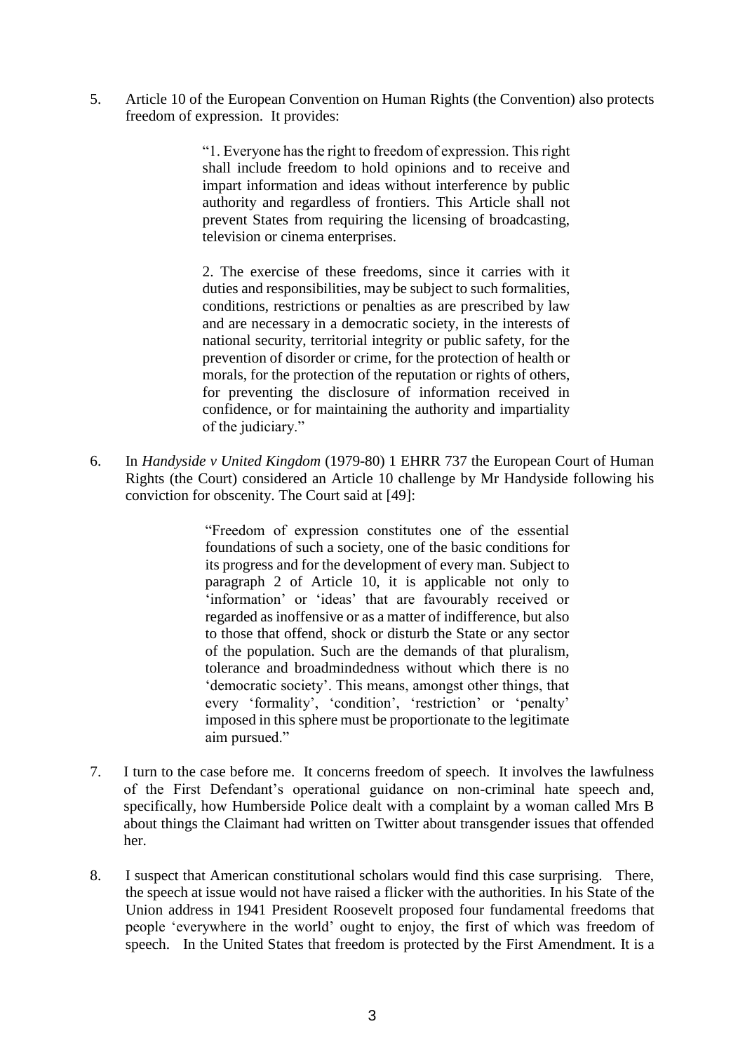5. Article 10 of the European Convention on Human Rights (the Convention) also protects freedom of expression. It provides:

> "1. Everyone has the right to freedom of expression. This right shall include freedom to hold opinions and to receive and impart information and ideas without interference by public authority and regardless of frontiers. This Article shall not prevent States from requiring the licensing of broadcasting, television or cinema enterprises.
>
> 2. The exercise of these freedoms, since it carries with it duties and responsibilities, may be subject to such formalities, conditions, restrictions or penalties as are prescribed by law and are necessary in a democratic society, in the interests of national security, territorial integrity or public safety, for the prevention of disorder or crime, for the protection of health or morals, for the protection of the reputation or rights of others, for preventing the disclosure of information received in confidence, or for maintaining the authority and impartiality of the judiciary."

6. In *Handyside v United Kingdom* (1979-80) 1 EHRR 737 the European Court of Human Rights (the Court) considered an Article 10 challenge by Mr Handyside following his conviction for obscenity. The Court said at [49]:

> "Freedom of expression constitutes one of the essential foundations of such a society, one of the basic conditions for its progress and for the development of every man. Subject to paragraph 2 of Article 10, it is applicable not only to 'information' or 'ideas' that are favourably received or regarded as inoffensive or as a matter of indifference, but also to those that offend, shock or disturb the State or any sector of the population. Such are the demands of that pluralism, tolerance and broadmindedness without which there is no 'democratic society'. This means, amongst other things, that every 'formality', 'condition', 'restriction' or 'penalty' imposed in this sphere must be proportionate to the legitimate aim pursued."

7. I turn to the case before me. It concerns freedom of speech. It involves the lawfulness of the First Defendant's operational guidance on non-criminal hate speech and, specifically, how Humberside Police dealt with a complaint by a woman called Mrs B about things the Claimant had written on Twitter about transgender issues that offended her.

8. I suspect that American constitutional scholars would find this case surprising. There, the speech at issue would not have raised a flicker with the authorities. In his State of the Union address in 1941 President Roosevelt proposed four fundamental freedoms that people 'everywhere in the world' ought to enjoy, the first of which was freedom of speech. In the United States that freedom is protected by the First Amendment. It is a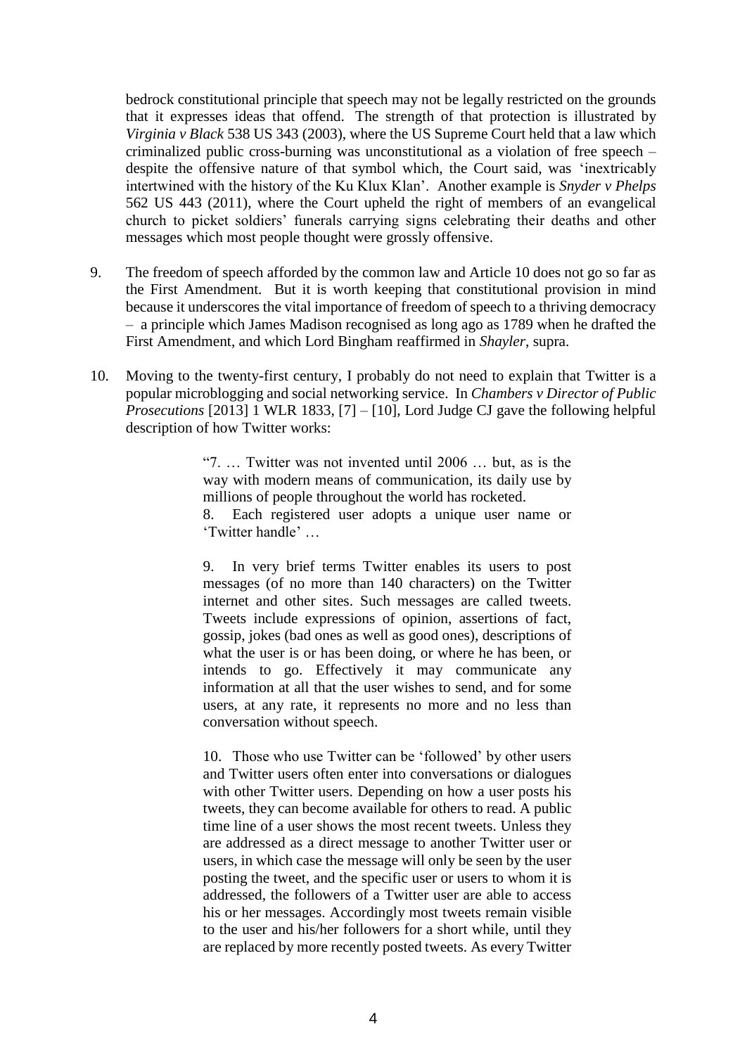bedrock constitutional principle that speech may not be legally restricted on the grounds that it expresses ideas that offend. The strength of that protection is illustrated by *Virginia v Black* 538 US 343 (2003), where the US Supreme Court held that a law which criminalized public cross-burning was unconstitutional as a violation of free speech – despite the offensive nature of that symbol which, the Court said, was 'inextricably intertwined with the history of the Ku Klux Klan'. Another example is *Snyder v Phelps* 562 US 443 (2011), where the Court upheld the right of members of an evangelical church to picket soldiers' funerals carrying signs celebrating their deaths and other messages which most people thought were grossly offensive.

9. The freedom of speech afforded by the common law and Article 10 does not go so far as the First Amendment. But it is worth keeping that constitutional provision in mind because it underscores the vital importance of freedom of speech to a thriving democracy – a principle which James Madison recognised as long ago as 1789 when he drafted the First Amendment, and which Lord Bingham reaffirmed in *Shayler*, supra.

10. Moving to the twenty-first century, I probably do not need to explain that Twitter is a popular microblogging and social networking service. In *Chambers v Director of Public Prosecutions* [2013] 1 WLR 1833, [7] – [10], Lord Judge CJ gave the following helpful description of how Twitter works:

> "7. … Twitter was not invented until 2006 … but, as is the way with modern means of communication, its daily use by millions of people throughout the world has rocketed.
> 8. Each registered user adopts a unique user name or 'Twitter handle' …
>
> 9. In very brief terms Twitter enables its users to post messages (of no more than 140 characters) on the Twitter internet and other sites. Such messages are called tweets. Tweets include expressions of opinion, assertions of fact, gossip, jokes (bad ones as well as good ones), descriptions of what the user is or has been doing, or where he has been, or intends to go. Effectively it may communicate any information at all that the user wishes to send, and for some users, at any rate, it represents no more and no less than conversation without speech.
>
> 10. Those who use Twitter can be 'followed' by other users and Twitter users often enter into conversations or dialogues with other Twitter users. Depending on how a user posts his tweets, they can become available for others to read. A public time line of a user shows the most recent tweets. Unless they are addressed as a direct message to another Twitter user or users, in which case the message will only be seen by the user posting the tweet, and the specific user or users to whom it is addressed, the followers of a Twitter user are able to access his or her messages. Accordingly most tweets remain visible to the user and his/her followers for a short while, until they are replaced by more recently posted tweets. As every Twitter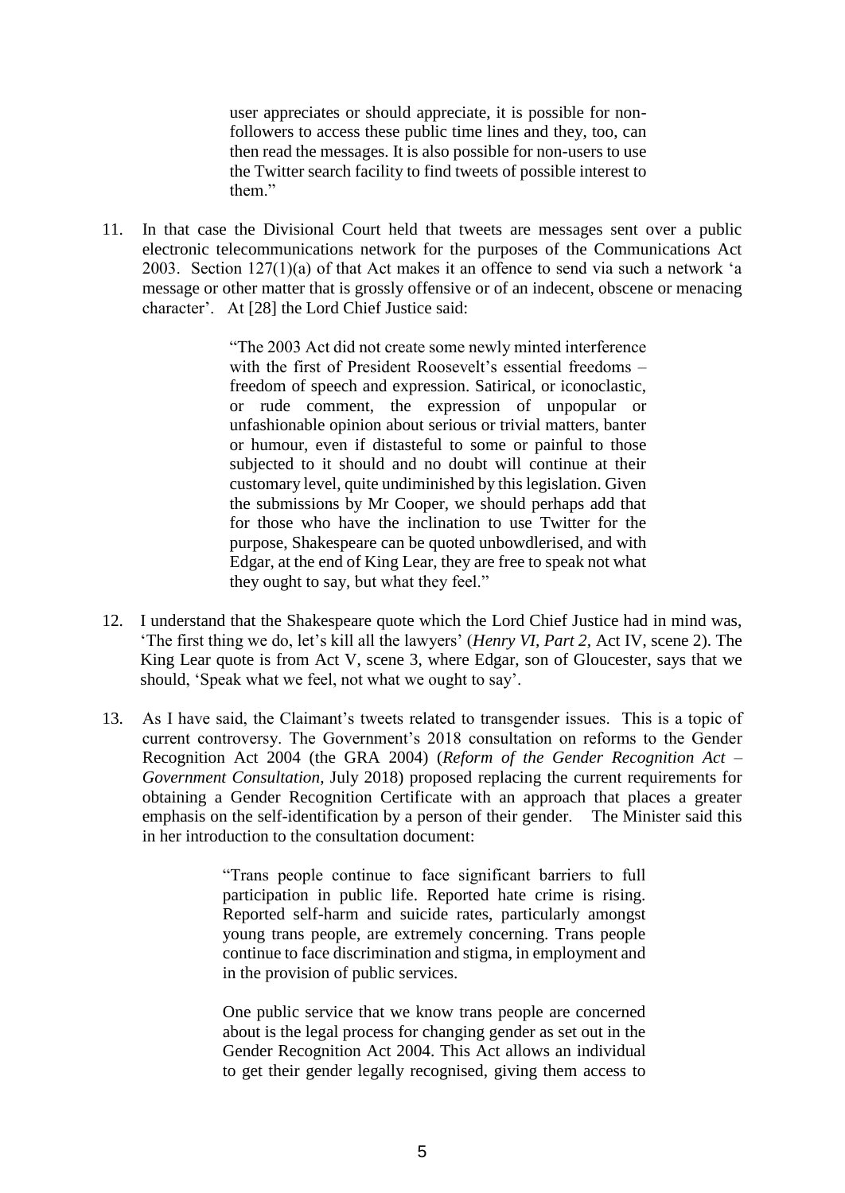> user appreciates or should appreciate, it is possible for non-followers to access these public time lines and they, too, can then read the messages. It is also possible for non-users to use the Twitter search facility to find tweets of possible interest to them."

11. In that case the Divisional Court held that tweets are messages sent over a public electronic telecommunications network for the purposes of the Communications Act 2003. Section 127(1)(a) of that Act makes it an offence to send via such a network 'a message or other matter that is grossly offensive or of an indecent, obscene or menacing character'. At [28] the Lord Chief Justice said:

> "The 2003 Act did not create some newly minted interference with the first of President Roosevelt's essential freedoms – freedom of speech and expression. Satirical, or iconoclastic, or rude comment, the expression of unpopular or unfashionable opinion about serious or trivial matters, banter or humour, even if distasteful to some or painful to those subjected to it should and no doubt will continue at their customary level, quite undiminished by this legislation. Given the submissions by Mr Cooper, we should perhaps add that for those who have the inclination to use Twitter for the purpose, Shakespeare can be quoted unbowdlerised, and with Edgar, at the end of King Lear, they are free to speak not what they ought to say, but what they feel."

12. I understand that the Shakespeare quote which the Lord Chief Justice had in mind was, 'The first thing we do, let's kill all the lawyers' (*Henry VI, Part 2*, Act IV, scene 2). The King Lear quote is from Act V, scene 3, where Edgar, son of Gloucester, says that we should, 'Speak what we feel, not what we ought to say'.

13. As I have said, the Claimant's tweets related to transgender issues. This is a topic of current controversy. The Government's 2018 consultation on reforms to the Gender Recognition Act 2004 (the GRA 2004) (*Reform of the Gender Recognition Act – Government Consultation*, July 2018) proposed replacing the current requirements for obtaining a Gender Recognition Certificate with an approach that places a greater emphasis on the self-identification by a person of their gender. The Minister said this in her introduction to the consultation document:

> "Trans people continue to face significant barriers to full participation in public life. Reported hate crime is rising. Reported self-harm and suicide rates, particularly amongst young trans people, are extremely concerning. Trans people continue to face discrimination and stigma, in employment and in the provision of public services.
>
> One public service that we know trans people are concerned about is the legal process for changing gender as set out in the Gender Recognition Act 2004. This Act allows an individual to get their gender legally recognised, giving them access to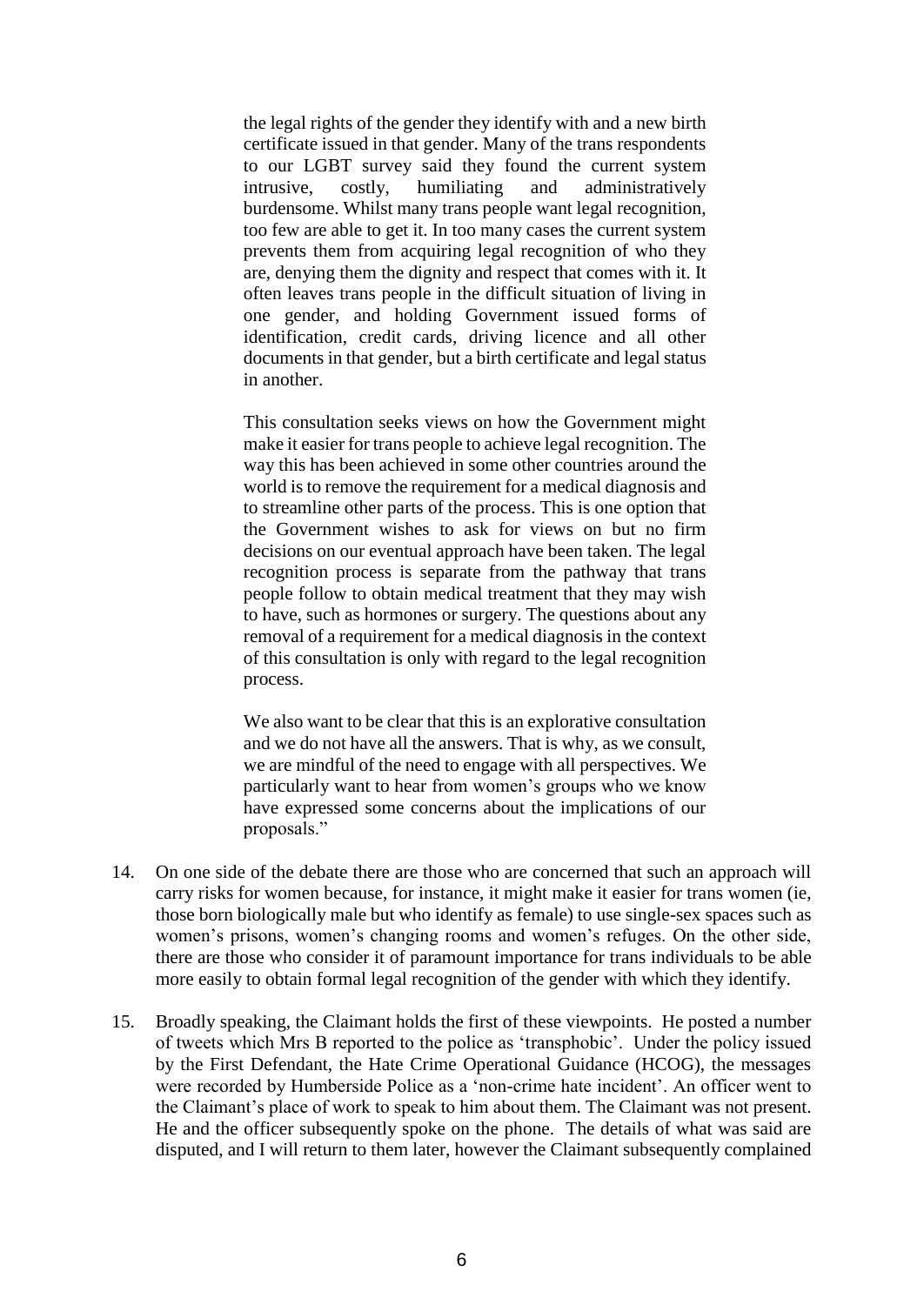> the legal rights of the gender they identify with and a new birth certificate issued in that gender. Many of the trans respondents to our LGBT survey said they found the current system intrusive, costly, humiliating and administratively burdensome. Whilst many trans people want legal recognition, too few are able to get it. In too many cases the current system prevents them from acquiring legal recognition of who they are, denying them the dignity and respect that comes with it. It often leaves trans people in the difficult situation of living in one gender, and holding Government issued forms of identification, credit cards, driving licence and all other documents in that gender, but a birth certificate and legal status in another.
>
> This consultation seeks views on how the Government might make it easier for trans people to achieve legal recognition. The way this has been achieved in some other countries around the world is to remove the requirement for a medical diagnosis and to streamline other parts of the process. This is one option that the Government wishes to ask for views on but no firm decisions on our eventual approach have been taken. The legal recognition process is separate from the pathway that trans people follow to obtain medical treatment that they may wish to have, such as hormones or surgery. The questions about any removal of a requirement for a medical diagnosis in the context of this consultation is only with regard to the legal recognition process.
>
> We also want to be clear that this is an explorative consultation and we do not have all the answers. That is why, as we consult, we are mindful of the need to engage with all perspectives. We particularly want to hear from women's groups who we know have expressed some concerns about the implications of our proposals."

14. On one side of the debate there are those who are concerned that such an approach will carry risks for women because, for instance, it might make it easier for trans women (ie, those born biologically male but who identify as female) to use single-sex spaces such as women's prisons, women's changing rooms and women's refuges. On the other side, there are those who consider it of paramount importance for trans individuals to be able more easily to obtain formal legal recognition of the gender with which they identify.

15. Broadly speaking, the Claimant holds the first of these viewpoints. He posted a number of tweets which Mrs B reported to the police as 'transphobic'. Under the policy issued by the First Defendant, the Hate Crime Operational Guidance (HCOG), the messages were recorded by Humberside Police as a 'non-crime hate incident'. An officer went to the Claimant's place of work to speak to him about them. The Claimant was not present. He and the officer subsequently spoke on the phone. The details of what was said are disputed, and I will return to them later, however the Claimant subsequently complained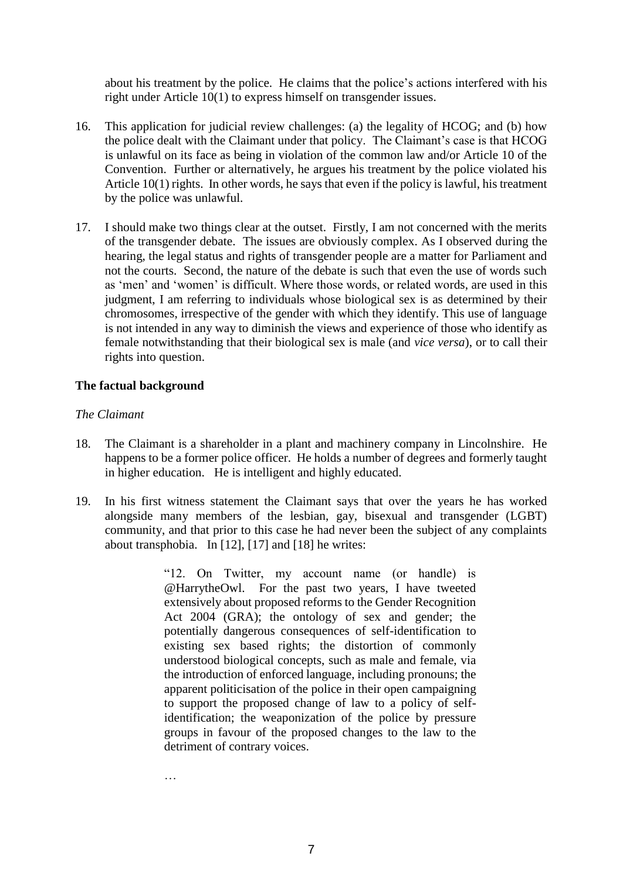about his treatment by the police. He claims that the police's actions interfered with his right under Article 10(1) to express himself on transgender issues.

16. This application for judicial review challenges: (a) the legality of HCOG; and (b) how the police dealt with the Claimant under that policy. The Claimant's case is that HCOG is unlawful on its face as being in violation of the common law and/or Article 10 of the Convention. Further or alternatively, he argues his treatment by the police violated his Article 10(1) rights. In other words, he says that even if the policy is lawful, his treatment by the police was unlawful.

17. I should make two things clear at the outset. Firstly, I am not concerned with the merits of the transgender debate. The issues are obviously complex. As I observed during the hearing, the legal status and rights of transgender people are a matter for Parliament and not the courts. Second, the nature of the debate is such that even the use of words such as 'men' and 'women' is difficult. Where those words, or related words, are used in this judgment, I am referring to individuals whose biological sex is as determined by their chromosomes, irrespective of the gender with which they identify. This use of language is not intended in any way to diminish the views and experience of those who identify as female notwithstanding that their biological sex is male (and *vice versa*), or to call their rights into question.

## The factual background

### *The Claimant*

18. The Claimant is a shareholder in a plant and machinery company in Lincolnshire. He happens to be a former police officer. He holds a number of degrees and formerly taught in higher education. He is intelligent and highly educated.

19. In his first witness statement the Claimant says that over the years he has worked alongside many members of the lesbian, gay, bisexual and transgender (LGBT) community, and that prior to this case he had never been the subject of any complaints about transphobia. In [12], [17] and [18] he writes:

> "12. On Twitter, my account name (or handle) is @HarrytheOwl. For the past two years, I have tweeted extensively about proposed reforms to the Gender Recognition Act 2004 (GRA); the ontology of sex and gender; the potentially dangerous consequences of self-identification to existing sex based rights; the distortion of commonly understood biological concepts, such as male and female, via the introduction of enforced language, including pronouns; the apparent politicisation of the police in their open campaigning to support the proposed change of law to a policy of self-identification; the weaponization of the police by pressure groups in favour of the proposed changes to the law to the detriment of contrary voices.
>
> …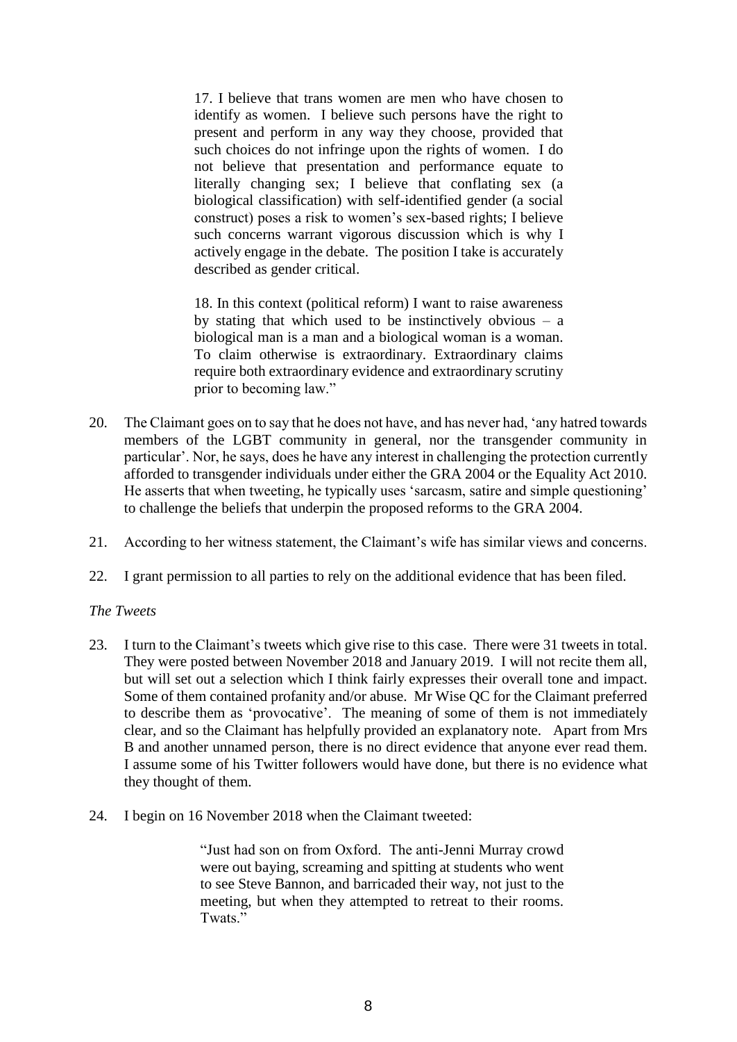> 17. I believe that trans women are men who have chosen to identify as women. I believe such persons have the right to present and perform in any way they choose, provided that such choices do not infringe upon the rights of women. I do not believe that presentation and performance equate to literally changing sex; I believe that conflating sex (a biological classification) with self-identified gender (a social construct) poses a risk to women's sex-based rights; I believe such concerns warrant vigorous discussion which is why I actively engage in the debate. The position I take is accurately described as gender critical.
>
> 18. In this context (political reform) I want to raise awareness by stating that which used to be instinctively obvious – a biological man is a man and a biological woman is a woman. To claim otherwise is extraordinary. Extraordinary claims require both extraordinary evidence and extraordinary scrutiny prior to becoming law."

20. The Claimant goes on to say that he does not have, and has never had, 'any hatred towards members of the LGBT community in general, nor the transgender community in particular'. Nor, he says, does he have any interest in challenging the protection currently afforded to transgender individuals under either the GRA 2004 or the Equality Act 2010. He asserts that when tweeting, he typically uses 'sarcasm, satire and simple questioning' to challenge the beliefs that underpin the proposed reforms to the GRA 2004.

21. According to her witness statement, the Claimant's wife has similar views and concerns.

22. I grant permission to all parties to rely on the additional evidence that has been filed.

*The Tweets*

23. I turn to the Claimant's tweets which give rise to this case. There were 31 tweets in total. They were posted between November 2018 and January 2019. I will not recite them all, but will set out a selection which I think fairly expresses their overall tone and impact. Some of them contained profanity and/or abuse. Mr Wise QC for the Claimant preferred to describe them as 'provocative'. The meaning of some of them is not immediately clear, and so the Claimant has helpfully provided an explanatory note. Apart from Mrs B and another unnamed person, there is no direct evidence that anyone ever read them. I assume some of his Twitter followers would have done, but there is no evidence what they thought of them.

24. I begin on 16 November 2018 when the Claimant tweeted:

> "Just had son on from Oxford. The anti-Jenni Murray crowd were out baying, screaming and spitting at students who went to see Steve Bannon, and barricaded their way, not just to the meeting, but when they attempted to retreat to their rooms. Twats."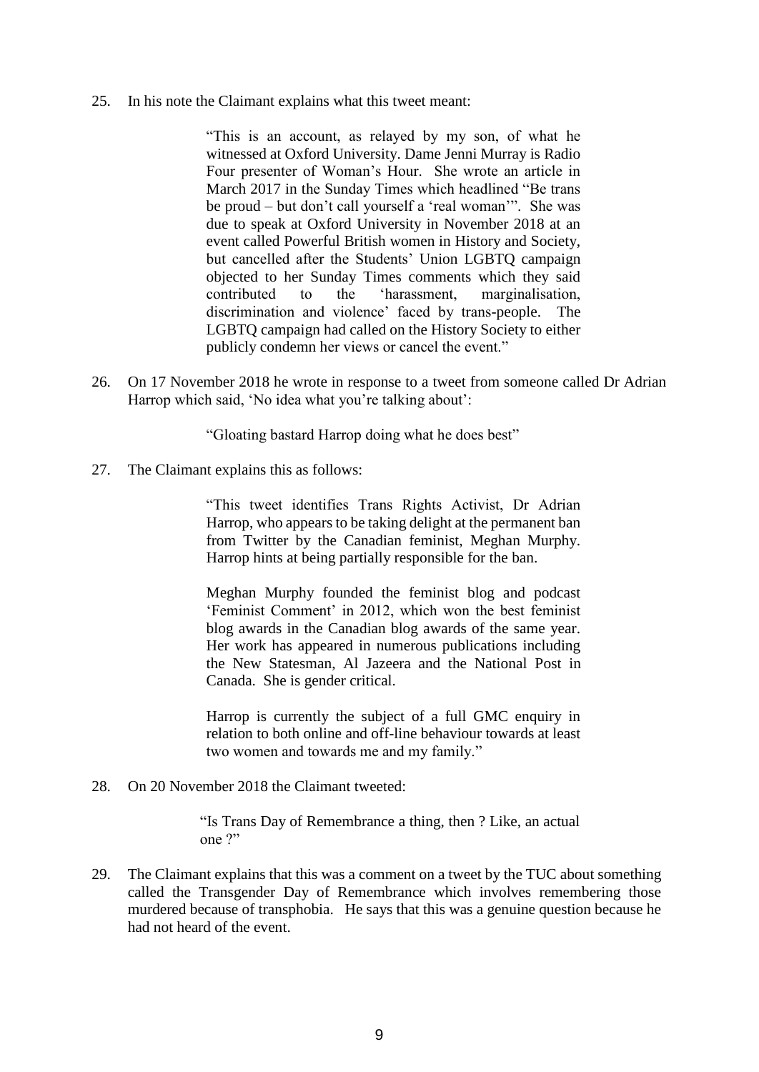25. In his note the Claimant explains what this tweet meant:

> "This is an account, as relayed by my son, of what he witnessed at Oxford University. Dame Jenni Murray is Radio Four presenter of Woman's Hour. She wrote an article in March 2017 in the Sunday Times which headlined "Be trans be proud – but don't call yourself a 'real woman'". She was due to speak at Oxford University in November 2018 at an event called Powerful British women in History and Society, but cancelled after the Students' Union LGBTQ campaign objected to her Sunday Times comments which they said contributed to the 'harassment, marginalisation, discrimination and violence' faced by trans-people. The LGBTQ campaign had called on the History Society to either publicly condemn her views or cancel the event."

26. On 17 November 2018 he wrote in response to a tweet from someone called Dr Adrian Harrop which said, 'No idea what you're talking about':

> "Gloating bastard Harrop doing what he does best"

27. The Claimant explains this as follows:

> "This tweet identifies Trans Rights Activist, Dr Adrian Harrop, who appears to be taking delight at the permanent ban from Twitter by the Canadian feminist, Meghan Murphy. Harrop hints at being partially responsible for the ban.
>
> Meghan Murphy founded the feminist blog and podcast 'Feminist Comment' in 2012, which won the best feminist blog awards in the Canadian blog awards of the same year. Her work has appeared in numerous publications including the New Statesman, Al Jazeera and the National Post in Canada. She is gender critical.
>
> Harrop is currently the subject of a full GMC enquiry in relation to both online and off-line behaviour towards at least two women and towards me and my family."

28. On 20 November 2018 the Claimant tweeted:

> "Is Trans Day of Remembrance a thing, then ? Like, an actual one ?"

29. The Claimant explains that this was a comment on a tweet by the TUC about something called the Transgender Day of Remembrance which involves remembering those murdered because of transphobia. He says that this was a genuine question because he had not heard of the event.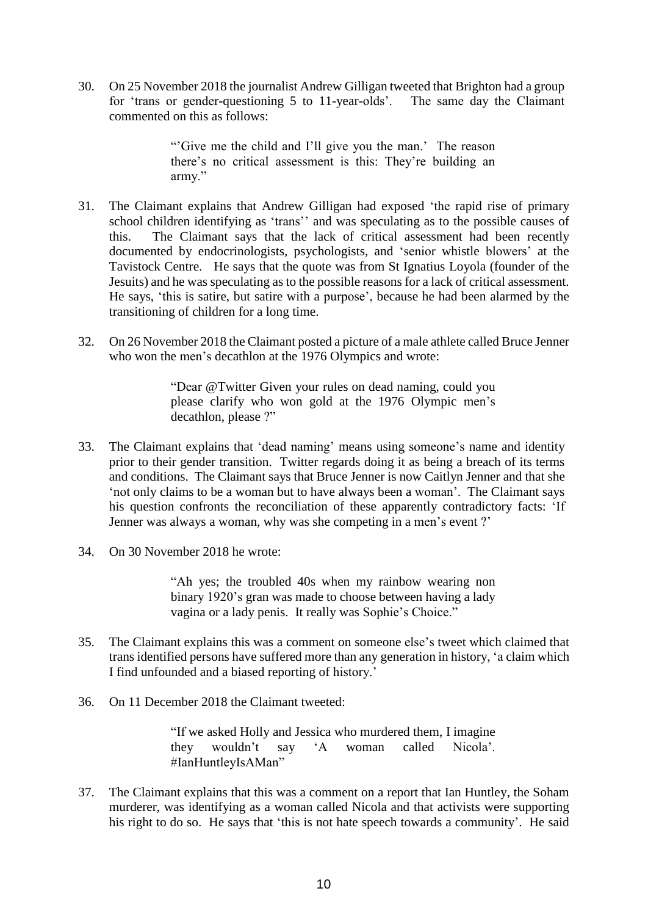30. On 25 November 2018 the journalist Andrew Gilligan tweeted that Brighton had a group for 'trans or gender-questioning 5 to 11-year-olds'. The same day the Claimant commented on this as follows:

> "'Give me the child and I'll give you the man.' The reason there's no critical assessment is this: They're building an army."

31. The Claimant explains that Andrew Gilligan had exposed 'the rapid rise of primary school children identifying as 'trans'' and was speculating as to the possible causes of this. The Claimant says that the lack of critical assessment had been recently documented by endocrinologists, psychologists, and 'senior whistle blowers' at the Tavistock Centre. He says that the quote was from St Ignatius Loyola (founder of the Jesuits) and he was speculating as to the possible reasons for a lack of critical assessment. He says, 'this is satire, but satire with a purpose', because he had been alarmed by the transitioning of children for a long time.

32. On 26 November 2018 the Claimant posted a picture of a male athlete called Bruce Jenner who won the men's decathlon at the 1976 Olympics and wrote:

> "Dear @Twitter Given your rules on dead naming, could you please clarify who won gold at the 1976 Olympic men's decathlon, please ?"

33. The Claimant explains that 'dead naming' means using someone's name and identity prior to their gender transition. Twitter regards doing it as being a breach of its terms and conditions. The Claimant says that Bruce Jenner is now Caitlyn Jenner and that she 'not only claims to be a woman but to have always been a woman'. The Claimant says his question confronts the reconciliation of these apparently contradictory facts: 'If Jenner was always a woman, why was she competing in a men's event ?'

34. On 30 November 2018 he wrote:

> "Ah yes; the troubled 40s when my rainbow wearing non binary 1920's gran was made to choose between having a lady vagina or a lady penis. It really was Sophie's Choice."

35. The Claimant explains this was a comment on someone else's tweet which claimed that trans identified persons have suffered more than any generation in history, 'a claim which I find unfounded and a biased reporting of history.'

36. On 11 December 2018 the Claimant tweeted:

> "If we asked Holly and Jessica who murdered them, I imagine they wouldn't say 'A woman called Nicola'. #IanHuntleyIsAMan"

37. The Claimant explains that this was a comment on a report that Ian Huntley, the Soham murderer, was identifying as a woman called Nicola and that activists were supporting his right to do so. He says that 'this is not hate speech towards a community'. He said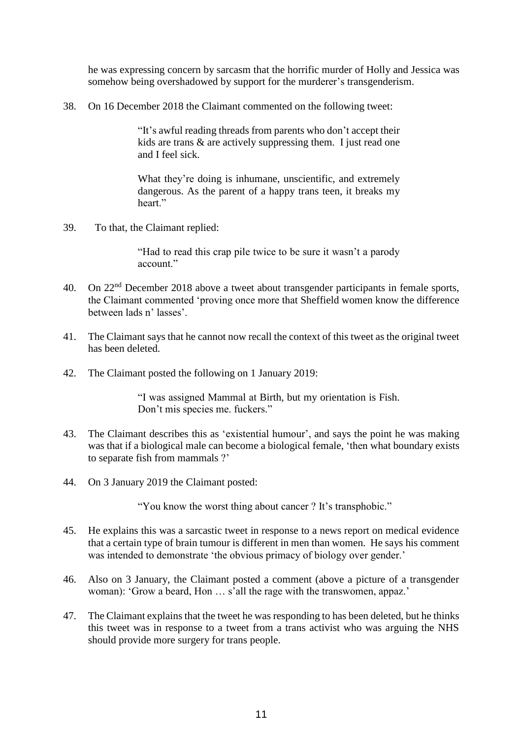he was expressing concern by sarcasm that the horrific murder of Holly and Jessica was somehow being overshadowed by support for the murderer's transgenderism.

38. On 16 December 2018 the Claimant commented on the following tweet:

> "It's awful reading threads from parents who don't accept their kids are trans & are actively suppressing them. I just read one and I feel sick.
>
> What they're doing is inhumane, unscientific, and extremely dangerous. As the parent of a happy trans teen, it breaks my heart."

39. To that, the Claimant replied:

> "Had to read this crap pile twice to be sure it wasn't a parody account."

40. On 22nd December 2018 above a tweet about transgender participants in female sports, the Claimant commented 'proving once more that Sheffield women know the difference between lads n' lasses'.

41. The Claimant says that he cannot now recall the context of this tweet as the original tweet has been deleted.

42. The Claimant posted the following on 1 January 2019:

> "I was assigned Mammal at Birth, but my orientation is Fish.
> Don't mis species me. fuckers."

43. The Claimant describes this as 'existential humour', and says the point he was making was that if a biological male can become a biological female, 'then what boundary exists to separate fish from mammals ?'

44. On 3 January 2019 the Claimant posted:

> "You know the worst thing about cancer ? It's transphobic."

45. He explains this was a sarcastic tweet in response to a news report on medical evidence that a certain type of brain tumour is different in men than women. He says his comment was intended to demonstrate 'the obvious primacy of biology over gender.'

46. Also on 3 January, the Claimant posted a comment (above a picture of a transgender woman): 'Grow a beard, Hon … s'all the rage with the transwomen, appaz.'

47. The Claimant explains that the tweet he was responding to has been deleted, but he thinks this tweet was in response to a tweet from a trans activist who was arguing the NHS should provide more surgery for trans people.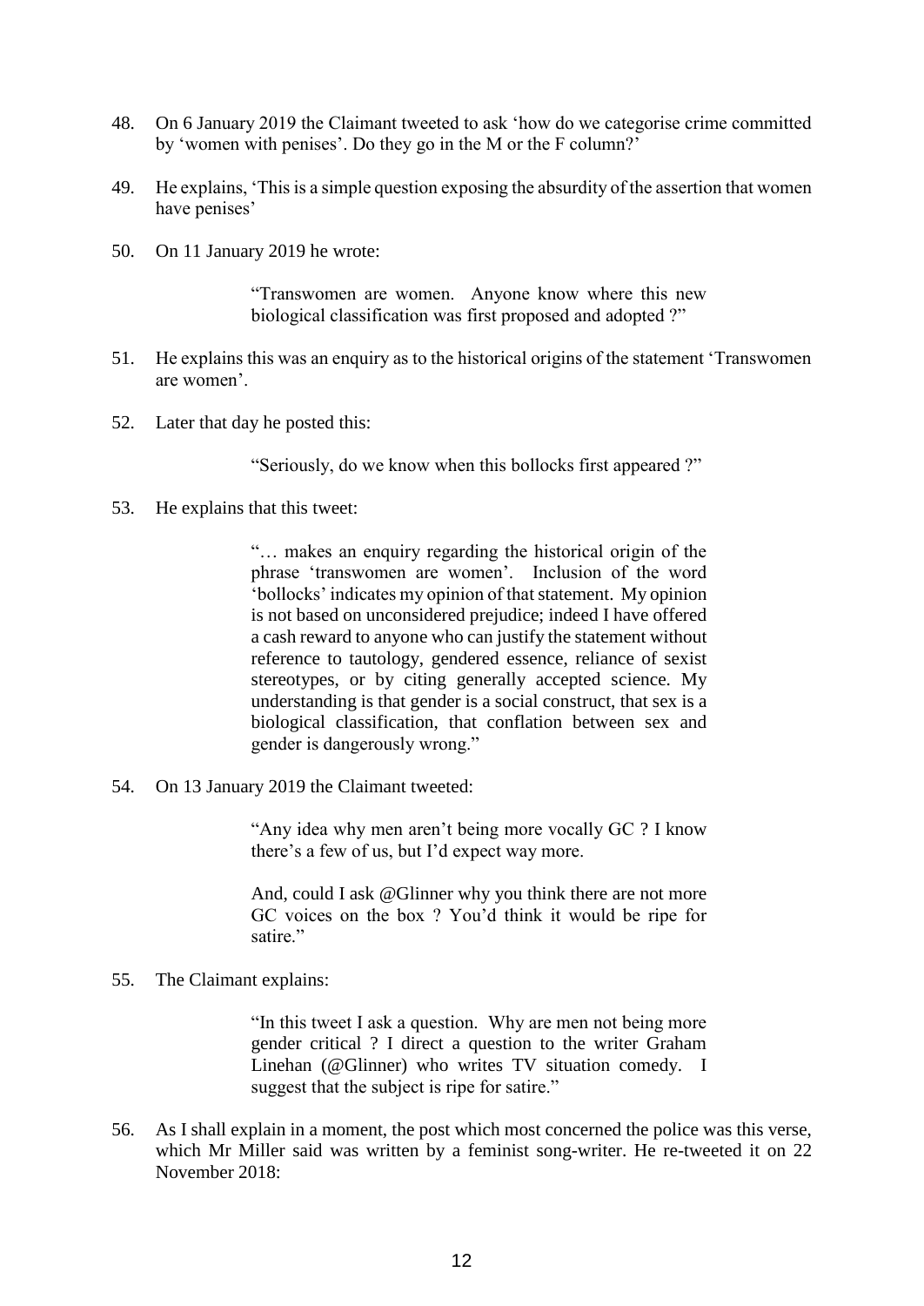48. On 6 January 2019 the Claimant tweeted to ask 'how do we categorise crime committed by 'women with penises'. Do they go in the M or the F column?'

49. He explains, 'This is a simple question exposing the absurdity of the assertion that women have penises'

50. On 11 January 2019 he wrote:

> "Transwomen are women. Anyone know where this new biological classification was first proposed and adopted ?"

51. He explains this was an enquiry as to the historical origins of the statement 'Transwomen are women'.

52. Later that day he posted this:

> "Seriously, do we know when this bollocks first appeared ?"

53. He explains that this tweet:

> "… makes an enquiry regarding the historical origin of the phrase 'transwomen are women'. Inclusion of the word 'bollocks' indicates my opinion of that statement. My opinion is not based on unconsidered prejudice; indeed I have offered a cash reward to anyone who can justify the statement without reference to tautology, gendered essence, reliance of sexist stereotypes, or by citing generally accepted science. My understanding is that gender is a social construct, that sex is a biological classification, that conflation between sex and gender is dangerously wrong."

54. On 13 January 2019 the Claimant tweeted:

> "Any idea why men aren't being more vocally GC ? I know there's a few of us, but I'd expect way more.
>
> And, could I ask @Glinner why you think there are not more GC voices on the box ? You'd think it would be ripe for satire."

55. The Claimant explains:

> "In this tweet I ask a question. Why are men not being more gender critical ? I direct a question to the writer Graham Linehan (@Glinner) who writes TV situation comedy. I suggest that the subject is ripe for satire."

56. As I shall explain in a moment, the post which most concerned the police was this verse, which Mr Miller said was written by a feminist song-writer. He re-tweeted it on 22 November 2018: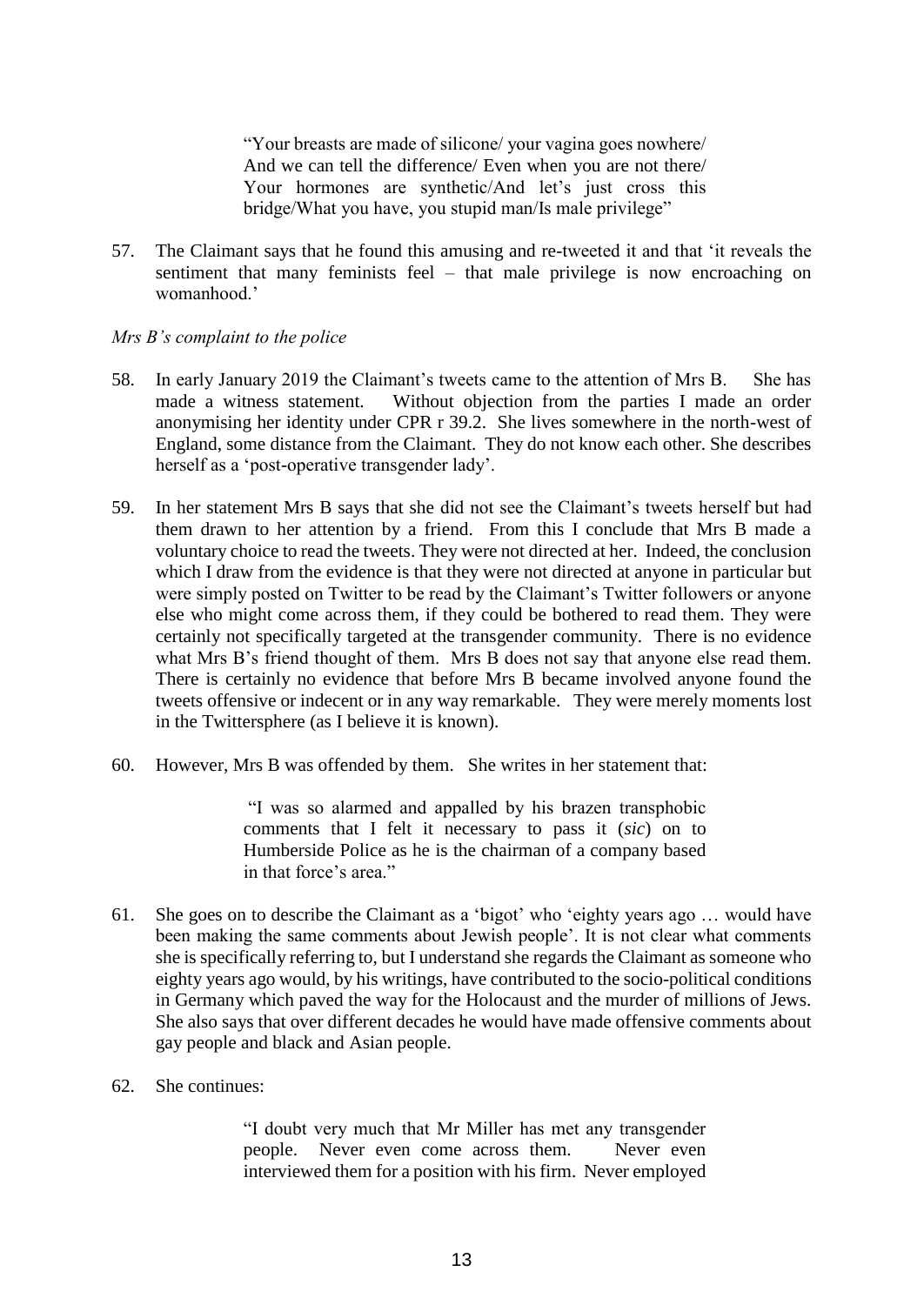> "Your breasts are made of silicone/ your vagina goes nowhere/ And we can tell the difference/ Even when you are not there/ Your hormones are synthetic/And let's just cross this bridge/What you have, you stupid man/Is male privilege"

57. The Claimant says that he found this amusing and re-tweeted it and that 'it reveals the sentiment that many feminists feel – that male privilege is now encroaching on womanhood.'

*Mrs B's complaint to the police*

58. In early January 2019 the Claimant's tweets came to the attention of Mrs B. She has made a witness statement. Without objection from the parties I made an order anonymising her identity under CPR r 39.2. She lives somewhere in the north-west of England, some distance from the Claimant. They do not know each other. She describes herself as a 'post-operative transgender lady'.

59. In her statement Mrs B says that she did not see the Claimant's tweets herself but had them drawn to her attention by a friend. From this I conclude that Mrs B made a voluntary choice to read the tweets. They were not directed at her. Indeed, the conclusion which I draw from the evidence is that they were not directed at anyone in particular but were simply posted on Twitter to be read by the Claimant's Twitter followers or anyone else who might come across them, if they could be bothered to read them. They were certainly not specifically targeted at the transgender community. There is no evidence what Mrs B's friend thought of them. Mrs B does not say that anyone else read them. There is certainly no evidence that before Mrs B became involved anyone found the tweets offensive or indecent or in any way remarkable. They were merely moments lost in the Twittersphere (as I believe it is known).

60. However, Mrs B was offended by them. She writes in her statement that:

> "I was so alarmed and appalled by his brazen transphobic comments that I felt it necessary to pass it (*sic*) on to Humberside Police as he is the chairman of a company based in that force's area."

61. She goes on to describe the Claimant as a 'bigot' who 'eighty years ago … would have been making the same comments about Jewish people'. It is not clear what comments she is specifically referring to, but I understand she regards the Claimant as someone who eighty years ago would, by his writings, have contributed to the socio-political conditions in Germany which paved the way for the Holocaust and the murder of millions of Jews. She also says that over different decades he would have made offensive comments about gay people and black and Asian people.

62. She continues:

> "I doubt very much that Mr Miller has met any transgender people. Never even come across them. Never even interviewed them for a position with his firm. Never employed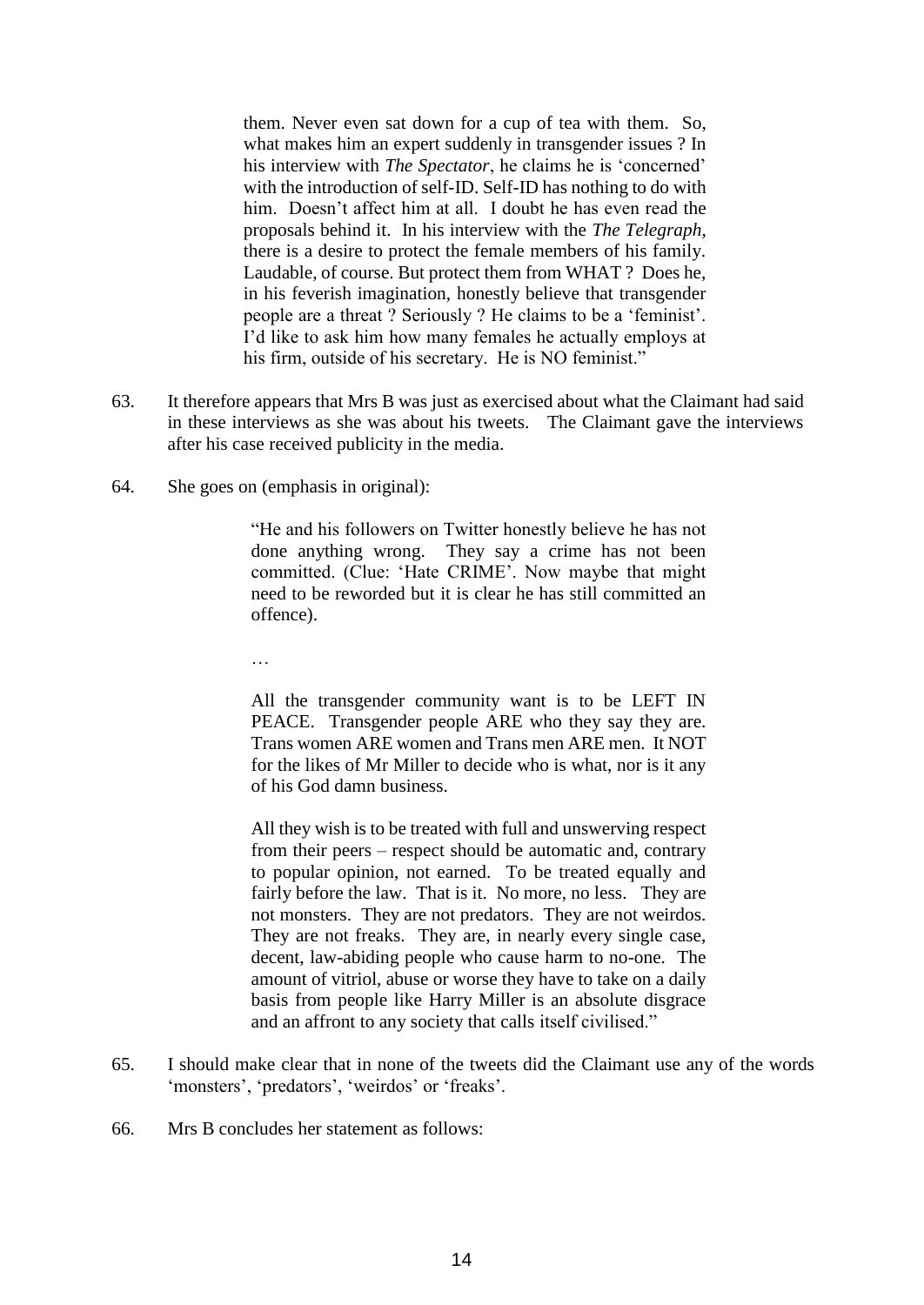> them. Never even sat down for a cup of tea with them. So, what makes him an expert suddenly in transgender issues ? In his interview with *The Spectator*, he claims he is 'concerned' with the introduction of self-ID. Self-ID has nothing to do with him. Doesn't affect him at all. I doubt he has even read the proposals behind it. In his interview with the *The Telegraph*, there is a desire to protect the female members of his family. Laudable, of course. But protect them from WHAT ? Does he, in his feverish imagination, honestly believe that transgender people are a threat ? Seriously ? He claims to be a 'feminist'. I'd like to ask him how many females he actually employs at his firm, outside of his secretary. He is NO feminist."

63. It therefore appears that Mrs B was just as exercised about what the Claimant had said in these interviews as she was about his tweets. The Claimant gave the interviews after his case received publicity in the media.

64. She goes on (emphasis in original):

> "He and his followers on Twitter honestly believe he has not done anything wrong. They say a crime has not been committed. (Clue: 'Hate CRIME'. Now maybe that might need to be reworded but it is clear he has still committed an offence).
>
> …
>
> All the transgender community want is to be LEFT IN PEACE. Transgender people ARE who they say they are. Trans women ARE women and Trans men ARE men. It NOT for the likes of Mr Miller to decide who is what, nor is it any of his God damn business.
>
> All they wish is to be treated with full and unswerving respect from their peers – respect should be automatic and, contrary to popular opinion, not earned. To be treated equally and fairly before the law. That is it. No more, no less. They are not monsters. They are not predators. They are not weirdos. They are not freaks. They are, in nearly every single case, decent, law-abiding people who cause harm to no-one. The amount of vitriol, abuse or worse they have to take on a daily basis from people like Harry Miller is an absolute disgrace and an affront to any society that calls itself civilised."

65. I should make clear that in none of the tweets did the Claimant use any of the words 'monsters', 'predators', 'weirdos' or 'freaks'.

66. Mrs B concludes her statement as follows: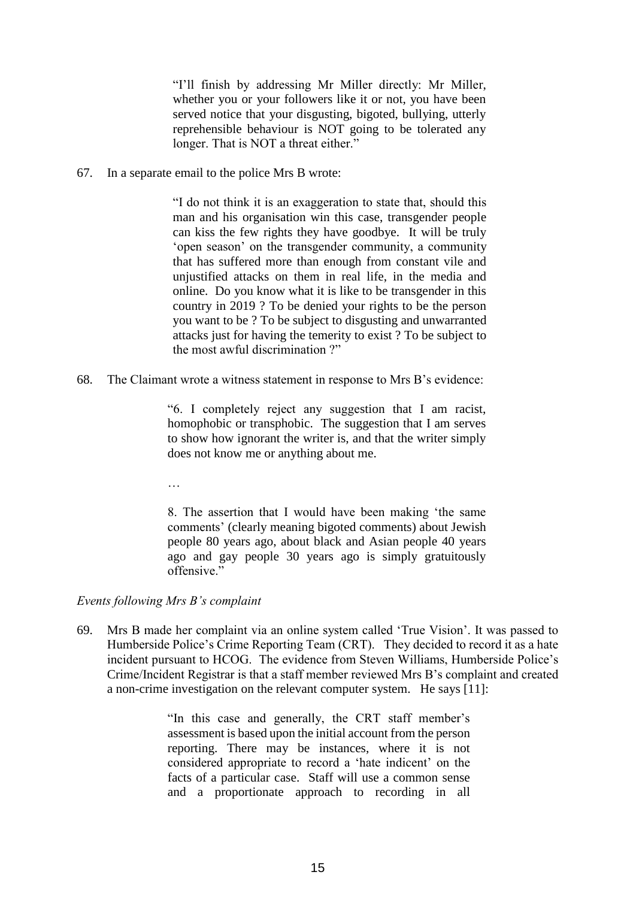> "I'll finish by addressing Mr Miller directly: Mr Miller, whether you or your followers like it or not, you have been served notice that your disgusting, bigoted, bullying, utterly reprehensible behaviour is NOT going to be tolerated any longer. That is NOT a threat either."

67. In a separate email to the police Mrs B wrote:

> "I do not think it is an exaggeration to state that, should this man and his organisation win this case, transgender people can kiss the few rights they have goodbye. It will be truly 'open season' on the transgender community, a community that has suffered more than enough from constant vile and unjustified attacks on them in real life, in the media and online. Do you know what it is like to be transgender in this country in 2019 ? To be denied your rights to be the person you want to be ? To be subject to disgusting and unwarranted attacks just for having the temerity to exist ? To be subject to the most awful discrimination ?"

68. The Claimant wrote a witness statement in response to Mrs B's evidence:

> "6. I completely reject any suggestion that I am racist, homophobic or transphobic. The suggestion that I am serves to show how ignorant the writer is, and that the writer simply does not know me or anything about me.
>
> …
>
> 8. The assertion that I would have been making 'the same comments' (clearly meaning bigoted comments) about Jewish people 80 years ago, about black and Asian people 40 years ago and gay people 30 years ago is simply gratuitously offensive."

*Events following Mrs B's complaint*

69. Mrs B made her complaint via an online system called 'True Vision'. It was passed to Humberside Police's Crime Reporting Team (CRT). They decided to record it as a hate incident pursuant to HCOG. The evidence from Steven Williams, Humberside Police's Crime/Incident Registrar is that a staff member reviewed Mrs B's complaint and created a non-crime investigation on the relevant computer system. He says [11]:

> "In this case and generally, the CRT staff member's assessment is based upon the initial account from the person reporting. There may be instances, where it is not considered appropriate to record a 'hate indicent' on the facts of a particular case. Staff will use a common sense and a proportionate approach to recording in all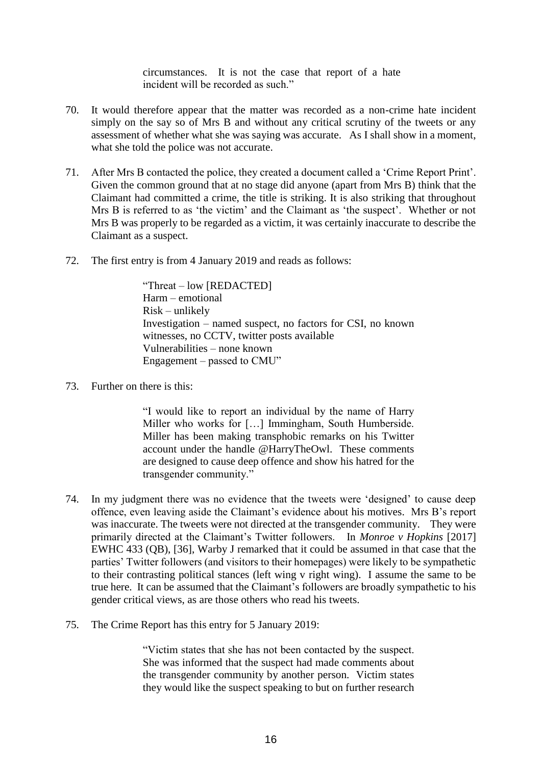> circumstances. It is not the case that report of a hate incident will be recorded as such."

70. It would therefore appear that the matter was recorded as a non-crime hate incident simply on the say so of Mrs B and without any critical scrutiny of the tweets or any assessment of whether what she was saying was accurate. As I shall show in a moment, what she told the police was not accurate.

71. After Mrs B contacted the police, they created a document called a 'Crime Report Print'. Given the common ground that at no stage did anyone (apart from Mrs B) think that the Claimant had committed a crime, the title is striking. It is also striking that throughout Mrs B is referred to as 'the victim' and the Claimant as 'the suspect'. Whether or not Mrs B was properly to be regarded as a victim, it was certainly inaccurate to describe the Claimant as a suspect.

72. The first entry is from 4 January 2019 and reads as follows:

> "Threat – low [REDACTED]
> Harm – emotional
> Risk – unlikely
> Investigation – named suspect, no factors for CSI, no known witnesses, no CCTV, twitter posts available
> Vulnerabilities – none known
> Engagement – passed to CMU"

73. Further on there is this:

> "I would like to report an individual by the name of Harry Miller who works for […] Immingham, South Humberside. Miller has been making transphobic remarks on his Twitter account under the handle @HarryTheOwl. These comments are designed to cause deep offence and show his hatred for the transgender community."

74. In my judgment there was no evidence that the tweets were 'designed' to cause deep offence, even leaving aside the Claimant's evidence about his motives. Mrs B's report was inaccurate. The tweets were not directed at the transgender community. They were primarily directed at the Claimant's Twitter followers. In *Monroe v Hopkins* [2017] EWHC 433 (QB), [36], Warby J remarked that it could be assumed in that case that the parties' Twitter followers (and visitors to their homepages) were likely to be sympathetic to their contrasting political stances (left wing v right wing). I assume the same to be true here. It can be assumed that the Claimant's followers are broadly sympathetic to his gender critical views, as are those others who read his tweets.

75. The Crime Report has this entry for 5 January 2019:

> "Victim states that she has not been contacted by the suspect. She was informed that the suspect had made comments about the transgender community by another person. Victim states they would like the suspect speaking to but on further research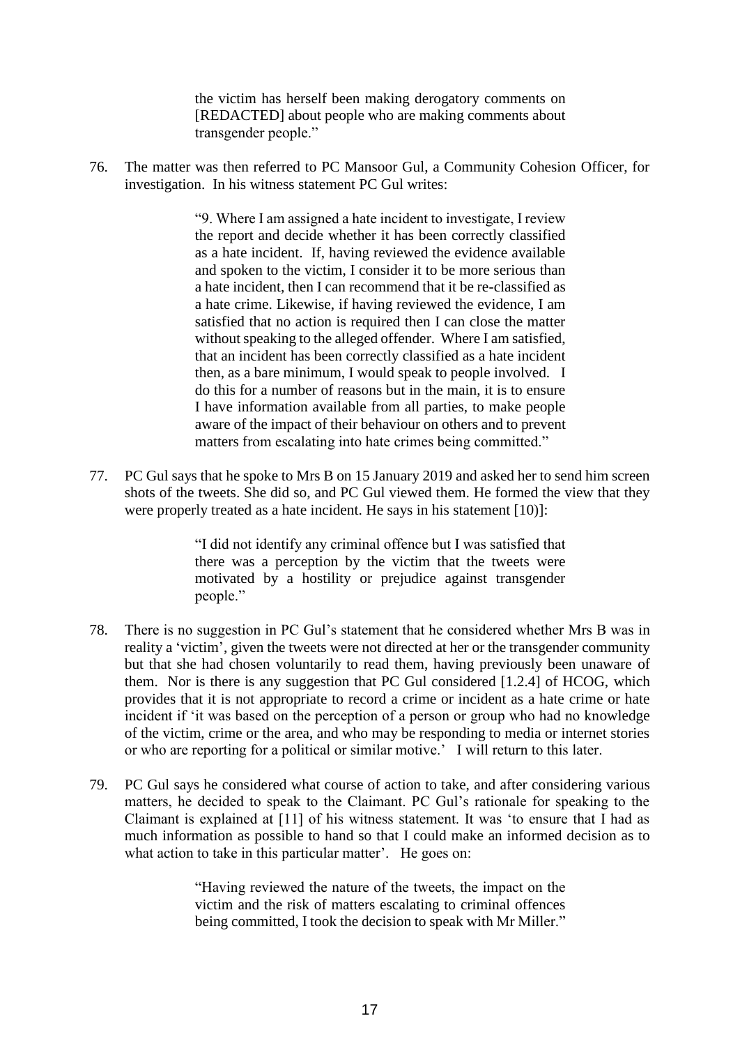> the victim has herself been making derogatory comments on [REDACTED] about people who are making comments about transgender people."

76. The matter was then referred to PC Mansoor Gul, a Community Cohesion Officer, for investigation. In his witness statement PC Gul writes:

> "9. Where I am assigned a hate incident to investigate, I review the report and decide whether it has been correctly classified as a hate incident. If, having reviewed the evidence available and spoken to the victim, I consider it to be more serious than a hate incident, then I can recommend that it be re-classified as a hate crime. Likewise, if having reviewed the evidence, I am satisfied that no action is required then I can close the matter without speaking to the alleged offender. Where I am satisfied, that an incident has been correctly classified as a hate incident then, as a bare minimum, I would speak to people involved. I do this for a number of reasons but in the main, it is to ensure I have information available from all parties, to make people aware of the impact of their behaviour on others and to prevent matters from escalating into hate crimes being committed."

77. PC Gul says that he spoke to Mrs B on 15 January 2019 and asked her to send him screen shots of the tweets. She did so, and PC Gul viewed them. He formed the view that they were properly treated as a hate incident. He says in his statement [10)]:

> "I did not identify any criminal offence but I was satisfied that there was a perception by the victim that the tweets were motivated by a hostility or prejudice against transgender people."

78. There is no suggestion in PC Gul's statement that he considered whether Mrs B was in reality a 'victim', given the tweets were not directed at her or the transgender community but that she had chosen voluntarily to read them, having previously been unaware of them. Nor is there is any suggestion that PC Gul considered [1.2.4] of HCOG, which provides that it is not appropriate to record a crime or incident as a hate crime or hate incident if 'it was based on the perception of a person or group who had no knowledge of the victim, crime or the area, and who may be responding to media or internet stories or who are reporting for a political or similar motive.' I will return to this later.

79. PC Gul says he considered what course of action to take, and after considering various matters, he decided to speak to the Claimant. PC Gul's rationale for speaking to the Claimant is explained at [11] of his witness statement. It was 'to ensure that I had as much information as possible to hand so that I could make an informed decision as to what action to take in this particular matter'. He goes on:

> "Having reviewed the nature of the tweets, the impact on the victim and the risk of matters escalating to criminal offences being committed, I took the decision to speak with Mr Miller."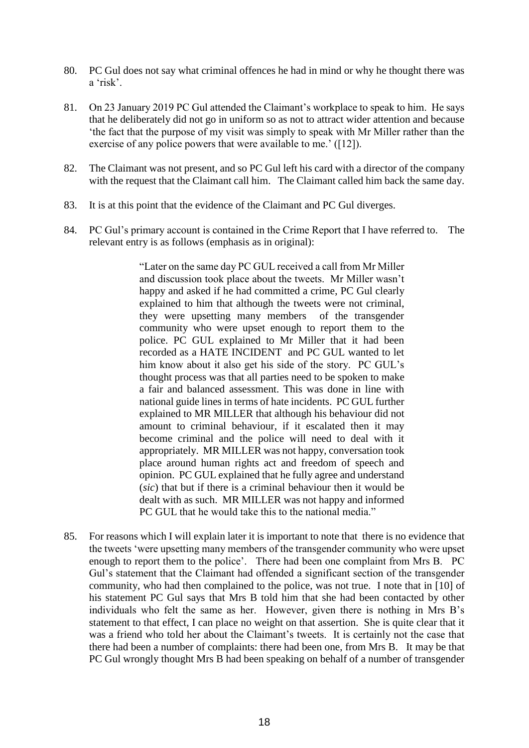80. PC Gul does not say what criminal offences he had in mind or why he thought there was a 'risk'.

81. On 23 January 2019 PC Gul attended the Claimant's workplace to speak to him. He says that he deliberately did not go in uniform so as not to attract wider attention and because 'the fact that the purpose of my visit was simply to speak with Mr Miller rather than the exercise of any police powers that were available to me.' ([12]).

82. The Claimant was not present, and so PC Gul left his card with a director of the company with the request that the Claimant call him. The Claimant called him back the same day.

83. It is at this point that the evidence of the Claimant and PC Gul diverges.

84. PC Gul's primary account is contained in the Crime Report that I have referred to. The relevant entry is as follows (emphasis as in original):

> "Later on the same day PC GUL received a call from Mr Miller and discussion took place about the tweets. Mr Miller wasn't happy and asked if he had committed a crime, PC Gul clearly explained to him that although the tweets were not criminal, they were upsetting many members of the transgender community who were upset enough to report them to the police. PC GUL explained to Mr Miller that it had been recorded as a HATE INCIDENT and PC GUL wanted to let him know about it also get his side of the story. PC GUL's thought process was that all parties need to be spoken to make a fair and balanced assessment. This was done in line with national guide lines in terms of hate incidents. PC GUL further explained to MR MILLER that although his behaviour did not amount to criminal behaviour, if it escalated then it may become criminal and the police will need to deal with it appropriately. MR MILLER was not happy, conversation took place around human rights act and freedom of speech and opinion. PC GUL explained that he fully agree and understand (*sic*) that but if there is a criminal behaviour then it would be dealt with as such. MR MILLER was not happy and informed PC GUL that he would take this to the national media."

85. For reasons which I will explain later it is important to note that there is no evidence that the tweets 'were upsetting many members of the transgender community who were upset enough to report them to the police'. There had been one complaint from Mrs B. PC Gul's statement that the Claimant had offended a significant section of the transgender community, who had then complained to the police, was not true. I note that in [10] of his statement PC Gul says that Mrs B told him that she had been contacted by other individuals who felt the same as her. However, given there is nothing in Mrs B's statement to that effect, I can place no weight on that assertion. She is quite clear that it was a friend who told her about the Claimant's tweets. It is certainly not the case that there had been a number of complaints: there had been one, from Mrs B. It may be that PC Gul wrongly thought Mrs B had been speaking on behalf of a number of transgender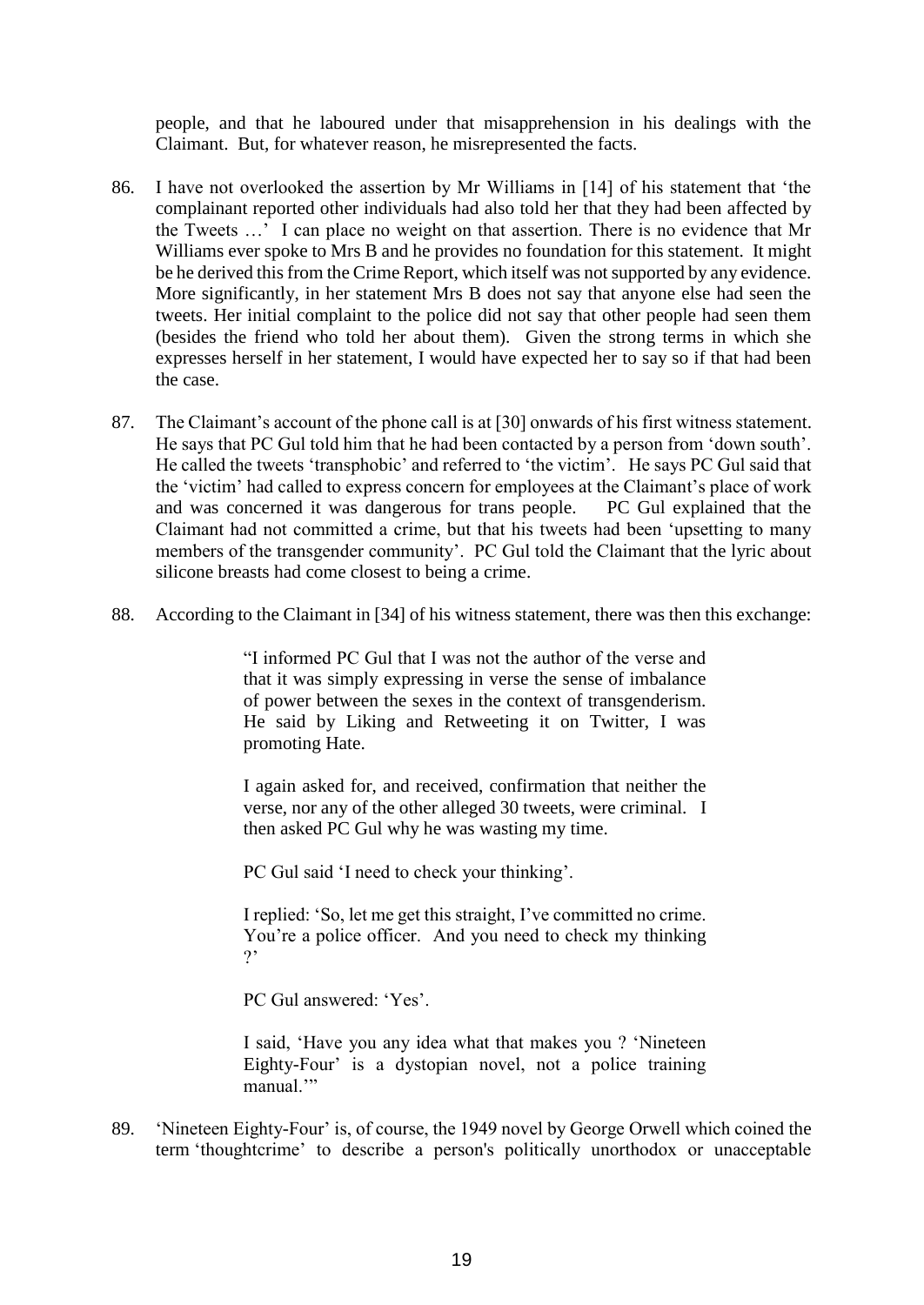people, and that he laboured under that misapprehension in his dealings with the Claimant. But, for whatever reason, he misrepresented the facts.

86. I have not overlooked the assertion by Mr Williams in [14] of his statement that 'the complainant reported other individuals had also told her that they had been affected by the Tweets …' I can place no weight on that assertion. There is no evidence that Mr Williams ever spoke to Mrs B and he provides no foundation for this statement. It might be he derived this from the Crime Report, which itself was not supported by any evidence. More significantly, in her statement Mrs B does not say that anyone else had seen the tweets. Her initial complaint to the police did not say that other people had seen them (besides the friend who told her about them). Given the strong terms in which she expresses herself in her statement, I would have expected her to say so if that had been the case.

87. The Claimant's account of the phone call is at [30] onwards of his first witness statement. He says that PC Gul told him that he had been contacted by a person from 'down south'. He called the tweets 'transphobic' and referred to 'the victim'. He says PC Gul said that the 'victim' had called to express concern for employees at the Claimant's place of work and was concerned it was dangerous for trans people. PC Gul explained that the Claimant had not committed a crime, but that his tweets had been 'upsetting to many members of the transgender community'. PC Gul told the Claimant that the lyric about silicone breasts had come closest to being a crime.

88. According to the Claimant in [34] of his witness statement, there was then this exchange:

> "I informed PC Gul that I was not the author of the verse and that it was simply expressing in verse the sense of imbalance of power between the sexes in the context of transgenderism. He said by Liking and Retweeting it on Twitter, I was promoting Hate.
>
> I again asked for, and received, confirmation that neither the verse, nor any of the other alleged 30 tweets, were criminal. I then asked PC Gul why he was wasting my time.
>
> PC Gul said 'I need to check your thinking'.
>
> I replied: 'So, let me get this straight, I've committed no crime. You're a police officer. And you need to check my thinking ?'
>
> PC Gul answered: 'Yes'.
>
> I said, 'Have you any idea what that makes you ? 'Nineteen Eighty-Four' is a dystopian novel, not a police training manual.'"

89. 'Nineteen Eighty-Four' is, of course, the 1949 novel by George Orwell which coined the term 'thoughtcrime' to describe a person's politically unorthodox or unacceptable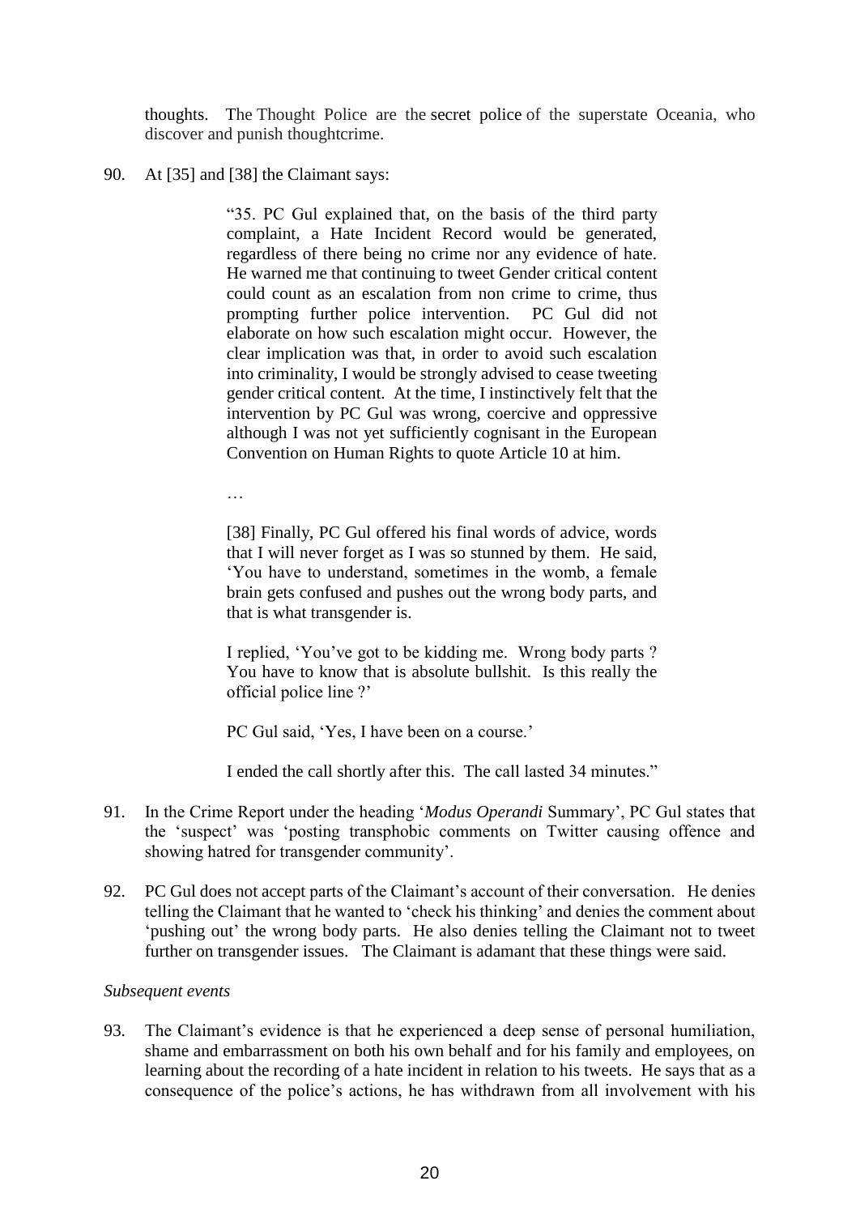thoughts. The Thought Police are the secret police of the superstate Oceania, who discover and punish thoughtcrime.

90. At [35] and [38] the Claimant says:

> "35. PC Gul explained that, on the basis of the third party complaint, a Hate Incident Record would be generated, regardless of there being no crime nor any evidence of hate. He warned me that continuing to tweet Gender critical content could count as an escalation from non crime to crime, thus prompting further police intervention. PC Gul did not elaborate on how such escalation might occur. However, the clear implication was that, in order to avoid such escalation into criminality, I would be strongly advised to cease tweeting gender critical content. At the time, I instinctively felt that the intervention by PC Gul was wrong, coercive and oppressive although I was not yet sufficiently cognisant in the European Convention on Human Rights to quote Article 10 at him.
>
> …
>
> [38] Finally, PC Gul offered his final words of advice, words that I will never forget as I was so stunned by them. He said, 'You have to understand, sometimes in the womb, a female brain gets confused and pushes out the wrong body parts, and that is what transgender is.
>
> I replied, 'You've got to be kidding me. Wrong body parts ? You have to know that is absolute bullshit. Is this really the official police line ?'
>
> PC Gul said, 'Yes, I have been on a course.'
>
> I ended the call shortly after this. The call lasted 34 minutes."

91. In the Crime Report under the heading '*Modus Operandi* Summary', PC Gul states that the 'suspect' was 'posting transphobic comments on Twitter causing offence and showing hatred for transgender community'.

92. PC Gul does not accept parts of the Claimant's account of their conversation. He denies telling the Claimant that he wanted to 'check his thinking' and denies the comment about 'pushing out' the wrong body parts. He also denies telling the Claimant not to tweet further on transgender issues. The Claimant is adamant that these things were said.

*Subsequent events*

93. The Claimant's evidence is that he experienced a deep sense of personal humiliation, shame and embarrassment on both his own behalf and for his family and employees, on learning about the recording of a hate incident in relation to his tweets. He says that as a consequence of the police's actions, he has withdrawn from all involvement with his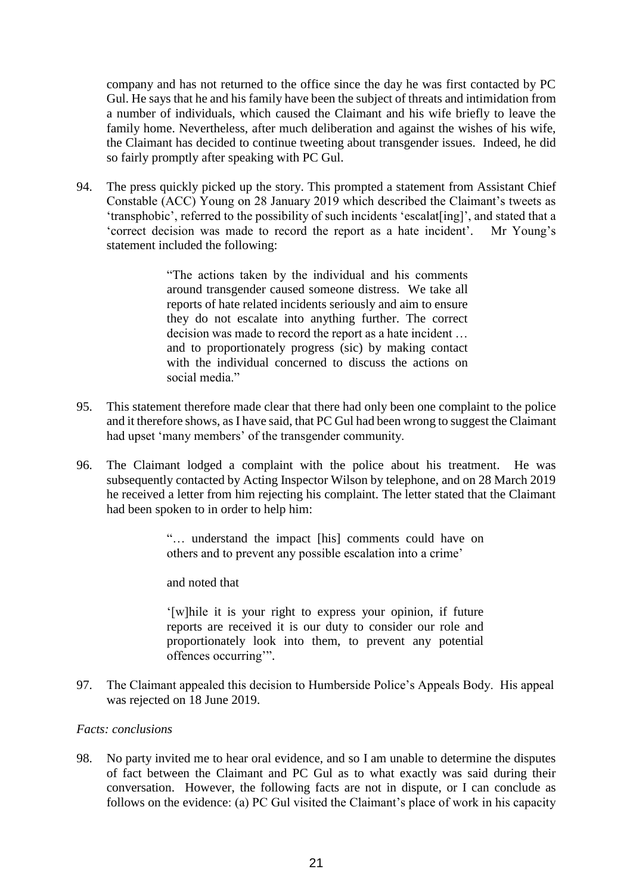company and has not returned to the office since the day he was first contacted by PC Gul. He says that he and his family have been the subject of threats and intimidation from a number of individuals, which caused the Claimant and his wife briefly to leave the family home. Nevertheless, after much deliberation and against the wishes of his wife, the Claimant has decided to continue tweeting about transgender issues. Indeed, he did so fairly promptly after speaking with PC Gul.

94. The press quickly picked up the story. This prompted a statement from Assistant Chief Constable (ACC) Young on 28 January 2019 which described the Claimant's tweets as 'transphobic', referred to the possibility of such incidents 'escalat[ing]', and stated that a 'correct decision was made to record the report as a hate incident'. Mr Young's statement included the following:

> "The actions taken by the individual and his comments around transgender caused someone distress. We take all reports of hate related incidents seriously and aim to ensure they do not escalate into anything further. The correct decision was made to record the report as a hate incident … and to proportionately progress (sic) by making contact with the individual concerned to discuss the actions on social media."

95. This statement therefore made clear that there had only been one complaint to the police and it therefore shows, as I have said, that PC Gul had been wrong to suggest the Claimant had upset 'many members' of the transgender community.

96. The Claimant lodged a complaint with the police about his treatment. He was subsequently contacted by Acting Inspector Wilson by telephone, and on 28 March 2019 he received a letter from him rejecting his complaint. The letter stated that the Claimant had been spoken to in order to help him:

> "… understand the impact [his] comments could have on others and to prevent any possible escalation into a crime'
>
> and noted that
>
> '[w]hile it is your right to express your opinion, if future reports are received it is our duty to consider our role and proportionately look into them, to prevent any potential offences occurring'".

97. The Claimant appealed this decision to Humberside Police's Appeals Body. His appeal was rejected on 18 June 2019.

*Facts: conclusions*

98. No party invited me to hear oral evidence, and so I am unable to determine the disputes of fact between the Claimant and PC Gul as to what exactly was said during their conversation. However, the following facts are not in dispute, or I can conclude as follows on the evidence: (a) PC Gul visited the Claimant's place of work in his capacity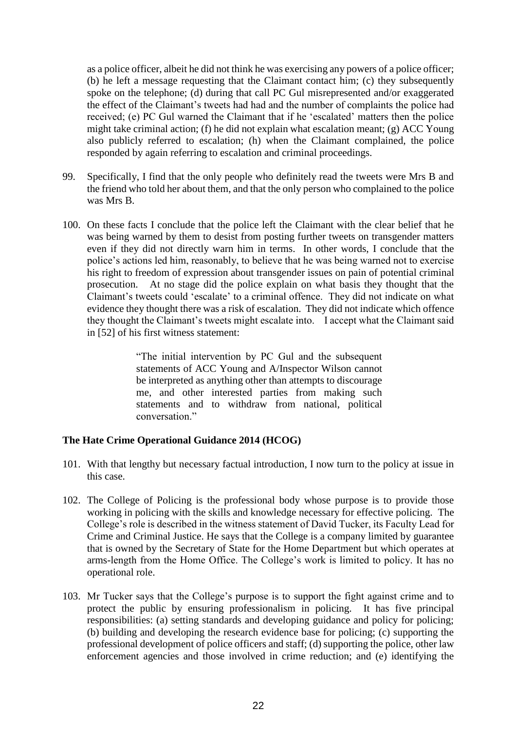as a police officer, albeit he did not think he was exercising any powers of a police officer; (b) he left a message requesting that the Claimant contact him; (c) they subsequently spoke on the telephone; (d) during that call PC Gul misrepresented and/or exaggerated the effect of the Claimant's tweets had had and the number of complaints the police had received; (e) PC Gul warned the Claimant that if he 'escalated' matters then the police might take criminal action; (f) he did not explain what escalation meant; (g) ACC Young also publicly referred to escalation; (h) when the Claimant complained, the police responded by again referring to escalation and criminal proceedings.

99. Specifically, I find that the only people who definitely read the tweets were Mrs B and the friend who told her about them, and that the only person who complained to the police was Mrs B.

100. On these facts I conclude that the police left the Claimant with the clear belief that he was being warned by them to desist from posting further tweets on transgender matters even if they did not directly warn him in terms. In other words, I conclude that the police's actions led him, reasonably, to believe that he was being warned not to exercise his right to freedom of expression about transgender issues on pain of potential criminal prosecution. At no stage did the police explain on what basis they thought that the Claimant's tweets could 'escalate' to a criminal offence. They did not indicate on what evidence they thought there was a risk of escalation. They did not indicate which offence they thought the Claimant's tweets might escalate into. I accept what the Claimant said in [52] of his first witness statement:

> "The initial intervention by PC Gul and the subsequent statements of ACC Young and A/Inspector Wilson cannot be interpreted as anything other than attempts to discourage me, and other interested parties from making such statements and to withdraw from national, political conversation."

**The Hate Crime Operational Guidance 2014 (HCOG)**

101. With that lengthy but necessary factual introduction, I now turn to the policy at issue in this case.

102. The College of Policing is the professional body whose purpose is to provide those working in policing with the skills and knowledge necessary for effective policing. The College's role is described in the witness statement of David Tucker, its Faculty Lead for Crime and Criminal Justice. He says that the College is a company limited by guarantee that is owned by the Secretary of State for the Home Department but which operates at arms-length from the Home Office. The College's work is limited to policy. It has no operational role.

103. Mr Tucker says that the College's purpose is to support the fight against crime and to protect the public by ensuring professionalism in policing. It has five principal responsibilities: (a) setting standards and developing guidance and policy for policing; (b) building and developing the research evidence base for policing; (c) supporting the professional development of police officers and staff; (d) supporting the police, other law enforcement agencies and those involved in crime reduction; and (e) identifying the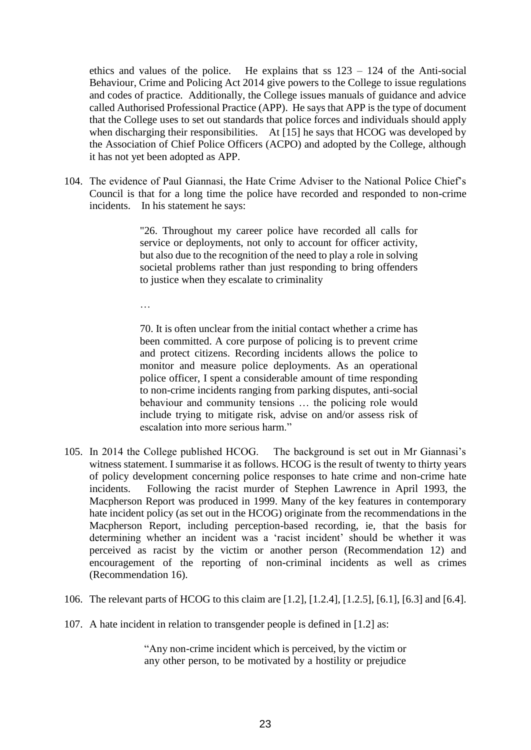ethics and values of the police. He explains that ss 123 – 124 of the Anti-social Behaviour, Crime and Policing Act 2014 give powers to the College to issue regulations and codes of practice. Additionally, the College issues manuals of guidance and advice called Authorised Professional Practice (APP). He says that APP is the type of document that the College uses to set out standards that police forces and individuals should apply when discharging their responsibilities. At [15] he says that HCOG was developed by the Association of Chief Police Officers (ACPO) and adopted by the College, although it has not yet been adopted as APP.

104. The evidence of Paul Giannasi, the Hate Crime Adviser to the National Police Chief's Council is that for a long time the police have recorded and responded to non-crime incidents. In his statement he says:

> "26. Throughout my career police have recorded all calls for service or deployments, not only to account for officer activity, but also due to the recognition of the need to play a role in solving societal problems rather than just responding to bring offenders to justice when they escalate to criminality
>
> …
>
> 70. It is often unclear from the initial contact whether a crime has been committed. A core purpose of policing is to prevent crime and protect citizens. Recording incidents allows the police to monitor and measure police deployments. As an operational police officer, I spent a considerable amount of time responding to non-crime incidents ranging from parking disputes, anti-social behaviour and community tensions … the policing role would include trying to mitigate risk, advise on and/or assess risk of escalation into more serious harm."

105. In 2014 the College published HCOG. The background is set out in Mr Giannasi's witness statement. I summarise it as follows. HCOG is the result of twenty to thirty years of policy development concerning police responses to hate crime and non-crime hate incidents. Following the racist murder of Stephen Lawrence in April 1993, the Macpherson Report was produced in 1999. Many of the key features in contemporary hate incident policy (as set out in the HCOG) originate from the recommendations in the Macpherson Report, including perception-based recording, ie, that the basis for determining whether an incident was a 'racist incident' should be whether it was perceived as racist by the victim or another person (Recommendation 12) and encouragement of the reporting of non-criminal incidents as well as crimes (Recommendation 16).

106. The relevant parts of HCOG to this claim are [1.2], [1.2.4], [1.2.5], [6.1], [6.3] and [6.4].

107. A hate incident in relation to transgender people is defined in [1.2] as:

> "Any non-crime incident which is perceived, by the victim or any other person, to be motivated by a hostility or prejudice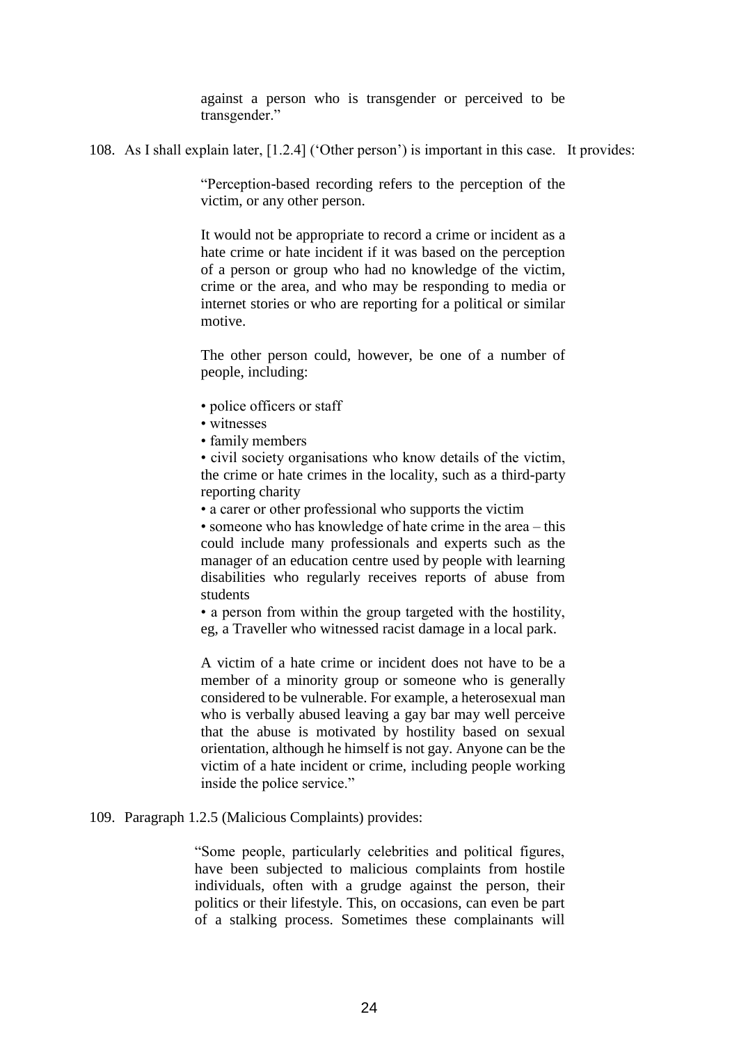> against a person who is transgender or perceived to be transgender."

108. As I shall explain later, [1.2.4] ('Other person') is important in this case. It provides:

> "Perception-based recording refers to the perception of the victim, or any other person.
>
> It would not be appropriate to record a crime or incident as a hate crime or hate incident if it was based on the perception of a person or group who had no knowledge of the victim, crime or the area, and who may be responding to media or internet stories or who are reporting for a political or similar motive.
>
> The other person could, however, be one of a number of people, including:
>
> • police officers or staff
> • witnesses
> • family members
> • civil society organisations who know details of the victim, the crime or hate crimes in the locality, such as a third-party reporting charity
> • a carer or other professional who supports the victim
> • someone who has knowledge of hate crime in the area – this could include many professionals and experts such as the manager of an education centre used by people with learning disabilities who regularly receives reports of abuse from students
> • a person from within the group targeted with the hostility, eg, a Traveller who witnessed racist damage in a local park.
>
> A victim of a hate crime or incident does not have to be a member of a minority group or someone who is generally considered to be vulnerable. For example, a heterosexual man who is verbally abused leaving a gay bar may well perceive that the abuse is motivated by hostility based on sexual orientation, although he himself is not gay. Anyone can be the victim of a hate incident or crime, including people working inside the police service."

109. Paragraph 1.2.5 (Malicious Complaints) provides:

> "Some people, particularly celebrities and political figures, have been subjected to malicious complaints from hostile individuals, often with a grudge against the person, their politics or their lifestyle. This, on occasions, can even be part of a stalking process. Sometimes these complainants will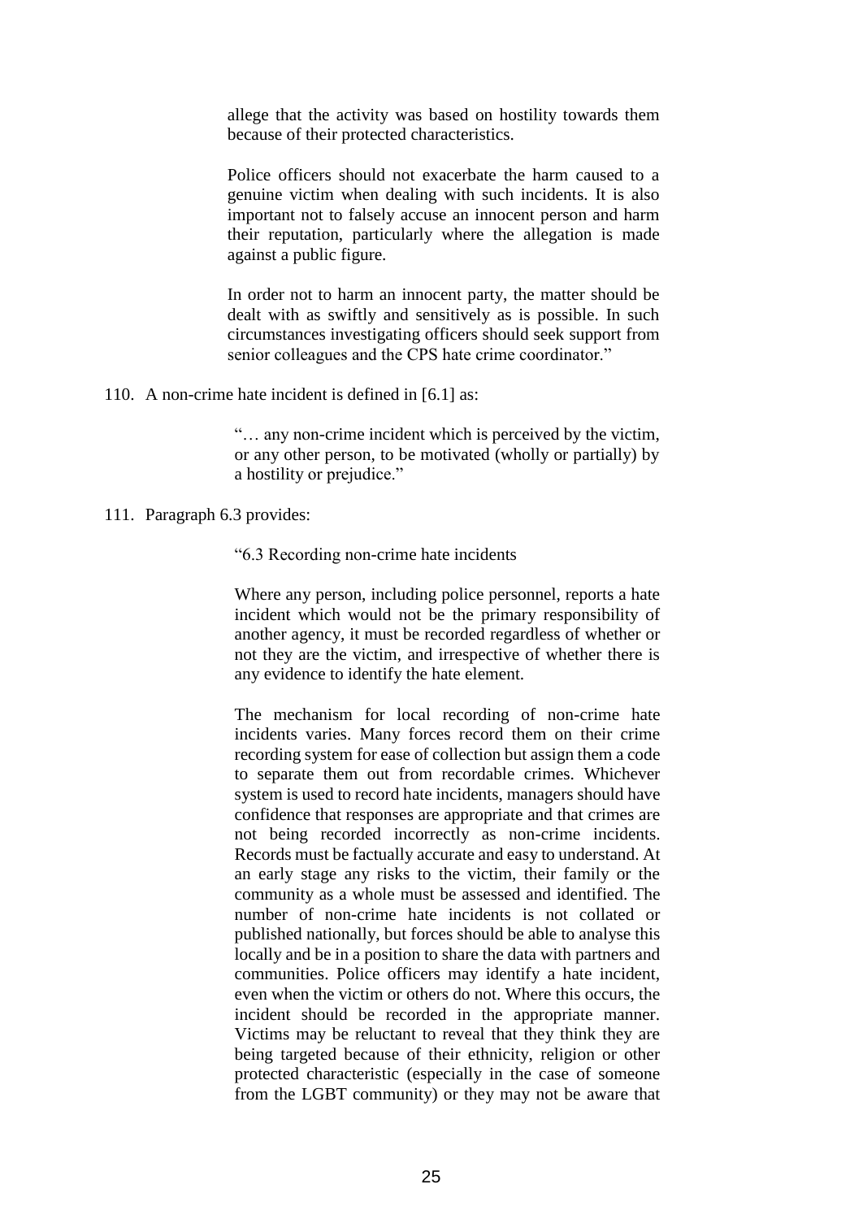> allege that the activity was based on hostility towards them because of their protected characteristics.
>
> Police officers should not exacerbate the harm caused to a genuine victim when dealing with such incidents. It is also important not to falsely accuse an innocent person and harm their reputation, particularly where the allegation is made against a public figure.
>
> In order not to harm an innocent party, the matter should be dealt with as swiftly and sensitively as is possible. In such circumstances investigating officers should seek support from senior colleagues and the CPS hate crime coordinator."

110. A non-crime hate incident is defined in [6.1] as:

> "… any non-crime incident which is perceived by the victim, or any other person, to be motivated (wholly or partially) by a hostility or prejudice."

111. Paragraph 6.3 provides:

> "6.3 Recording non-crime hate incidents
>
> Where any person, including police personnel, reports a hate incident which would not be the primary responsibility of another agency, it must be recorded regardless of whether or not they are the victim, and irrespective of whether there is any evidence to identify the hate element.
>
> The mechanism for local recording of non-crime hate incidents varies. Many forces record them on their crime recording system for ease of collection but assign them a code to separate them out from recordable crimes. Whichever system is used to record hate incidents, managers should have confidence that responses are appropriate and that crimes are not being recorded incorrectly as non-crime incidents. Records must be factually accurate and easy to understand. At an early stage any risks to the victim, their family or the community as a whole must be assessed and identified. The number of non-crime hate incidents is not collated or published nationally, but forces should be able to analyse this locally and be in a position to share the data with partners and communities. Police officers may identify a hate incident, even when the victim or others do not. Where this occurs, the incident should be recorded in the appropriate manner. Victims may be reluctant to reveal that they think they are being targeted because of their ethnicity, religion or other protected characteristic (especially in the case of someone from the LGBT community) or they may not be aware that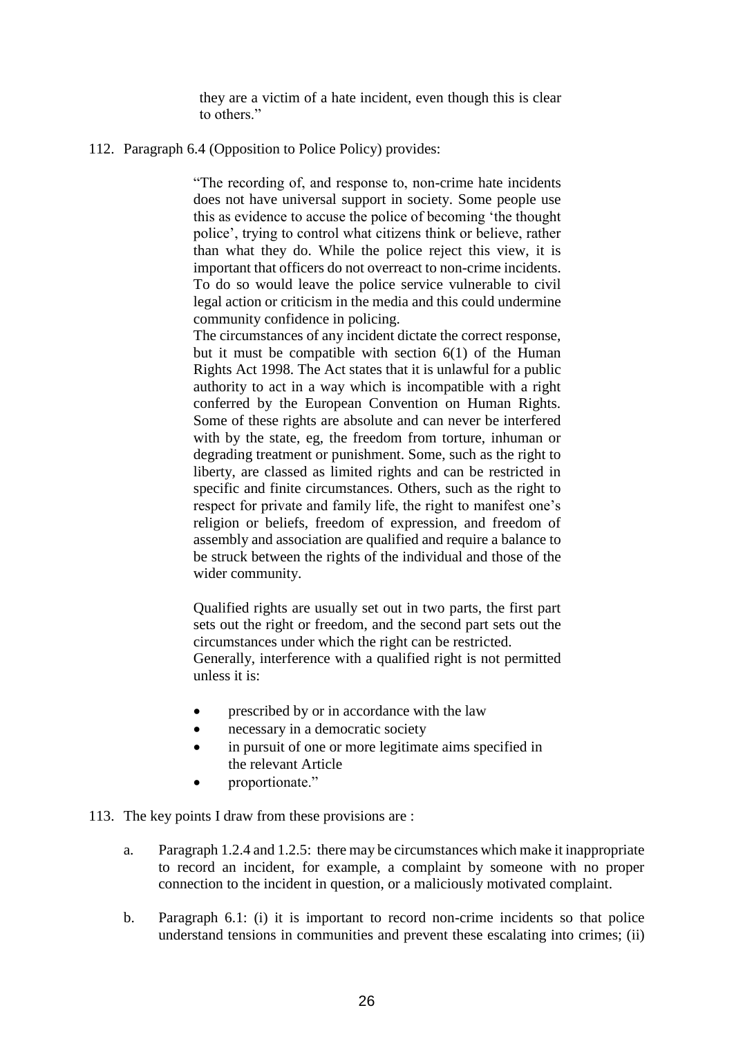> they are a victim of a hate incident, even though this is clear to others."

112. Paragraph 6.4 (Opposition to Police Policy) provides:

> "The recording of, and response to, non-crime hate incidents does not have universal support in society. Some people use this as evidence to accuse the police of becoming 'the thought police', trying to control what citizens think or believe, rather than what they do. While the police reject this view, it is important that officers do not overreact to non-crime incidents. To do so would leave the police service vulnerable to civil legal action or criticism in the media and this could undermine community confidence in policing.
>
> The circumstances of any incident dictate the correct response, but it must be compatible with section 6(1) of the Human Rights Act 1998. The Act states that it is unlawful for a public authority to act in a way which is incompatible with a right conferred by the European Convention on Human Rights. Some of these rights are absolute and can never be interfered with by the state, eg, the freedom from torture, inhuman or degrading treatment or punishment. Some, such as the right to liberty, are classed as limited rights and can be restricted in specific and finite circumstances. Others, such as the right to respect for private and family life, the right to manifest one's religion or beliefs, freedom of expression, and freedom of assembly and association are qualified and require a balance to be struck between the rights of the individual and those of the wider community.
>
> Qualified rights are usually set out in two parts, the first part sets out the right or freedom, and the second part sets out the circumstances under which the right can be restricted.
>
> Generally, interference with a qualified right is not permitted unless it is:
>
> - prescribed by or in accordance with the law
> - necessary in a democratic society
> - in pursuit of one or more legitimate aims specified in the relevant Article
> - proportionate."

113. The key points I draw from these provisions are :

    a. Paragraph 1.2.4 and 1.2.5: there may be circumstances which make it inappropriate to record an incident, for example, a complaint by someone with no proper connection to the incident in question, or a maliciously motivated complaint.

    b. Paragraph 6.1: (i) it is important to record non-crime incidents so that police understand tensions in communities and prevent these escalating into crimes; (ii)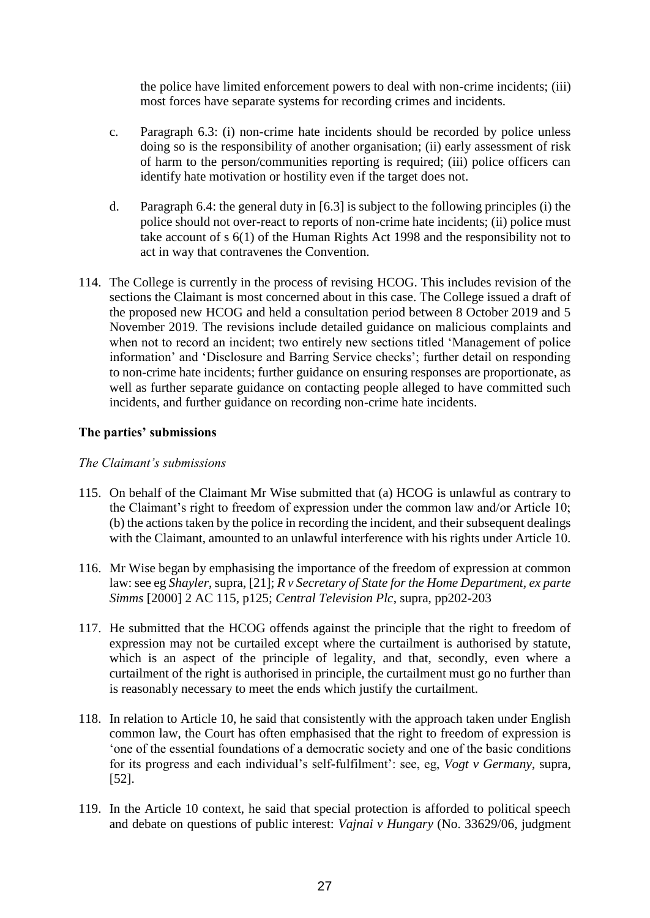the police have limited enforcement powers to deal with non-crime incidents; (iii) most forces have separate systems for recording crimes and incidents.

c. Paragraph 6.3: (i) non-crime hate incidents should be recorded by police unless doing so is the responsibility of another organisation; (ii) early assessment of risk of harm to the person/communities reporting is required; (iii) police officers can identify hate motivation or hostility even if the target does not.

d. Paragraph 6.4: the general duty in [6.3] is subject to the following principles (i) the police should not over-react to reports of non-crime hate incidents; (ii) police must take account of s 6(1) of the Human Rights Act 1998 and the responsibility not to act in way that contravenes the Convention.

114. The College is currently in the process of revising HCOG. This includes revision of the sections the Claimant is most concerned about in this case. The College issued a draft of the proposed new HCOG and held a consultation period between 8 October 2019 and 5 November 2019. The revisions include detailed guidance on malicious complaints and when not to record an incident; two entirely new sections titled 'Management of police information' and 'Disclosure and Barring Service checks'; further detail on responding to non-crime hate incidents; further guidance on ensuring responses are proportionate, as well as further separate guidance on contacting people alleged to have committed such incidents, and further guidance on recording non-crime hate incidents.

### The parties' submissions

*The Claimant's submissions*

115. On behalf of the Claimant Mr Wise submitted that (a) HCOG is unlawful as contrary to the Claimant's right to freedom of expression under the common law and/or Article 10; (b) the actions taken by the police in recording the incident, and their subsequent dealings with the Claimant, amounted to an unlawful interference with his rights under Article 10.

116. Mr Wise began by emphasising the importance of the freedom of expression at common law: see eg *Shayler*, supra, [21]; *R v Secretary of State for the Home Department, ex parte Simms* [2000] 2 AC 115, p125; *Central Television Plc*, supra, pp202-203

117. He submitted that the HCOG offends against the principle that the right to freedom of expression may not be curtailed except where the curtailment is authorised by statute, which is an aspect of the principle of legality, and that, secondly, even where a curtailment of the right is authorised in principle, the curtailment must go no further than is reasonably necessary to meet the ends which justify the curtailment.

118. In relation to Article 10, he said that consistently with the approach taken under English common law, the Court has often emphasised that the right to freedom of expression is 'one of the essential foundations of a democratic society and one of the basic conditions for its progress and each individual's self-fulfilment': see, eg, *Vogt v Germany*, supra, [52].

119. In the Article 10 context, he said that special protection is afforded to political speech and debate on questions of public interest: *Vajnai v Hungary* (No. 33629/06, judgment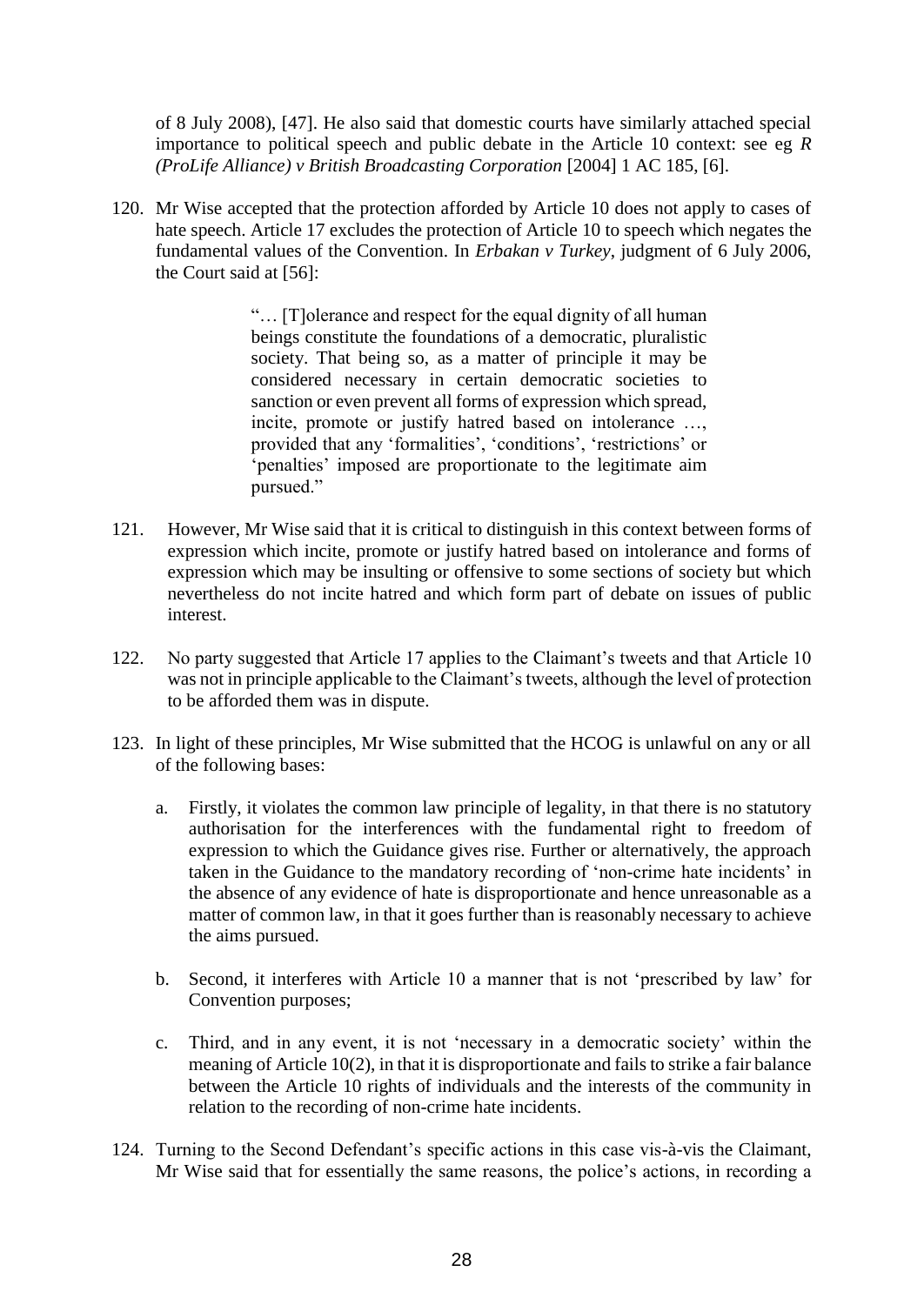of 8 July 2008), [47]. He also said that domestic courts have similarly attached special importance to political speech and public debate in the Article 10 context: see eg *R (ProLife Alliance) v British Broadcasting Corporation* [2004] 1 AC 185, [6].

120. Mr Wise accepted that the protection afforded by Article 10 does not apply to cases of hate speech. Article 17 excludes the protection of Article 10 to speech which negates the fundamental values of the Convention. In *Erbakan v Turkey*, judgment of 6 July 2006, the Court said at [56]:

> "… [T]olerance and respect for the equal dignity of all human beings constitute the foundations of a democratic, pluralistic society. That being so, as a matter of principle it may be considered necessary in certain democratic societies to sanction or even prevent all forms of expression which spread, incite, promote or justify hatred based on intolerance …, provided that any 'formalities', 'conditions', 'restrictions' or 'penalties' imposed are proportionate to the legitimate aim pursued."

121. However, Mr Wise said that it is critical to distinguish in this context between forms of expression which incite, promote or justify hatred based on intolerance and forms of expression which may be insulting or offensive to some sections of society but which nevertheless do not incite hatred and which form part of debate on issues of public interest.

122. No party suggested that Article 17 applies to the Claimant's tweets and that Article 10 was not in principle applicable to the Claimant's tweets, although the level of protection to be afforded them was in dispute.

123. In light of these principles, Mr Wise submitted that the HCOG is unlawful on any or all of the following bases:

    a. Firstly, it violates the common law principle of legality, in that there is no statutory authorisation for the interferences with the fundamental right to freedom of expression to which the Guidance gives rise. Further or alternatively, the approach taken in the Guidance to the mandatory recording of 'non-crime hate incidents' in the absence of any evidence of hate is disproportionate and hence unreasonable as a matter of common law, in that it goes further than is reasonably necessary to achieve the aims pursued.

    b. Second, it interferes with Article 10 a manner that is not 'prescribed by law' for Convention purposes;

    c. Third, and in any event, it is not 'necessary in a democratic society' within the meaning of Article 10(2), in that it is disproportionate and fails to strike a fair balance between the Article 10 rights of individuals and the interests of the community in relation to the recording of non-crime hate incidents.

124. Turning to the Second Defendant's specific actions in this case vis-à-vis the Claimant, Mr Wise said that for essentially the same reasons, the police's actions, in recording a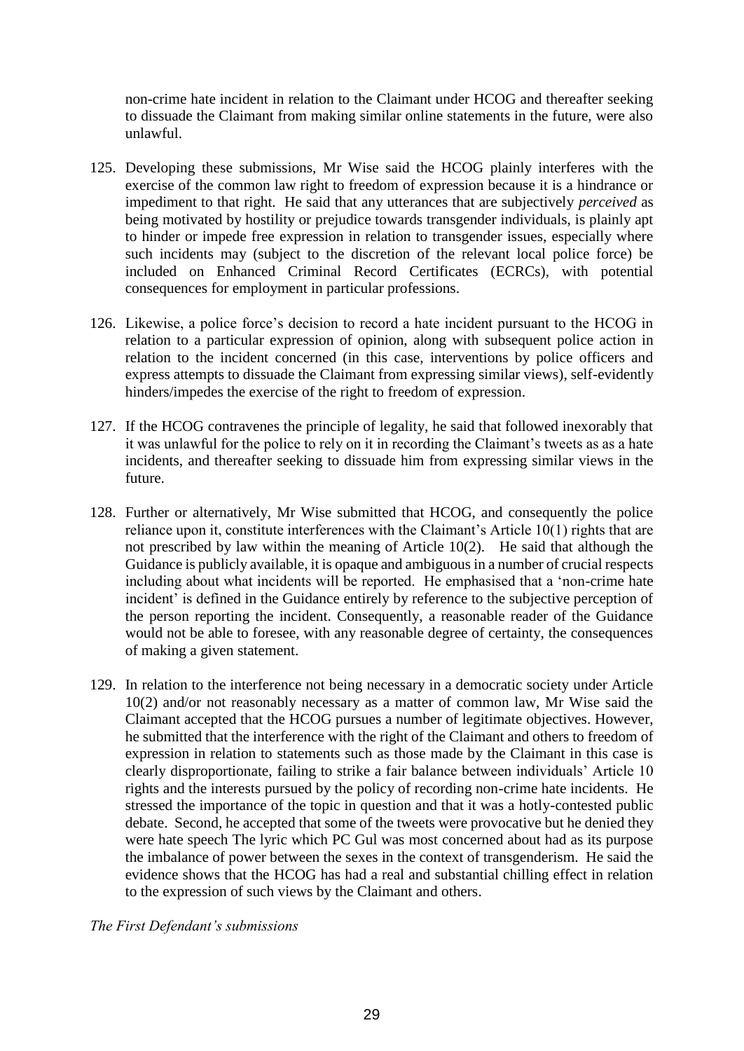non-crime hate incident in relation to the Claimant under HCOG and thereafter seeking to dissuade the Claimant from making similar online statements in the future, were also unlawful.

125. Developing these submissions, Mr Wise said the HCOG plainly interferes with the exercise of the common law right to freedom of expression because it is a hindrance or impediment to that right. He said that any utterances that are subjectively *perceived* as being motivated by hostility or prejudice towards transgender individuals, is plainly apt to hinder or impede free expression in relation to transgender issues, especially where such incidents may (subject to the discretion of the relevant local police force) be included on Enhanced Criminal Record Certificates (ECRCs), with potential consequences for employment in particular professions.

126. Likewise, a police force's decision to record a hate incident pursuant to the HCOG in relation to a particular expression of opinion, along with subsequent police action in relation to the incident concerned (in this case, interventions by police officers and express attempts to dissuade the Claimant from expressing similar views), self-evidently hinders/impedes the exercise of the right to freedom of expression.

127. If the HCOG contravenes the principle of legality, he said that followed inexorably that it was unlawful for the police to rely on it in recording the Claimant's tweets as as a hate incidents, and thereafter seeking to dissuade him from expressing similar views in the future.

128. Further or alternatively, Mr Wise submitted that HCOG, and consequently the police reliance upon it, constitute interferences with the Claimant's Article 10(1) rights that are not prescribed by law within the meaning of Article 10(2). He said that although the Guidance is publicly available, it is opaque and ambiguous in a number of crucial respects including about what incidents will be reported. He emphasised that a 'non-crime hate incident' is defined in the Guidance entirely by reference to the subjective perception of the person reporting the incident. Consequently, a reasonable reader of the Guidance would not be able to foresee, with any reasonable degree of certainty, the consequences of making a given statement.

129. In relation to the interference not being necessary in a democratic society under Article 10(2) and/or not reasonably necessary as a matter of common law, Mr Wise said the Claimant accepted that the HCOG pursues a number of legitimate objectives. However, he submitted that the interference with the right of the Claimant and others to freedom of expression in relation to statements such as those made by the Claimant in this case is clearly disproportionate, failing to strike a fair balance between individuals' Article 10 rights and the interests pursued by the policy of recording non-crime hate incidents. He stressed the importance of the topic in question and that it was a hotly-contested public debate. Second, he accepted that some of the tweets were provocative but he denied they were hate speech The lyric which PC Gul was most concerned about had as its purpose the imbalance of power between the sexes in the context of transgenderism. He said the evidence shows that the HCOG has had a real and substantial chilling effect in relation to the expression of such views by the Claimant and others.

*The First Defendant's submissions*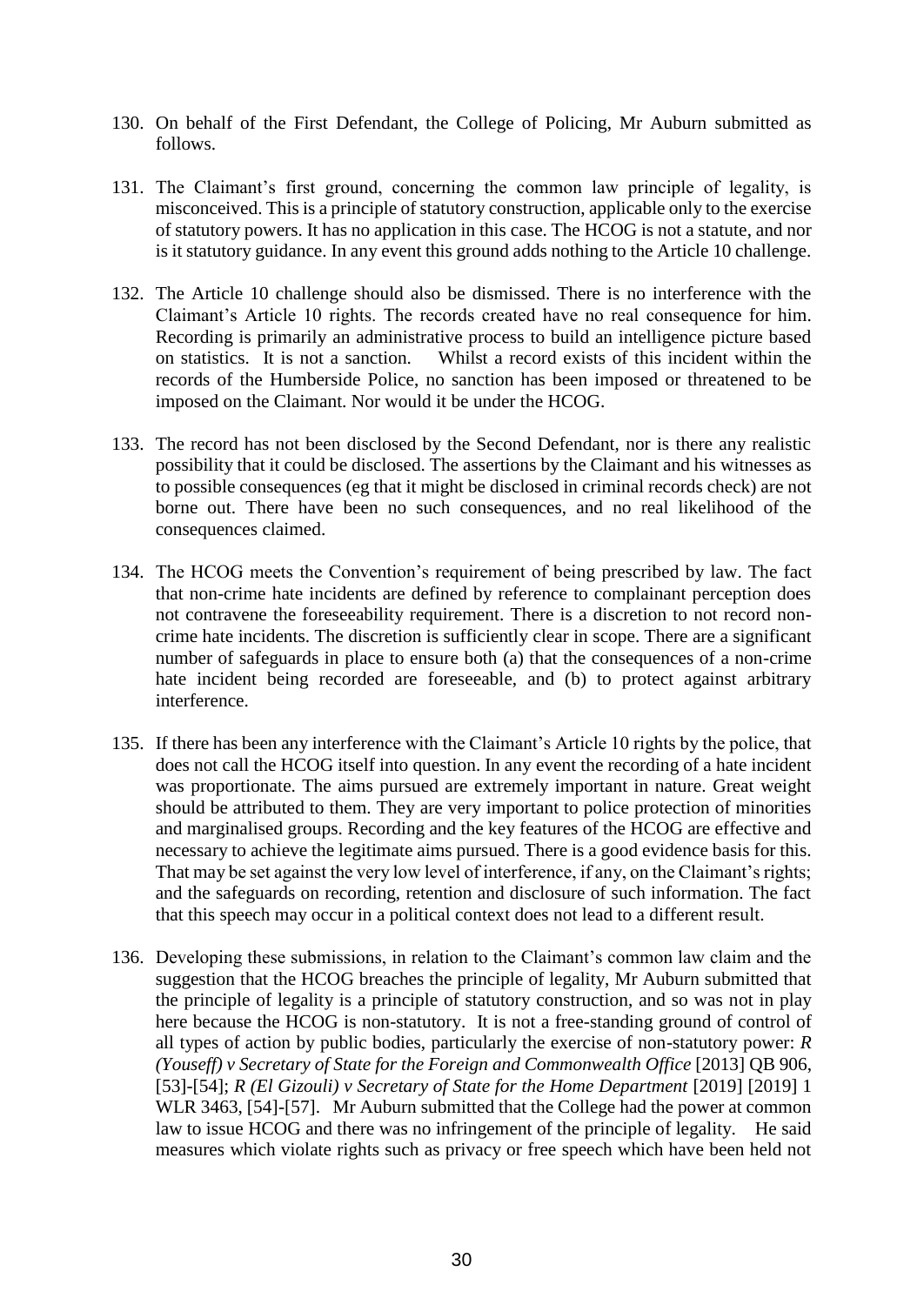130. On behalf of the First Defendant, the College of Policing, Mr Auburn submitted as follows.

131. The Claimant's first ground, concerning the common law principle of legality, is misconceived. This is a principle of statutory construction, applicable only to the exercise of statutory powers. It has no application in this case. The HCOG is not a statute, and nor is it statutory guidance. In any event this ground adds nothing to the Article 10 challenge.

132. The Article 10 challenge should also be dismissed. There is no interference with the Claimant's Article 10 rights. The records created have no real consequence for him. Recording is primarily an administrative process to build an intelligence picture based on statistics. It is not a sanction. Whilst a record exists of this incident within the records of the Humberside Police, no sanction has been imposed or threatened to be imposed on the Claimant. Nor would it be under the HCOG.

133. The record has not been disclosed by the Second Defendant, nor is there any realistic possibility that it could be disclosed. The assertions by the Claimant and his witnesses as to possible consequences (eg that it might be disclosed in criminal records check) are not borne out. There have been no such consequences, and no real likelihood of the consequences claimed.

134. The HCOG meets the Convention's requirement of being prescribed by law. The fact that non-crime hate incidents are defined by reference to complainant perception does not contravene the foreseeability requirement. There is a discretion to not record non-crime hate incidents. The discretion is sufficiently clear in scope. There are a significant number of safeguards in place to ensure both (a) that the consequences of a non-crime hate incident being recorded are foreseeable, and (b) to protect against arbitrary interference.

135. If there has been any interference with the Claimant's Article 10 rights by the police, that does not call the HCOG itself into question. In any event the recording of a hate incident was proportionate. The aims pursued are extremely important in nature. Great weight should be attributed to them. They are very important to police protection of minorities and marginalised groups. Recording and the key features of the HCOG are effective and necessary to achieve the legitimate aims pursued. There is a good evidence basis for this. That may be set against the very low level of interference, if any, on the Claimant's rights; and the safeguards on recording, retention and disclosure of such information. The fact that this speech may occur in a political context does not lead to a different result.

136. Developing these submissions, in relation to the Claimant's common law claim and the suggestion that the HCOG breaches the principle of legality, Mr Auburn submitted that the principle of legality is a principle of statutory construction, and so was not in play here because the HCOG is non-statutory. It is not a free-standing ground of control of all types of action by public bodies, particularly the exercise of non-statutory power: *R (Youseff) v Secretary of State for the Foreign and Commonwealth Office* [2013] QB 906, [53]-[54]; *R (El Gizouli) v Secretary of State for the Home Department* [2019] [2019] 1 WLR 3463, [54]-[57]. Mr Auburn submitted that the College had the power at common law to issue HCOG and there was no infringement of the principle of legality. He said measures which violate rights such as privacy or free speech which have been held not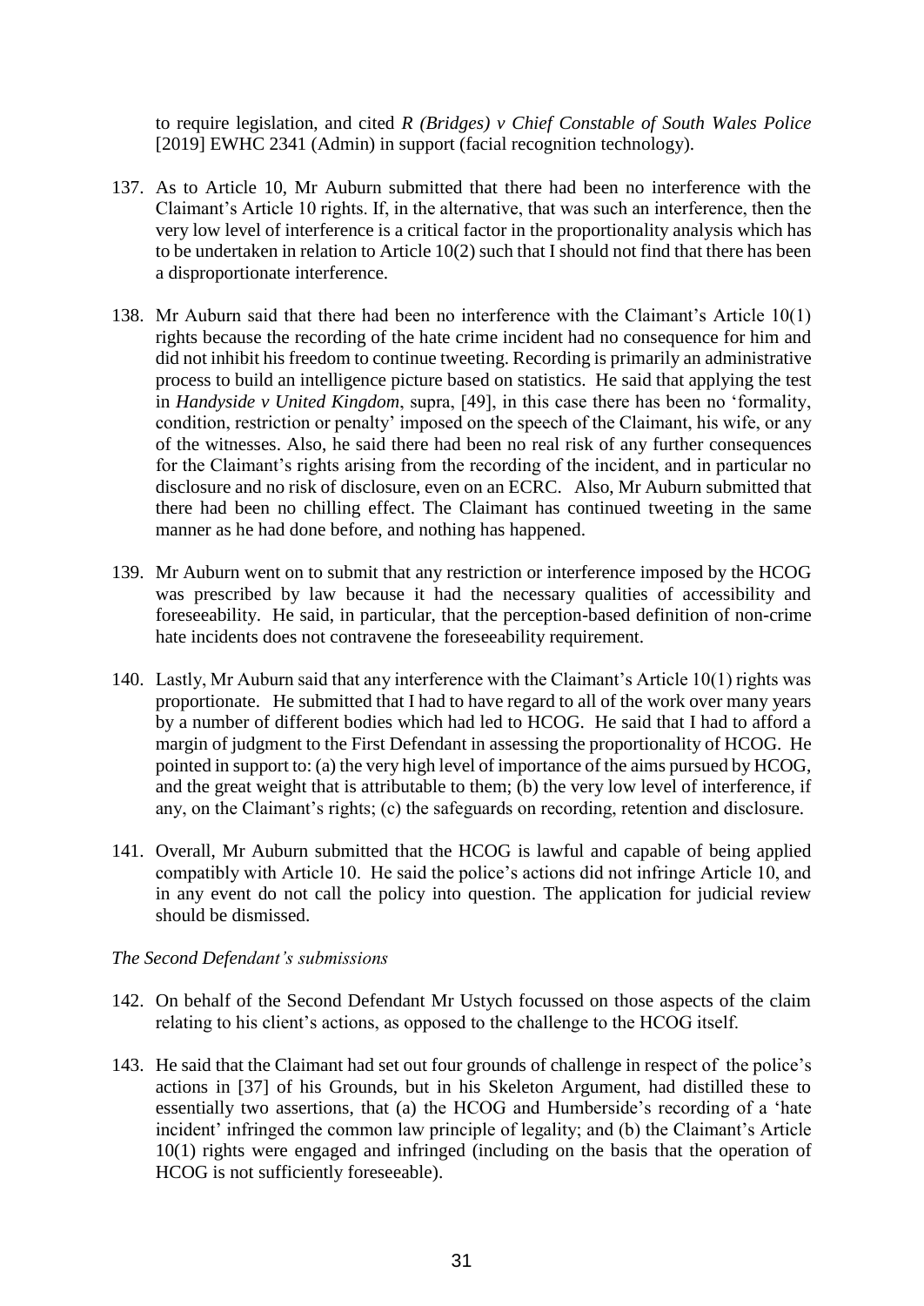to require legislation, and cited *R (Bridges) v Chief Constable of South Wales Police* [2019] EWHC 2341 (Admin) in support (facial recognition technology).

137. As to Article 10, Mr Auburn submitted that there had been no interference with the Claimant's Article 10 rights. If, in the alternative, that was such an interference, then the very low level of interference is a critical factor in the proportionality analysis which has to be undertaken in relation to Article 10(2) such that I should not find that there has been a disproportionate interference.

138. Mr Auburn said that there had been no interference with the Claimant's Article 10(1) rights because the recording of the hate crime incident had no consequence for him and did not inhibit his freedom to continue tweeting. Recording is primarily an administrative process to build an intelligence picture based on statistics. He said that applying the test in *Handyside v United Kingdom*, supra, [49], in this case there has been no 'formality, condition, restriction or penalty' imposed on the speech of the Claimant, his wife, or any of the witnesses. Also, he said there had been no real risk of any further consequences for the Claimant's rights arising from the recording of the incident, and in particular no disclosure and no risk of disclosure, even on an ECRC. Also, Mr Auburn submitted that there had been no chilling effect. The Claimant has continued tweeting in the same manner as he had done before, and nothing has happened.

139. Mr Auburn went on to submit that any restriction or interference imposed by the HCOG was prescribed by law because it had the necessary qualities of accessibility and foreseeability. He said, in particular, that the perception-based definition of non-crime hate incidents does not contravene the foreseeability requirement.

140. Lastly, Mr Auburn said that any interference with the Claimant's Article 10(1) rights was proportionate. He submitted that I had to have regard to all of the work over many years by a number of different bodies which had led to HCOG. He said that I had to afford a margin of judgment to the First Defendant in assessing the proportionality of HCOG. He pointed in support to: (a) the very high level of importance of the aims pursued by HCOG, and the great weight that is attributable to them; (b) the very low level of interference, if any, on the Claimant's rights; (c) the safeguards on recording, retention and disclosure.

141. Overall, Mr Auburn submitted that the HCOG is lawful and capable of being applied compatibly with Article 10. He said the police's actions did not infringe Article 10, and in any event do not call the policy into question. The application for judicial review should be dismissed.

*The Second Defendant's submissions*

142. On behalf of the Second Defendant Mr Ustych focussed on those aspects of the claim relating to his client's actions, as opposed to the challenge to the HCOG itself.

143. He said that the Claimant had set out four grounds of challenge in respect of the police's actions in [37] of his Grounds, but in his Skeleton Argument, had distilled these to essentially two assertions, that (a) the HCOG and Humberside's recording of a 'hate incident' infringed the common law principle of legality; and (b) the Claimant's Article 10(1) rights were engaged and infringed (including on the basis that the operation of HCOG is not sufficiently foreseeable).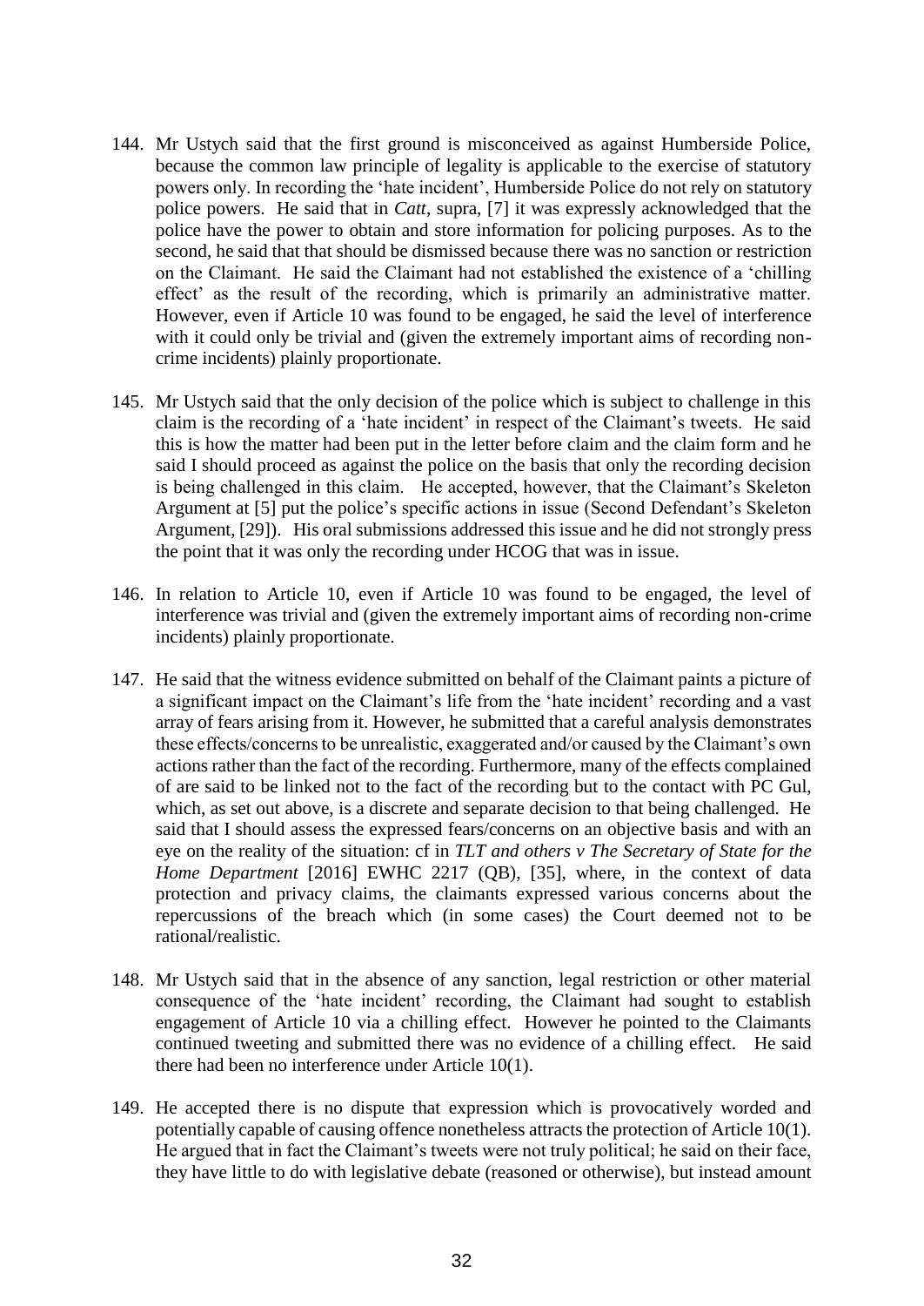144. Mr Ustych said that the first ground is misconceived as against Humberside Police, because the common law principle of legality is applicable to the exercise of statutory powers only. In recording the 'hate incident', Humberside Police do not rely on statutory police powers. He said that in *Catt*, supra, [7] it was expressly acknowledged that the police have the power to obtain and store information for policing purposes. As to the second, he said that that should be dismissed because there was no sanction or restriction on the Claimant. He said the Claimant had not established the existence of a 'chilling effect' as the result of the recording, which is primarily an administrative matter. However, even if Article 10 was found to be engaged, he said the level of interference with it could only be trivial and (given the extremely important aims of recording non-crime incidents) plainly proportionate.

145. Mr Ustych said that the only decision of the police which is subject to challenge in this claim is the recording of a 'hate incident' in respect of the Claimant's tweets. He said this is how the matter had been put in the letter before claim and the claim form and he said I should proceed as against the police on the basis that only the recording decision is being challenged in this claim. He accepted, however, that the Claimant's Skeleton Argument at [5] put the police's specific actions in issue (Second Defendant's Skeleton Argument, [29]). His oral submissions addressed this issue and he did not strongly press the point that it was only the recording under HCOG that was in issue.

146. In relation to Article 10, even if Article 10 was found to be engaged, the level of interference was trivial and (given the extremely important aims of recording non-crime incidents) plainly proportionate.

147. He said that the witness evidence submitted on behalf of the Claimant paints a picture of a significant impact on the Claimant's life from the 'hate incident' recording and a vast array of fears arising from it. However, he submitted that a careful analysis demonstrates these effects/concerns to be unrealistic, exaggerated and/or caused by the Claimant's own actions rather than the fact of the recording. Furthermore, many of the effects complained of are said to be linked not to the fact of the recording but to the contact with PC Gul, which, as set out above, is a discrete and separate decision to that being challenged. He said that I should assess the expressed fears/concerns on an objective basis and with an eye on the reality of the situation: cf in *TLT and others v The Secretary of State for the Home Department* [2016] EWHC 2217 (QB), [35], where, in the context of data protection and privacy claims, the claimants expressed various concerns about the repercussions of the breach which (in some cases) the Court deemed not to be rational/realistic.

148. Mr Ustych said that in the absence of any sanction, legal restriction or other material consequence of the 'hate incident' recording, the Claimant had sought to establish engagement of Article 10 via a chilling effect. However he pointed to the Claimants continued tweeting and submitted there was no evidence of a chilling effect. He said there had been no interference under Article 10(1).

149. He accepted there is no dispute that expression which is provocatively worded and potentially capable of causing offence nonetheless attracts the protection of Article 10(1). He argued that in fact the Claimant's tweets were not truly political; he said on their face, they have little to do with legislative debate (reasoned or otherwise), but instead amount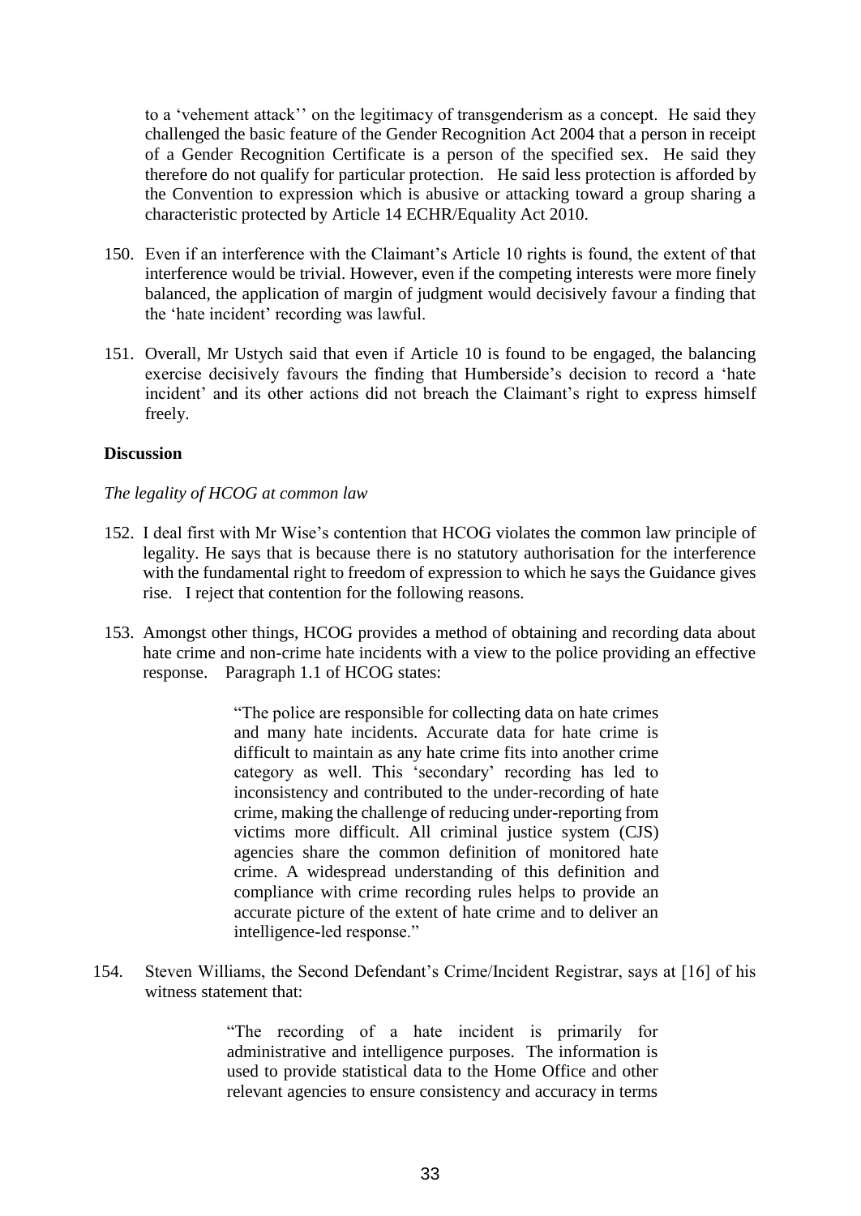to a 'vehement attack'' on the legitimacy of transgenderism as a concept. He said they challenged the basic feature of the Gender Recognition Act 2004 that a person in receipt of a Gender Recognition Certificate is a person of the specified sex. He said they therefore do not qualify for particular protection. He said less protection is afforded by the Convention to expression which is abusive or attacking toward a group sharing a characteristic protected by Article 14 ECHR/Equality Act 2010.

150. Even if an interference with the Claimant's Article 10 rights is found, the extent of that interference would be trivial. However, even if the competing interests were more finely balanced, the application of margin of judgment would decisively favour a finding that the 'hate incident' recording was lawful.

151. Overall, Mr Ustych said that even if Article 10 is found to be engaged, the balancing exercise decisively favours the finding that Humberside's decision to record a 'hate incident' and its other actions did not breach the Claimant's right to express himself freely.

**Discussion**

*The legality of HCOG at common law*

152. I deal first with Mr Wise's contention that HCOG violates the common law principle of legality. He says that is because there is no statutory authorisation for the interference with the fundamental right to freedom of expression to which he says the Guidance gives rise. I reject that contention for the following reasons.

153. Amongst other things, HCOG provides a method of obtaining and recording data about hate crime and non-crime hate incidents with a view to the police providing an effective response. Paragraph 1.1 of HCOG states:

> "The police are responsible for collecting data on hate crimes and many hate incidents. Accurate data for hate crime is difficult to maintain as any hate crime fits into another crime category as well. This 'secondary' recording has led to inconsistency and contributed to the under-recording of hate crime, making the challenge of reducing under-reporting from victims more difficult. All criminal justice system (CJS) agencies share the common definition of monitored hate crime. A widespread understanding of this definition and compliance with crime recording rules helps to provide an accurate picture of the extent of hate crime and to deliver an intelligence-led response."

154. Steven Williams, the Second Defendant's Crime/Incident Registrar, says at [16] of his witness statement that:

> "The recording of a hate incident is primarily for administrative and intelligence purposes. The information is used to provide statistical data to the Home Office and other relevant agencies to ensure consistency and accuracy in terms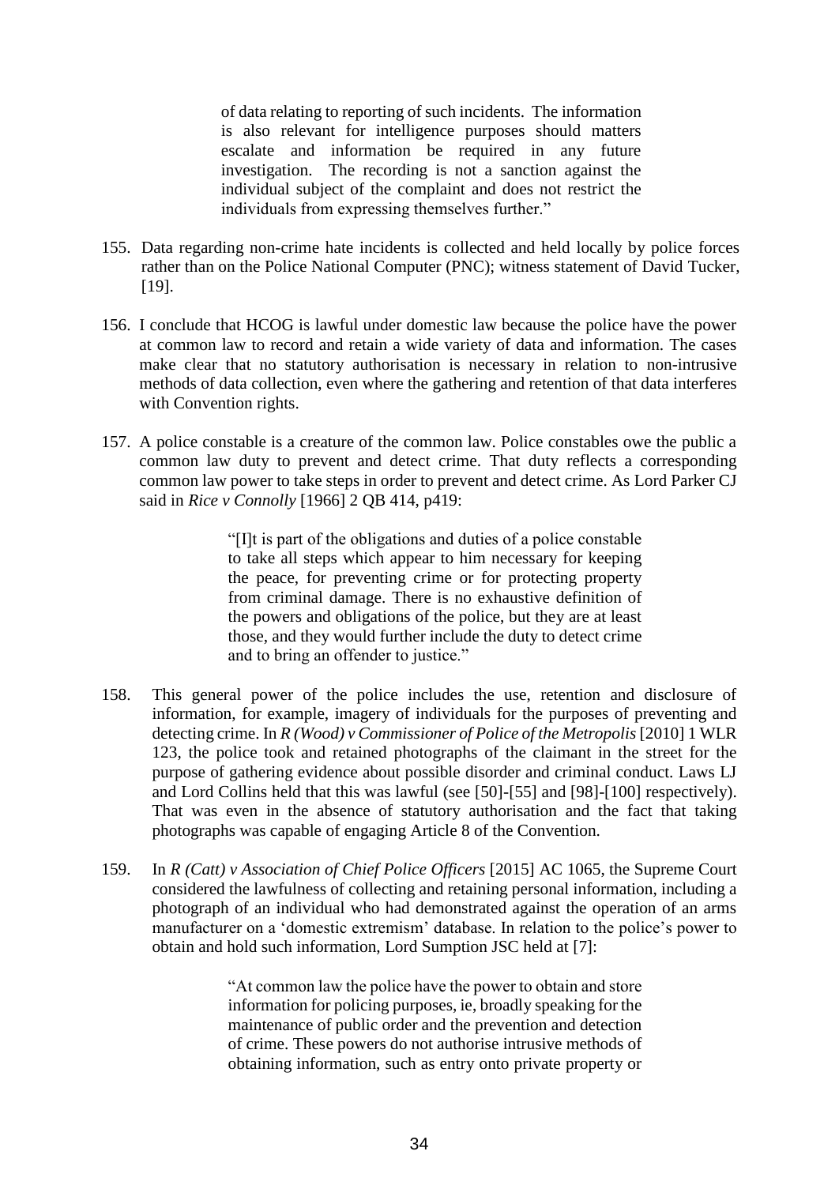> of data relating to reporting of such incidents. The information is also relevant for intelligence purposes should matters escalate and information be required in any future investigation. The recording is not a sanction against the individual subject of the complaint and does not restrict the individuals from expressing themselves further."

155. Data regarding non-crime hate incidents is collected and held locally by police forces rather than on the Police National Computer (PNC); witness statement of David Tucker, [19].

156. I conclude that HCOG is lawful under domestic law because the police have the power at common law to record and retain a wide variety of data and information. The cases make clear that no statutory authorisation is necessary in relation to non-intrusive methods of data collection, even where the gathering and retention of that data interferes with Convention rights.

157. A police constable is a creature of the common law. Police constables owe the public a common law duty to prevent and detect crime. That duty reflects a corresponding common law power to take steps in order to prevent and detect crime. As Lord Parker CJ said in *Rice v Connolly* [1966] 2 QB 414, p419:

> "[I]t is part of the obligations and duties of a police constable to take all steps which appear to him necessary for keeping the peace, for preventing crime or for protecting property from criminal damage. There is no exhaustive definition of the powers and obligations of the police, but they are at least those, and they would further include the duty to detect crime and to bring an offender to justice."

158. This general power of the police includes the use, retention and disclosure of information, for example, imagery of individuals for the purposes of preventing and detecting crime. In *R (Wood) v Commissioner of Police of the Metropolis* [2010] 1 WLR 123, the police took and retained photographs of the claimant in the street for the purpose of gathering evidence about possible disorder and criminal conduct. Laws LJ and Lord Collins held that this was lawful (see [50]-[55] and [98]-[100] respectively). That was even in the absence of statutory authorisation and the fact that taking photographs was capable of engaging Article 8 of the Convention.

159. In *R (Catt) v Association of Chief Police Officers* [2015] AC 1065, the Supreme Court considered the lawfulness of collecting and retaining personal information, including a photograph of an individual who had demonstrated against the operation of an arms manufacturer on a 'domestic extremism' database. In relation to the police's power to obtain and hold such information, Lord Sumption JSC held at [7]:

> "At common law the police have the power to obtain and store information for policing purposes, ie, broadly speaking for the maintenance of public order and the prevention and detection of crime. These powers do not authorise intrusive methods of obtaining information, such as entry onto private property or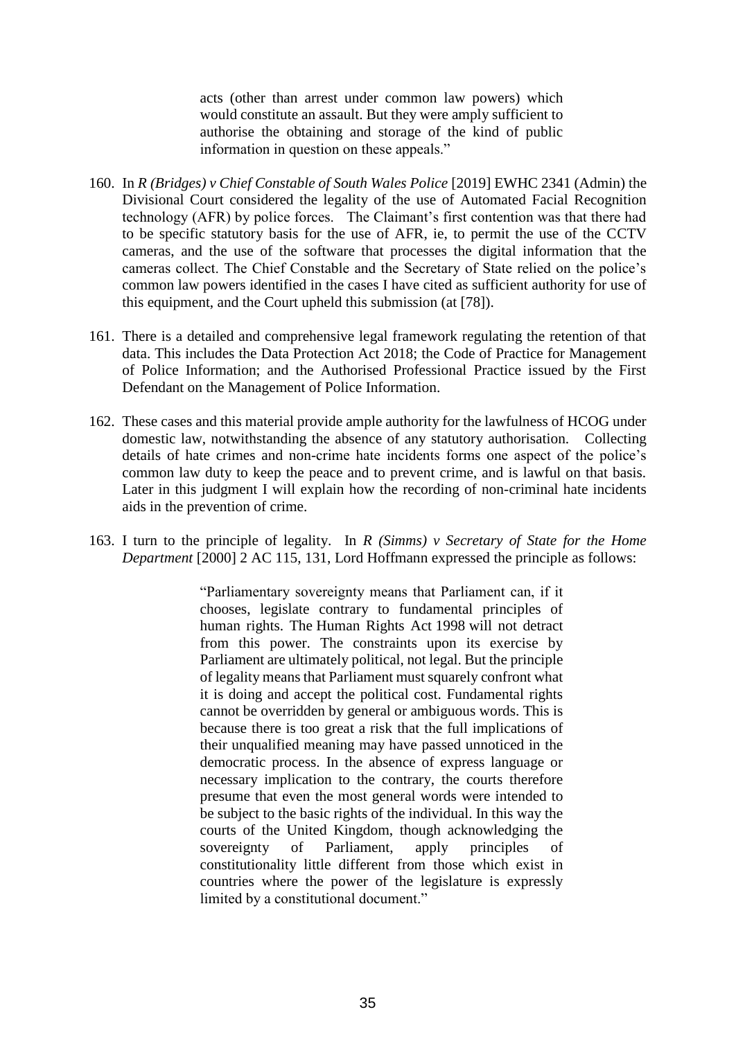> acts (other than arrest under common law powers) which would constitute an assault. But they were amply sufficient to authorise the obtaining and storage of the kind of public information in question on these appeals."

160. In *R (Bridges) v Chief Constable of South Wales Police* [2019] EWHC 2341 (Admin) the Divisional Court considered the legality of the use of Automated Facial Recognition technology (AFR) by police forces. The Claimant's first contention was that there had to be specific statutory basis for the use of AFR, ie, to permit the use of the CCTV cameras, and the use of the software that processes the digital information that the cameras collect. The Chief Constable and the Secretary of State relied on the police's common law powers identified in the cases I have cited as sufficient authority for use of this equipment, and the Court upheld this submission (at [78]).

161. There is a detailed and comprehensive legal framework regulating the retention of that data. This includes the Data Protection Act 2018; the Code of Practice for Management of Police Information; and the Authorised Professional Practice issued by the First Defendant on the Management of Police Information.

162. These cases and this material provide ample authority for the lawfulness of HCOG under domestic law, notwithstanding the absence of any statutory authorisation. Collecting details of hate crimes and non-crime hate incidents forms one aspect of the police's common law duty to keep the peace and to prevent crime, and is lawful on that basis. Later in this judgment I will explain how the recording of non-criminal hate incidents aids in the prevention of crime.

163. I turn to the principle of legality. In *R (Simms) v Secretary of State for the Home Department* [2000] 2 AC 115, 131, Lord Hoffmann expressed the principle as follows:

> "Parliamentary sovereignty means that Parliament can, if it chooses, legislate contrary to fundamental principles of human rights. The Human Rights Act 1998 will not detract from this power. The constraints upon its exercise by Parliament are ultimately political, not legal. But the principle of legality means that Parliament must squarely confront what it is doing and accept the political cost. Fundamental rights cannot be overridden by general or ambiguous words. This is because there is too great a risk that the full implications of their unqualified meaning may have passed unnoticed in the democratic process. In the absence of express language or necessary implication to the contrary, the courts therefore presume that even the most general words were intended to be subject to the basic rights of the individual. In this way the courts of the United Kingdom, though acknowledging the sovereignty of Parliament, apply principles of constitutionality little different from those which exist in countries where the power of the legislature is expressly limited by a constitutional document."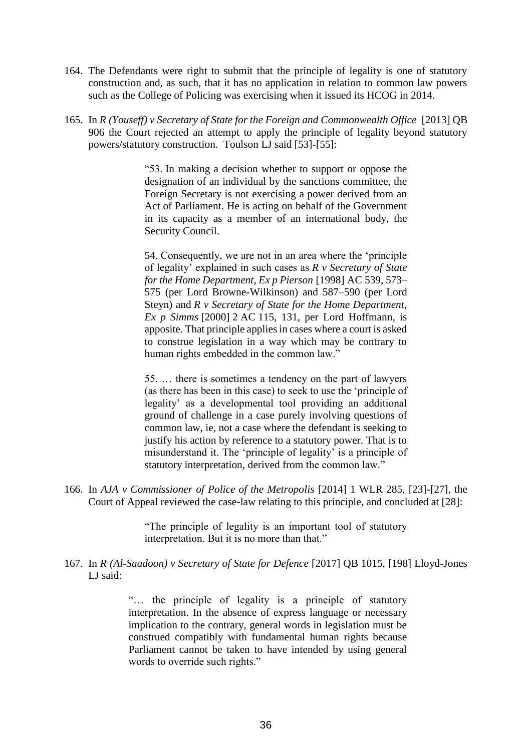164. The Defendants were right to submit that the principle of legality is one of statutory construction and, as such, that it has no application in relation to common law powers such as the College of Policing was exercising when it issued its HCOG in 2014.

165. In *R (Youseff) v Secretary of State for the Foreign and Commonwealth Office* [2013] QB 906 the Court rejected an attempt to apply the principle of legality beyond statutory powers/statutory construction. Toulson LJ said [53]-[55]:

> "53. In making a decision whether to support or oppose the designation of an individual by the sanctions committee, the Foreign Secretary is not exercising a power derived from an Act of Parliament. He is acting on behalf of the Government in its capacity as a member of an international body, the Security Council.
>
> 54. Consequently, we are not in an area where the 'principle of legality' explained in such cases as *R v Secretary of State for the Home Department, Ex p Pierson* [1998] AC 539, 573–575 (per Lord Browne-Wilkinson) and 587–590 (per Lord Steyn) and *R v Secretary of State for the Home Department, Ex p Simms* [2000] 2 AC 115, 131, per Lord Hoffmann, is apposite. That principle applies in cases where a court is asked to construe legislation in a way which may be contrary to human rights embedded in the common law."
>
> 55. … there is sometimes a tendency on the part of lawyers (as there has been in this case) to seek to use the 'principle of legality' as a developmental tool providing an additional ground of challenge in a case purely involving questions of common law, ie, not a case where the defendant is seeking to justify his action by reference to a statutory power. That is to misunderstand it. The 'principle of legality' is a principle of statutory interpretation, derived from the common law."

166. In *AJA v Commissioner of Police of the Metropolis* [2014] 1 WLR 285, [23]-[27], the Court of Appeal reviewed the case-law relating to this principle, and concluded at [28]:

> "The principle of legality is an important tool of statutory interpretation. But it is no more than that."

167. In *R (Al-Saadoon) v Secretary of State for Defence* [2017] QB 1015, [198] Lloyd-Jones LJ said:

> "… the principle of legality is a principle of statutory interpretation. In the absence of express language or necessary implication to the contrary, general words in legislation must be construed compatibly with fundamental human rights because Parliament cannot be taken to have intended by using general words to override such rights."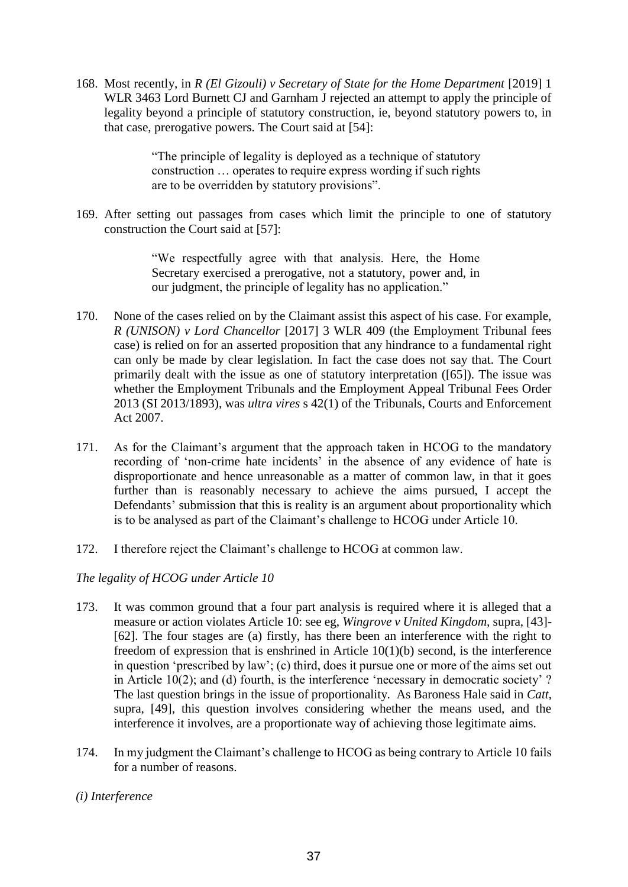168. Most recently, in *R (El Gizouli) v Secretary of State for the Home Department* [2019] 1 WLR 3463 Lord Burnett CJ and Garnham J rejected an attempt to apply the principle of legality beyond a principle of statutory construction, ie, beyond statutory powers to, in that case, prerogative powers. The Court said at [54]:

> "The principle of legality is deployed as a technique of statutory construction … operates to require express wording if such rights are to be overridden by statutory provisions".

169. After setting out passages from cases which limit the principle to one of statutory construction the Court said at [57]:

> "We respectfully agree with that analysis. Here, the Home Secretary exercised a prerogative, not a statutory, power and, in our judgment, the principle of legality has no application."

170. None of the cases relied on by the Claimant assist this aspect of his case. For example, *R (UNISON) v Lord Chancellor* [2017] 3 WLR 409 (the Employment Tribunal fees case) is relied on for an asserted proposition that any hindrance to a fundamental right can only be made by clear legislation. In fact the case does not say that. The Court primarily dealt with the issue as one of statutory interpretation ([65]). The issue was whether the Employment Tribunals and the Employment Appeal Tribunal Fees Order 2013 (SI 2013/1893), was *ultra vires* s 42(1) of the Tribunals, Courts and Enforcement Act 2007.

171. As for the Claimant's argument that the approach taken in HCOG to the mandatory recording of 'non-crime hate incidents' in the absence of any evidence of hate is disproportionate and hence unreasonable as a matter of common law, in that it goes further than is reasonably necessary to achieve the aims pursued, I accept the Defendants' submission that this is reality is an argument about proportionality which is to be analysed as part of the Claimant's challenge to HCOG under Article 10.

172. I therefore reject the Claimant's challenge to HCOG at common law.

*The legality of HCOG under Article 10*

173. It was common ground that a four part analysis is required where it is alleged that a measure or action violates Article 10: see eg, *Wingrove v United Kingdom*, supra, [43]-[62]. The four stages are (a) firstly, has there been an interference with the right to freedom of expression that is enshrined in Article 10(1)(b) second, is the interference in question 'prescribed by law'; (c) third, does it pursue one or more of the aims set out in Article 10(2); and (d) fourth, is the interference 'necessary in democratic society' ? The last question brings in the issue of proportionality. As Baroness Hale said in *Catt*, supra, [49], this question involves considering whether the means used, and the interference it involves, are a proportionate way of achieving those legitimate aims.

174. In my judgment the Claimant's challenge to HCOG as being contrary to Article 10 fails for a number of reasons.

*(i) Interference*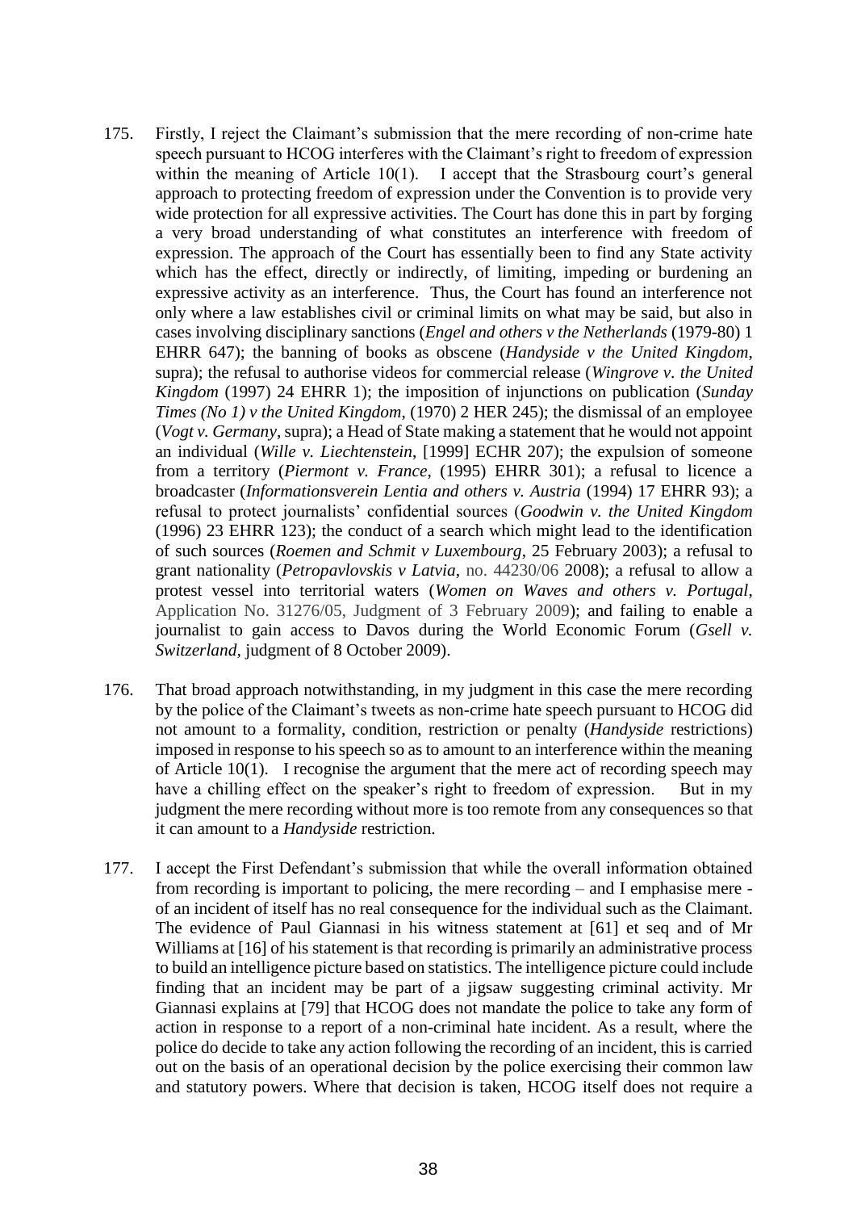175. Firstly, I reject the Claimant's submission that the mere recording of non-crime hate speech pursuant to HCOG interferes with the Claimant's right to freedom of expression within the meaning of Article 10(1). I accept that the Strasbourg court's general approach to protecting freedom of expression under the Convention is to provide very wide protection for all expressive activities. The Court has done this in part by forging a very broad understanding of what constitutes an interference with freedom of expression. The approach of the Court has essentially been to find any State activity which has the effect, directly or indirectly, of limiting, impeding or burdening an expressive activity as an interference. Thus, the Court has found an interference not only where a law establishes civil or criminal limits on what may be said, but also in cases involving disciplinary sanctions (*Engel and others v the Netherlands* (1979-80) 1 EHRR 647); the banning of books as obscene (*Handyside v the United Kingdom*, supra); the refusal to authorise videos for commercial release (*Wingrove v. the United Kingdom* (1997) 24 EHRR 1); the imposition of injunctions on publication (*Sunday Times (No 1) v the United Kingdom*, (1970) 2 HER 245); the dismissal of an employee (*Vogt v. Germany*, supra); a Head of State making a statement that he would not appoint an individual (*Wille v. Liechtenstein*, [1999] ECHR 207); the expulsion of someone from a territory (*Piermont v. France*, (1995) EHRR 301); a refusal to licence a broadcaster (*Informationsverein Lentia and others v. Austria* (1994) 17 EHRR 93); a refusal to protect journalists' confidential sources (*Goodwin v. the United Kingdom* (1996) 23 EHRR 123); the conduct of a search which might lead to the identification of such sources (*Roemen and Schmit v Luxembourg*, 25 February 2003); a refusal to grant nationality (*Petropavlovskis v Latvia*, no. 44230/06 2008); a refusal to allow a protest vessel into territorial waters (*Women on Waves and others v. Portugal*, Application No. 31276/05, Judgment of 3 February 2009); and failing to enable a journalist to gain access to Davos during the World Economic Forum (*Gsell v. Switzerland*, judgment of 8 October 2009).

176. That broad approach notwithstanding, in my judgment in this case the mere recording by the police of the Claimant's tweets as non-crime hate speech pursuant to HCOG did not amount to a formality, condition, restriction or penalty (*Handyside* restrictions) imposed in response to his speech so as to amount to an interference within the meaning of Article 10(1). I recognise the argument that the mere act of recording speech may have a chilling effect on the speaker's right to freedom of expression. But in my judgment the mere recording without more is too remote from any consequences so that it can amount to a *Handyside* restriction.

177. I accept the First Defendant's submission that while the overall information obtained from recording is important to policing, the mere recording – and I emphasise mere - of an incident of itself has no real consequence for the individual such as the Claimant. The evidence of Paul Giannasi in his witness statement at [61] et seq and of Mr Williams at [16] of his statement is that recording is primarily an administrative process to build an intelligence picture based on statistics. The intelligence picture could include finding that an incident may be part of a jigsaw suggesting criminal activity. Mr Giannasi explains at [79] that HCOG does not mandate the police to take any form of action in response to a report of a non-criminal hate incident. As a result, where the police do decide to take any action following the recording of an incident, this is carried out on the basis of an operational decision by the police exercising their common law and statutory powers. Where that decision is taken, HCOG itself does not require a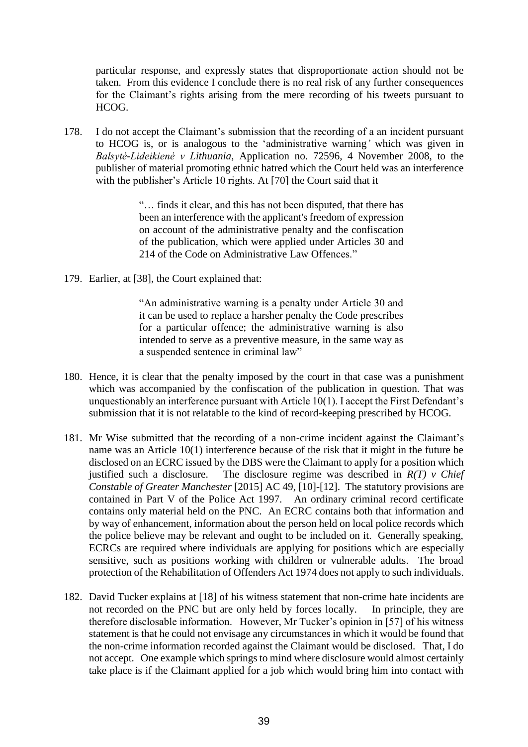particular response, and expressly states that disproportionate action should not be taken. From this evidence I conclude there is no real risk of any further consequences for the Claimant's rights arising from the mere recording of his tweets pursuant to HCOG.

178. I do not accept the Claimant's submission that the recording of a an incident pursuant to HCOG is, or is analogous to the 'administrative warning' which was given in *Balsytė-Lideikienė v Lithuania,* Application no. 72596, 4 November 2008, to the publisher of material promoting ethnic hatred which the Court held was an interference with the publisher's Article 10 rights. At [70] the Court said that it

> "… finds it clear, and this has not been disputed, that there has been an interference with the applicant's freedom of expression on account of the administrative penalty and the confiscation of the publication, which were applied under Articles 30 and 214 of the Code on Administrative Law Offences."

179. Earlier, at [38], the Court explained that:

> "An administrative warning is a penalty under Article 30 and it can be used to replace a harsher penalty the Code prescribes for a particular offence; the administrative warning is also intended to serve as a preventive measure, in the same way as a suspended sentence in criminal law"

180. Hence, it is clear that the penalty imposed by the court in that case was a punishment which was accompanied by the confiscation of the publication in question. That was unquestionably an interference pursuant with Article 10(1). I accept the First Defendant's submission that it is not relatable to the kind of record-keeping prescribed by HCOG.

181. Mr Wise submitted that the recording of a non-crime incident against the Claimant's name was an Article 10(1) interference because of the risk that it might in the future be disclosed on an ECRC issued by the DBS were the Claimant to apply for a position which justified such a disclosure. The disclosure regime was described in *R(T) v Chief Constable of Greater Manchester* [2015] AC 49, [10]-[12]. The statutory provisions are contained in Part V of the Police Act 1997. An ordinary criminal record certificate contains only material held on the PNC. An ECRC contains both that information and by way of enhancement, information about the person held on local police records which the police believe may be relevant and ought to be included on it. Generally speaking, ECRCs are required where individuals are applying for positions which are especially sensitive, such as positions working with children or vulnerable adults. The broad protection of the Rehabilitation of Offenders Act 1974 does not apply to such individuals.

182. David Tucker explains at [18] of his witness statement that non-crime hate incidents are not recorded on the PNC but are only held by forces locally. In principle, they are therefore disclosable information. However, Mr Tucker's opinion in [57] of his witness statement is that he could not envisage any circumstances in which it would be found that the non-crime information recorded against the Claimant would be disclosed. That, I do not accept. One example which springs to mind where disclosure would almost certainly take place is if the Claimant applied for a job which would bring him into contact with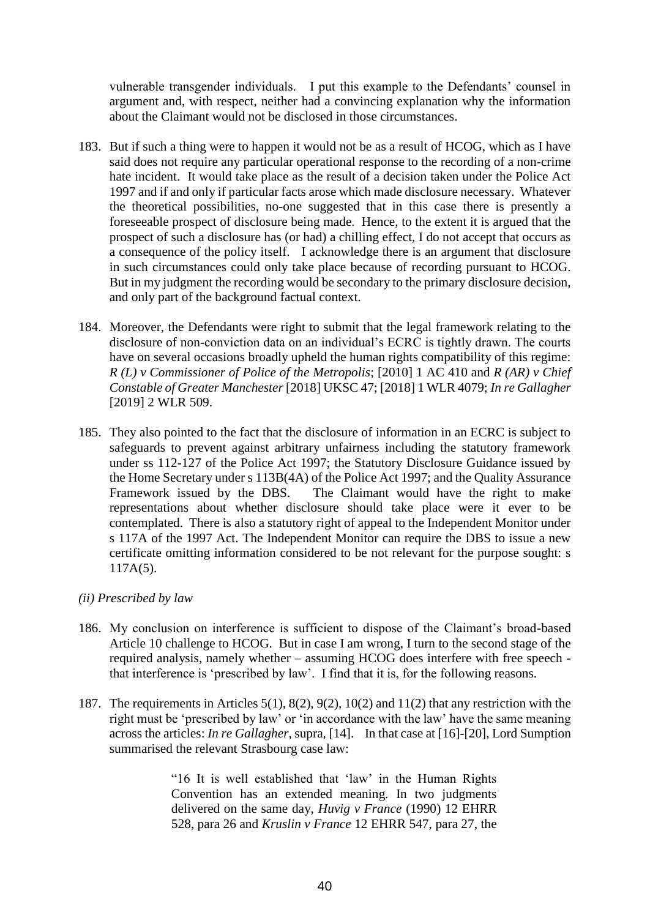vulnerable transgender individuals. I put this example to the Defendants' counsel in argument and, with respect, neither had a convincing explanation why the information about the Claimant would not be disclosed in those circumstances.

183. But if such a thing were to happen it would not be as a result of HCOG, which as I have said does not require any particular operational response to the recording of a non-crime hate incident. It would take place as the result of a decision taken under the Police Act 1997 and if and only if particular facts arose which made disclosure necessary. Whatever the theoretical possibilities, no-one suggested that in this case there is presently a foreseeable prospect of disclosure being made. Hence, to the extent it is argued that the prospect of such a disclosure has (or had) a chilling effect, I do not accept that occurs as a consequence of the policy itself. I acknowledge there is an argument that disclosure in such circumstances could only take place because of recording pursuant to HCOG. But in my judgment the recording would be secondary to the primary disclosure decision, and only part of the background factual context.

184. Moreover, the Defendants were right to submit that the legal framework relating to the disclosure of non-conviction data on an individual's ECRC is tightly drawn. The courts have on several occasions broadly upheld the human rights compatibility of this regime: *R (L) v Commissioner of Police of the Metropolis*; [2010] 1 AC 410 and *R (AR) v Chief Constable of Greater Manchester* [2018] UKSC 47; [2018] 1 WLR 4079; *In re Gallagher* [2019] 2 WLR 509.

185. They also pointed to the fact that the disclosure of information in an ECRC is subject to safeguards to prevent against arbitrary unfairness including the statutory framework under ss 112-127 of the Police Act 1997; the Statutory Disclosure Guidance issued by the Home Secretary under s 113B(4A) of the Police Act 1997; and the Quality Assurance Framework issued by the DBS. The Claimant would have the right to make representations about whether disclosure should take place were it ever to be contemplated. There is also a statutory right of appeal to the Independent Monitor under s 117A of the 1997 Act. The Independent Monitor can require the DBS to issue a new certificate omitting information considered to be not relevant for the purpose sought: s 117A(5).

*(ii) Prescribed by law*

186. My conclusion on interference is sufficient to dispose of the Claimant's broad-based Article 10 challenge to HCOG. But in case I am wrong, I turn to the second stage of the required analysis, namely whether – assuming HCOG does interfere with free speech - that interference is 'prescribed by law'. I find that it is, for the following reasons.

187. The requirements in Articles 5(1), 8(2), 9(2), 10(2) and 11(2) that any restriction with the right must be 'prescribed by law' or 'in accordance with the law' have the same meaning across the articles: *In re Gallagher*, supra, [14]. In that case at [16]-[20], Lord Sumption summarised the relevant Strasbourg case law:

> "16 It is well established that 'law' in the Human Rights Convention has an extended meaning. In two judgments delivered on the same day, *Huvig v France* (1990) 12 EHRR 528, para 26 and *Kruslin v France* 12 EHRR 547, para 27, the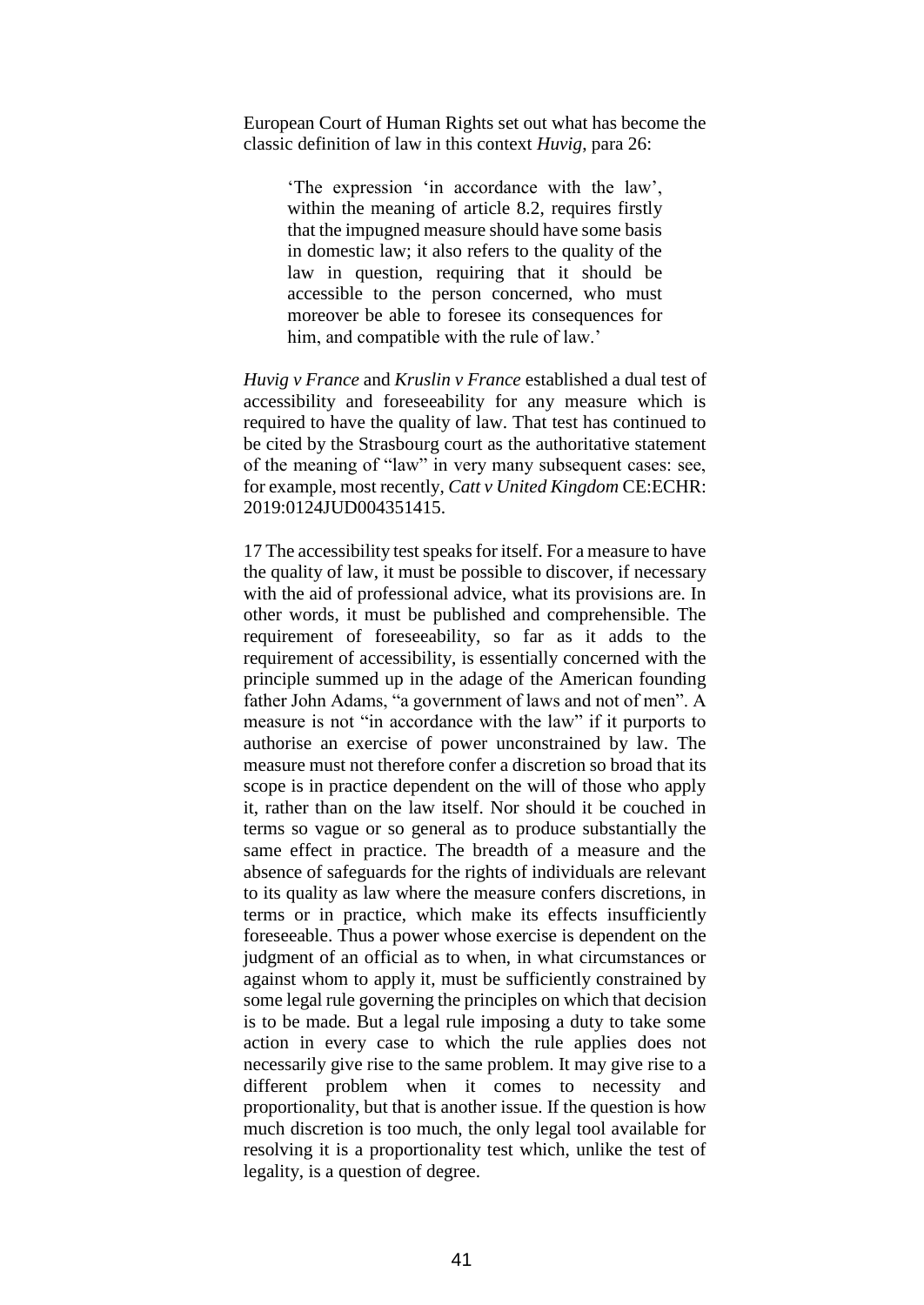European Court of Human Rights set out what has become the classic definition of law in this context *Huvig*, para 26:

> 'The expression 'in accordance with the law', within the meaning of article 8.2, requires firstly that the impugned measure should have some basis in domestic law; it also refers to the quality of the law in question, requiring that it should be accessible to the person concerned, who must moreover be able to foresee its consequences for him, and compatible with the rule of law.'

*Huvig v France* and *Kruslin v France* established a dual test of accessibility and foreseeability for any measure which is required to have the quality of law. That test has continued to be cited by the Strasbourg court as the authoritative statement of the meaning of "law" in very many subsequent cases: see, for example, most recently, *Catt v United Kingdom* CE:ECHR: 2019:0124JUD004351415.

17 The accessibility test speaks for itself. For a measure to have the quality of law, it must be possible to discover, if necessary with the aid of professional advice, what its provisions are. In other words, it must be published and comprehensible. The requirement of foreseeability, so far as it adds to the requirement of accessibility, is essentially concerned with the principle summed up in the adage of the American founding father John Adams, "a government of laws and not of men". A measure is not "in accordance with the law" if it purports to authorise an exercise of power unconstrained by law. The measure must not therefore confer a discretion so broad that its scope is in practice dependent on the will of those who apply it, rather than on the law itself. Nor should it be couched in terms so vague or so general as to produce substantially the same effect in practice. The breadth of a measure and the absence of safeguards for the rights of individuals are relevant to its quality as law where the measure confers discretions, in terms or in practice, which make its effects insufficiently foreseeable. Thus a power whose exercise is dependent on the judgment of an official as to when, in what circumstances or against whom to apply it, must be sufficiently constrained by some legal rule governing the principles on which that decision is to be made. But a legal rule imposing a duty to take some action in every case to which the rule applies does not necessarily give rise to the same problem. It may give rise to a different problem when it comes to necessity and proportionality, but that is another issue. If the question is how much discretion is too much, the only legal tool available for resolving it is a proportionality test which, unlike the test of legality, is a question of degree.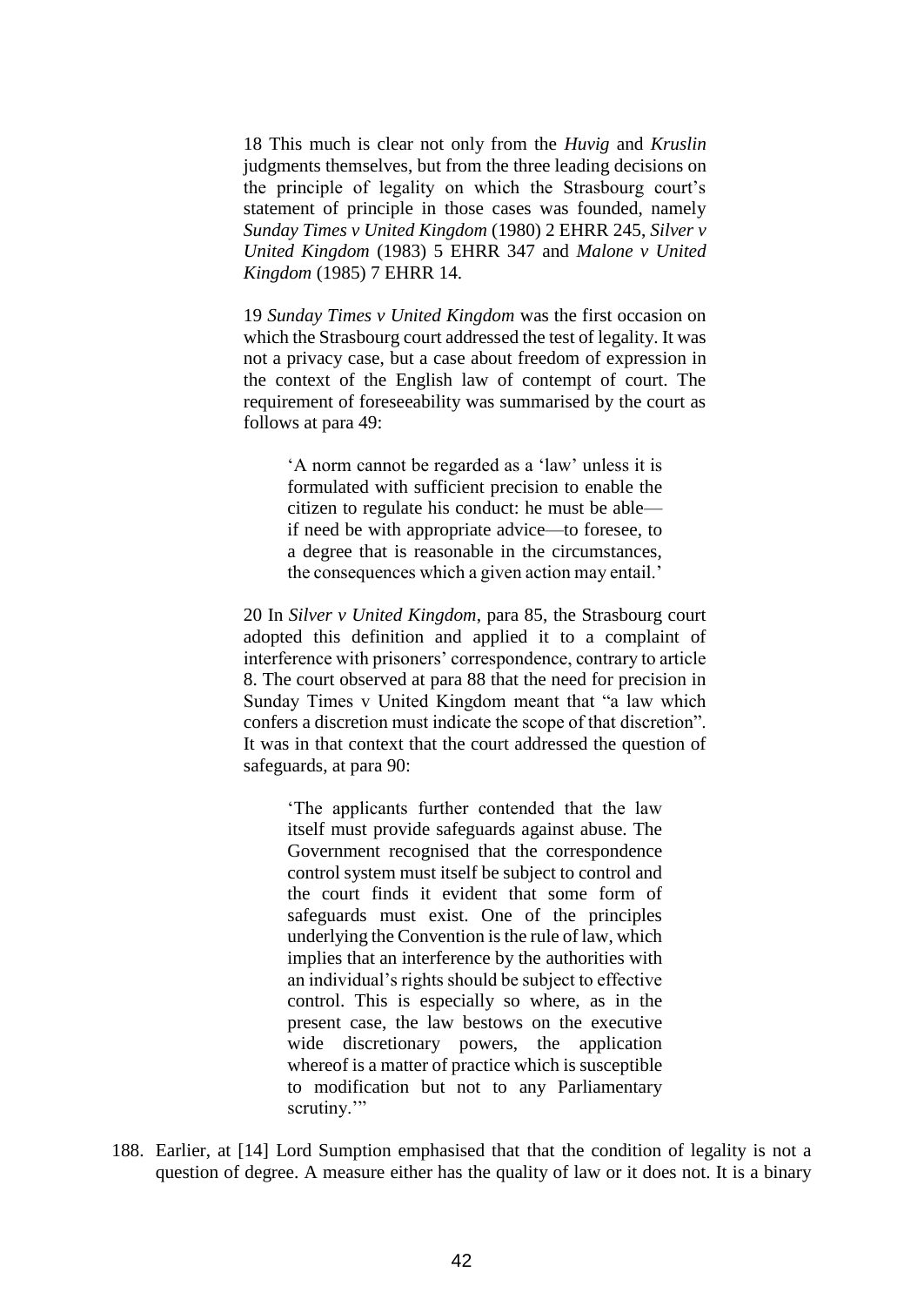18 This much is clear not only from the *Huvig* and *Kruslin* judgments themselves, but from the three leading decisions on the principle of legality on which the Strasbourg court's statement of principle in those cases was founded, namely *Sunday Times v United Kingdom* (1980) 2 EHRR 245, *Silver v United Kingdom* (1983) 5 EHRR 347 and *Malone v United Kingdom* (1985) 7 EHRR 14.

19 *Sunday Times v United Kingdom* was the first occasion on which the Strasbourg court addressed the test of legality. It was not a privacy case, but a case about freedom of expression in the context of the English law of contempt of court. The requirement of foreseeability was summarised by the court as follows at para 49:

> 'A norm cannot be regarded as a 'law' unless it is formulated with sufficient precision to enable the citizen to regulate his conduct: he must be able—if need be with appropriate advice—to foresee, to a degree that is reasonable in the circumstances, the consequences which a given action may entail.'

20 In *Silver v United Kingdom*, para 85, the Strasbourg court adopted this definition and applied it to a complaint of interference with prisoners' correspondence, contrary to article 8. The court observed at para 88 that the need for precision in Sunday Times v United Kingdom meant that "a law which confers a discretion must indicate the scope of that discretion". It was in that context that the court addressed the question of safeguards, at para 90:

> 'The applicants further contended that the law itself must provide safeguards against abuse. The Government recognised that the correspondence control system must itself be subject to control and the court finds it evident that some form of safeguards must exist. One of the principles underlying the Convention is the rule of law, which implies that an interference by the authorities with an individual's rights should be subject to effective control. This is especially so where, as in the present case, the law bestows on the executive wide discretionary powers, the application whereof is a matter of practice which is susceptible to modification but not to any Parliamentary scrutiny.'"

188. Earlier, at [14] Lord Sumption emphasised that that the condition of legality is not a question of degree. A measure either has the quality of law or it does not. It is a binary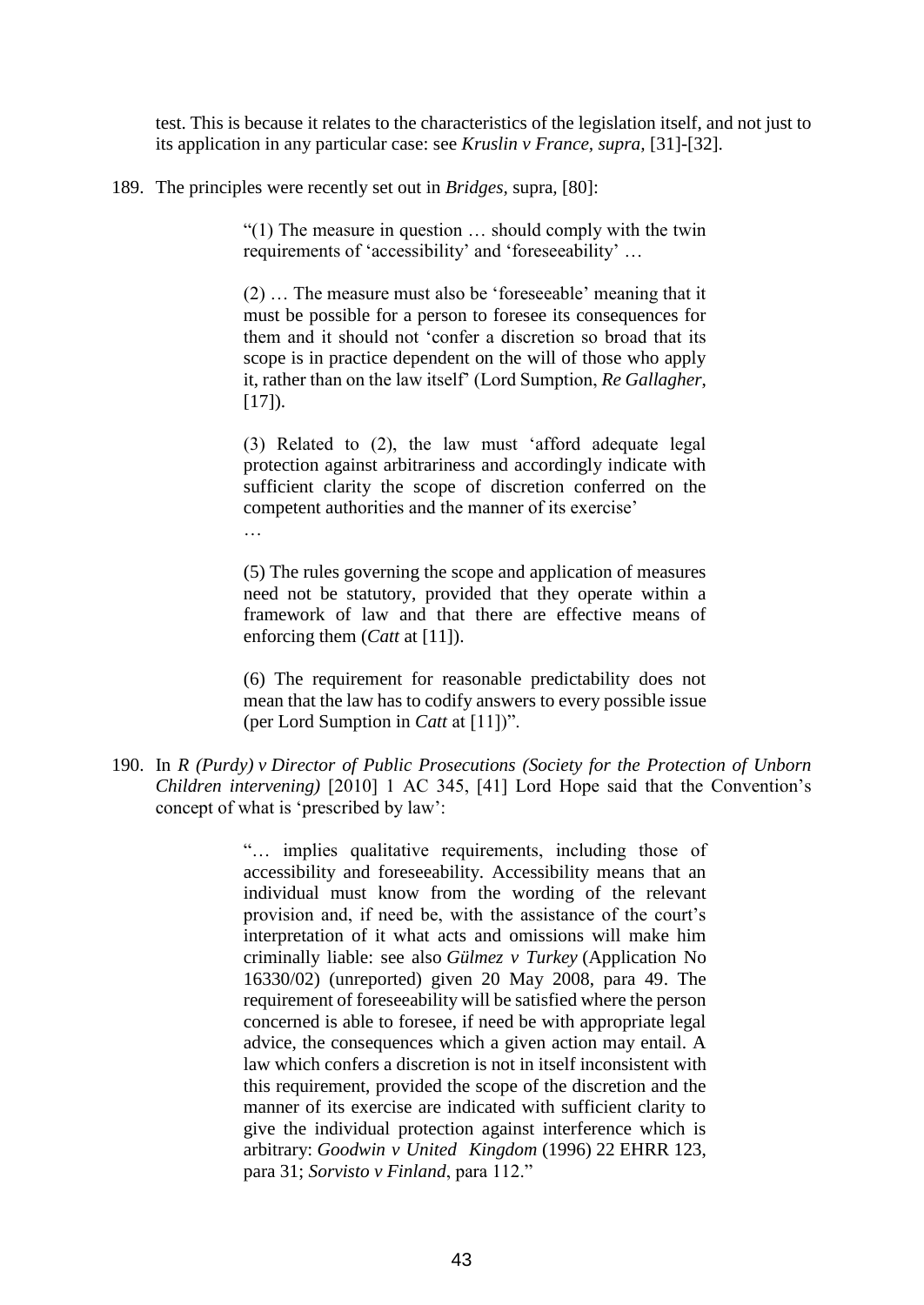test. This is because it relates to the characteristics of the legislation itself, and not just to its application in any particular case: see *Kruslin v France, supra,* [31]-[32].

189. The principles were recently set out in *Bridges*, supra, [80]:

> "(1) The measure in question … should comply with the twin requirements of 'accessibility' and 'foreseeability' …
>
> (2) … The measure must also be 'foreseeable' meaning that it must be possible for a person to foresee its consequences for them and it should not 'confer a discretion so broad that its scope is in practice dependent on the will of those who apply it, rather than on the law itself' (Lord Sumption, *Re Gallagher*, [17]).
>
> (3) Related to (2), the law must 'afford adequate legal protection against arbitrariness and accordingly indicate with sufficient clarity the scope of discretion conferred on the competent authorities and the manner of its exercise'
>
> …
>
> (5) The rules governing the scope and application of measures need not be statutory, provided that they operate within a framework of law and that there are effective means of enforcing them (*Catt* at [11]).
>
> (6) The requirement for reasonable predictability does not mean that the law has to codify answers to every possible issue (per Lord Sumption in *Catt* at [11])".

190. In *R (Purdy) v Director of Public Prosecutions (Society for the Protection of Unborn Children intervening)* [2010] 1 AC 345, [41] Lord Hope said that the Convention's concept of what is 'prescribed by law':

> "… implies qualitative requirements, including those of accessibility and foreseeability. Accessibility means that an individual must know from the wording of the relevant provision and, if need be, with the assistance of the court's interpretation of it what acts and omissions will make him criminally liable: see also *Gülmez v Turkey* (Application No 16330/02) (unreported) given 20 May 2008, para 49. The requirement of foreseeability will be satisfied where the person concerned is able to foresee, if need be with appropriate legal advice, the consequences which a given action may entail. A law which confers a discretion is not in itself inconsistent with this requirement, provided the scope of the discretion and the manner of its exercise are indicated with sufficient clarity to give the individual protection against interference which is arbitrary: *Goodwin v United Kingdom* (1996) 22 EHRR 123, para 31; *Sorvisto v Finland*, para 112."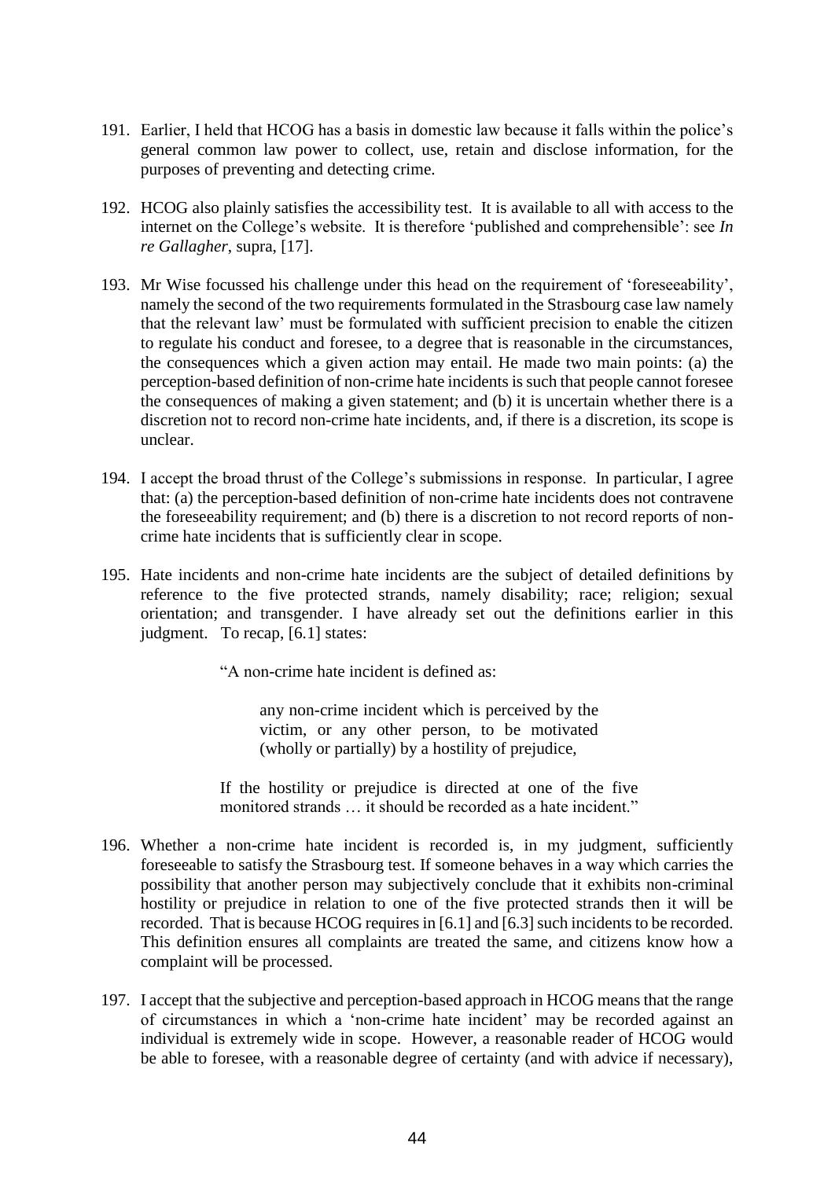191. Earlier, I held that HCOG has a basis in domestic law because it falls within the police's general common law power to collect, use, retain and disclose information, for the purposes of preventing and detecting crime.

192. HCOG also plainly satisfies the accessibility test. It is available to all with access to the internet on the College's website. It is therefore 'published and comprehensible': see *In re Gallagher*, supra, [17].

193. Mr Wise focussed his challenge under this head on the requirement of 'foreseeability', namely the second of the two requirements formulated in the Strasbourg case law namely that the relevant law' must be formulated with sufficient precision to enable the citizen to regulate his conduct and foresee, to a degree that is reasonable in the circumstances, the consequences which a given action may entail. He made two main points: (a) the perception-based definition of non-crime hate incidents is such that people cannot foresee the consequences of making a given statement; and (b) it is uncertain whether there is a discretion not to record non-crime hate incidents, and, if there is a discretion, its scope is unclear.

194. I accept the broad thrust of the College's submissions in response. In particular, I agree that: (a) the perception-based definition of non-crime hate incidents does not contravene the foreseeability requirement; and (b) there is a discretion to not record reports of non-crime hate incidents that is sufficiently clear in scope.

195. Hate incidents and non-crime hate incidents are the subject of detailed definitions by reference to the five protected strands, namely disability; race; religion; sexual orientation; and transgender. I have already set out the definitions earlier in this judgment. To recap, [6.1] states:

> "A non-crime hate incident is defined as:
>
> > any non-crime incident which is perceived by the victim, or any other person, to be motivated (wholly or partially) by a hostility of prejudice,
>
> If the hostility or prejudice is directed at one of the five monitored strands … it should be recorded as a hate incident."

196. Whether a non-crime hate incident is recorded is, in my judgment, sufficiently foreseeable to satisfy the Strasbourg test. If someone behaves in a way which carries the possibility that another person may subjectively conclude that it exhibits non-criminal hostility or prejudice in relation to one of the five protected strands then it will be recorded. That is because HCOG requires in [6.1] and [6.3] such incidents to be recorded. This definition ensures all complaints are treated the same, and citizens know how a complaint will be processed.

197. I accept that the subjective and perception-based approach in HCOG means that the range of circumstances in which a 'non-crime hate incident' may be recorded against an individual is extremely wide in scope. However, a reasonable reader of HCOG would be able to foresee, with a reasonable degree of certainty (and with advice if necessary),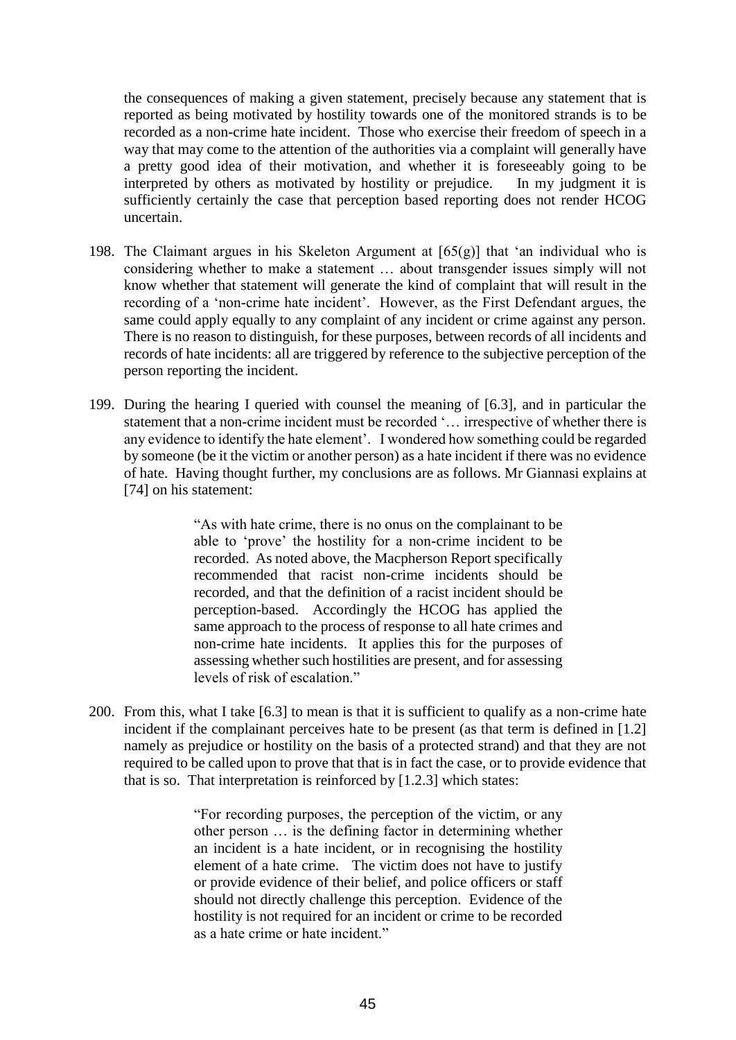the consequences of making a given statement, precisely because any statement that is reported as being motivated by hostility towards one of the monitored strands is to be recorded as a non-crime hate incident. Those who exercise their freedom of speech in a way that may come to the attention of the authorities via a complaint will generally have a pretty good idea of their motivation, and whether it is foreseeably going to be interpreted by others as motivated by hostility or prejudice. In my judgment it is sufficiently certainly the case that perception based reporting does not render HCOG uncertain.

198. The Claimant argues in his Skeleton Argument at [65(g)] that 'an individual who is considering whether to make a statement … about transgender issues simply will not know whether that statement will generate the kind of complaint that will result in the recording of a 'non-crime hate incident'. However, as the First Defendant argues, the same could apply equally to any complaint of any incident or crime against any person. There is no reason to distinguish, for these purposes, between records of all incidents and records of hate incidents: all are triggered by reference to the subjective perception of the person reporting the incident.

199. During the hearing I queried with counsel the meaning of [6.3], and in particular the statement that a non-crime incident must be recorded '… irrespective of whether there is any evidence to identify the hate element'. I wondered how something could be regarded by someone (be it the victim or another person) as a hate incident if there was no evidence of hate. Having thought further, my conclusions are as follows. Mr Giannasi explains at [74] on his statement:

> "As with hate crime, there is no onus on the complainant to be able to 'prove' the hostility for a non-crime incident to be recorded. As noted above, the Macpherson Report specifically recommended that racist non-crime incidents should be recorded, and that the definition of a racist incident should be perception-based. Accordingly the HCOG has applied the same approach to the process of response to all hate crimes and non-crime hate incidents. It applies this for the purposes of assessing whether such hostilities are present, and for assessing levels of risk of escalation."

200. From this, what I take [6.3] to mean is that it is sufficient to qualify as a non-crime hate incident if the complainant perceives hate to be present (as that term is defined in [1.2] namely as prejudice or hostility on the basis of a protected strand) and that they are not required to be called upon to prove that that is in fact the case, or to provide evidence that that is so. That interpretation is reinforced by [1.2.3] which states:

> "For recording purposes, the perception of the victim, or any other person … is the defining factor in determining whether an incident is a hate incident, or in recognising the hostility element of a hate crime. The victim does not have to justify or provide evidence of their belief, and police officers or staff should not directly challenge this perception. Evidence of the hostility is not required for an incident or crime to be recorded as a hate crime or hate incident."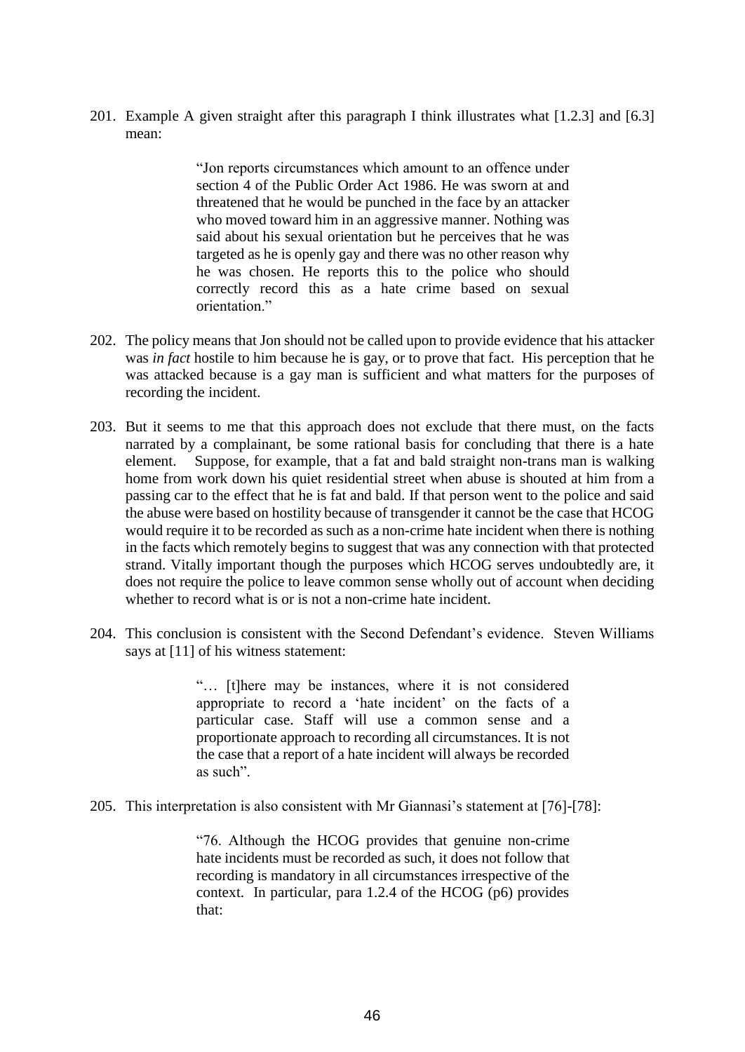201. Example A given straight after this paragraph I think illustrates what [1.2.3] and [6.3] mean:

> "Jon reports circumstances which amount to an offence under section 4 of the Public Order Act 1986. He was sworn at and threatened that he would be punched in the face by an attacker who moved toward him in an aggressive manner. Nothing was said about his sexual orientation but he perceives that he was targeted as he is openly gay and there was no other reason why he was chosen. He reports this to the police who should correctly record this as a hate crime based on sexual orientation."

202. The policy means that Jon should not be called upon to provide evidence that his attacker was *in fact* hostile to him because he is gay, or to prove that fact. His perception that he was attacked because is a gay man is sufficient and what matters for the purposes of recording the incident.

203. But it seems to me that this approach does not exclude that there must, on the facts narrated by a complainant, be some rational basis for concluding that there is a hate element. Suppose, for example, that a fat and bald straight non-trans man is walking home from work down his quiet residential street when abuse is shouted at him from a passing car to the effect that he is fat and bald. If that person went to the police and said the abuse were based on hostility because of transgender it cannot be the case that HCOG would require it to be recorded as such as a non-crime hate incident when there is nothing in the facts which remotely begins to suggest that was any connection with that protected strand. Vitally important though the purposes which HCOG serves undoubtedly are, it does not require the police to leave common sense wholly out of account when deciding whether to record what is or is not a non-crime hate incident.

204. This conclusion is consistent with the Second Defendant's evidence. Steven Williams says at [11] of his witness statement:

> "… [t]here may be instances, where it is not considered appropriate to record a 'hate incident' on the facts of a particular case. Staff will use a common sense and a proportionate approach to recording all circumstances. It is not the case that a report of a hate incident will always be recorded as such".

205. This interpretation is also consistent with Mr Giannasi's statement at [76]-[78]:

> "76. Although the HCOG provides that genuine non-crime hate incidents must be recorded as such, it does not follow that recording is mandatory in all circumstances irrespective of the context. In particular, para 1.2.4 of the HCOG (p6) provides that: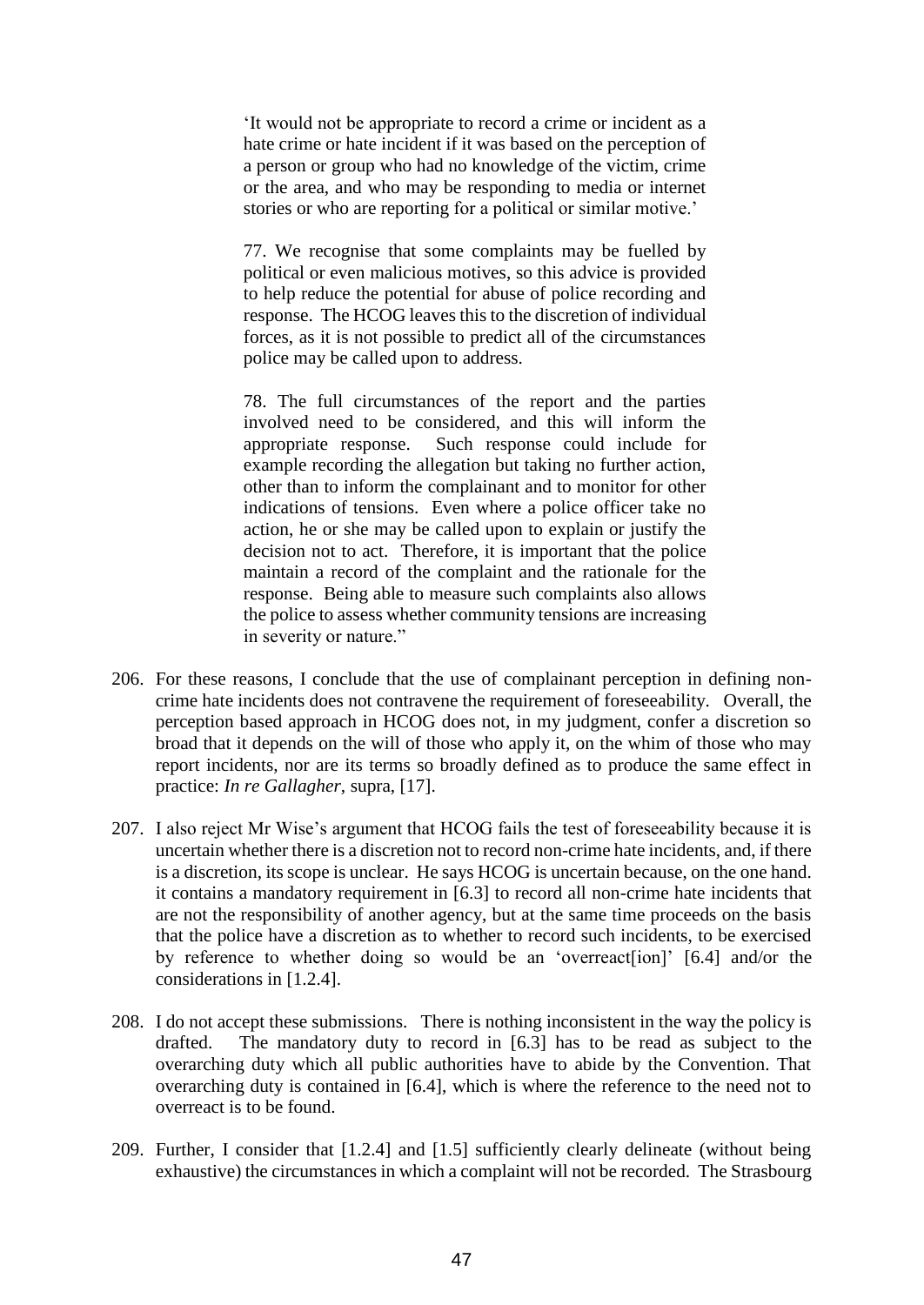> 'It would not be appropriate to record a crime or incident as a hate crime or hate incident if it was based on the perception of a person or group who had no knowledge of the victim, crime or the area, and who may be responding to media or internet stories or who are reporting for a political or similar motive.'
>
> 77. We recognise that some complaints may be fuelled by political or even malicious motives, so this advice is provided to help reduce the potential for abuse of police recording and response. The HCOG leaves this to the discretion of individual forces, as it is not possible to predict all of the circumstances police may be called upon to address.
>
> 78. The full circumstances of the report and the parties involved need to be considered, and this will inform the appropriate response. Such response could include for example recording the allegation but taking no further action, other than to inform the complainant and to monitor for other indications of tensions. Even where a police officer take no action, he or she may be called upon to explain or justify the decision not to act. Therefore, it is important that the police maintain a record of the complaint and the rationale for the response. Being able to measure such complaints also allows the police to assess whether community tensions are increasing in severity or nature."

206. For these reasons, I conclude that the use of complainant perception in defining non-crime hate incidents does not contravene the requirement of foreseeability. Overall, the perception based approach in HCOG does not, in my judgment, confer a discretion so broad that it depends on the will of those who apply it, on the whim of those who may report incidents, nor are its terms so broadly defined as to produce the same effect in practice: *In re Gallagher*, supra, [17].

207. I also reject Mr Wise's argument that HCOG fails the test of foreseeability because it is uncertain whether there is a discretion not to record non-crime hate incidents, and, if there is a discretion, its scope is unclear. He says HCOG is uncertain because, on the one hand. it contains a mandatory requirement in [6.3] to record all non-crime hate incidents that are not the responsibility of another agency, but at the same time proceeds on the basis that the police have a discretion as to whether to record such incidents, to be exercised by reference to whether doing so would be an 'overreact[ion]' [6.4] and/or the considerations in [1.2.4].

208. I do not accept these submissions. There is nothing inconsistent in the way the policy is drafted. The mandatory duty to record in [6.3] has to be read as subject to the overarching duty which all public authorities have to abide by the Convention. That overarching duty is contained in [6.4], which is where the reference to the need not to overreact is to be found.

209. Further, I consider that [1.2.4] and [1.5] sufficiently clearly delineate (without being exhaustive) the circumstances in which a complaint will not be recorded. The Strasbourg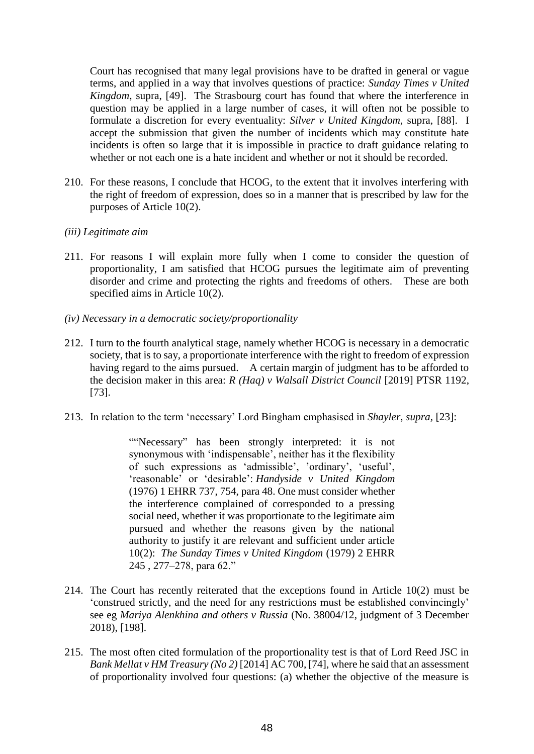Court has recognised that many legal provisions have to be drafted in general or vague terms, and applied in a way that involves questions of practice: *Sunday Times v United Kingdom*, supra, [49]. The Strasbourg court has found that where the interference in question may be applied in a large number of cases, it will often not be possible to formulate a discretion for every eventuality: *Silver v United Kingdom,* supra, [88]. I accept the submission that given the number of incidents which may constitute hate incidents is often so large that it is impossible in practice to draft guidance relating to whether or not each one is a hate incident and whether or not it should be recorded.

210. For these reasons, I conclude that HCOG, to the extent that it involves interfering with the right of freedom of expression, does so in a manner that is prescribed by law for the purposes of Article 10(2).

*(iii) Legitimate aim*

211. For reasons I will explain more fully when I come to consider the question of proportionality, I am satisfied that HCOG pursues the legitimate aim of preventing disorder and crime and protecting the rights and freedoms of others. These are both specified aims in Article 10(2).

*(iv) Necessary in a democratic society/proportionality*

212. I turn to the fourth analytical stage, namely whether HCOG is necessary in a democratic society, that is to say, a proportionate interference with the right to freedom of expression having regard to the aims pursued. A certain margin of judgment has to be afforded to the decision maker in this area: *R (Haq) v Walsall District Council* [2019] PTSR 1192, [73].

213. In relation to the term 'necessary' Lord Bingham emphasised in *Shayler, supra,* [23]:

> ""Necessary" has been strongly interpreted: it is not synonymous with 'indispensable', neither has it the flexibility of such expressions as 'admissible', 'ordinary', 'useful', 'reasonable' or 'desirable': *Handyside v United Kingdom* (1976) 1 EHRR 737, 754, para 48. One must consider whether the interference complained of corresponded to a pressing social need, whether it was proportionate to the legitimate aim pursued and whether the reasons given by the national authority to justify it are relevant and sufficient under article 10(2): *The Sunday Times v United Kingdom* (1979) 2 EHRR 245 , 277–278, para 62."

214. The Court has recently reiterated that the exceptions found in Article 10(2) must be 'construed strictly, and the need for any restrictions must be established convincingly' see eg *Mariya Alenkhina and others v Russia* (No. 38004/12, judgment of 3 December 2018), [198].

215. The most often cited formulation of the proportionality test is that of Lord Reed JSC in *Bank Mellat v HM Treasury (No 2)* [2014] AC 700, [74], where he said that an assessment of proportionality involved four questions: (a) whether the objective of the measure is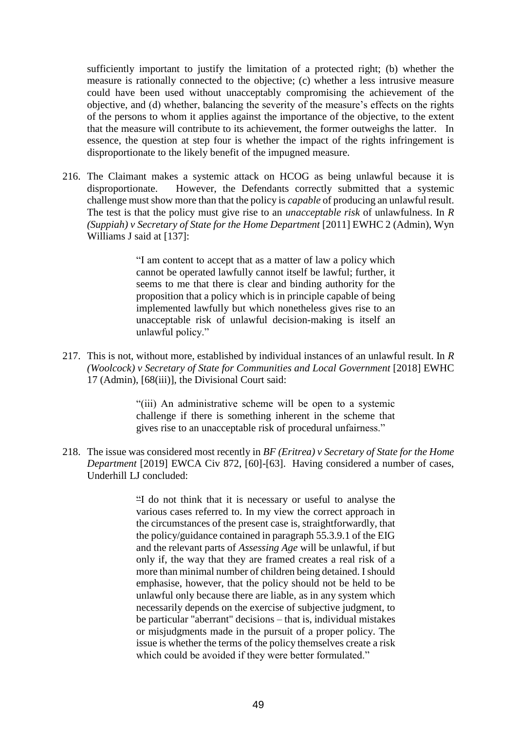sufficiently important to justify the limitation of a protected right; (b) whether the measure is rationally connected to the objective; (c) whether a less intrusive measure could have been used without unacceptably compromising the achievement of the objective, and (d) whether, balancing the severity of the measure's effects on the rights of the persons to whom it applies against the importance of the objective, to the extent that the measure will contribute to its achievement, the former outweighs the latter. In essence, the question at step four is whether the impact of the rights infringement is disproportionate to the likely benefit of the impugned measure.

216. The Claimant makes a systemic attack on HCOG as being unlawful because it is disproportionate. However, the Defendants correctly submitted that a systemic challenge must show more than that the policy is *capable* of producing an unlawful result. The test is that the policy must give rise to an *unacceptable risk* of unlawfulness. In *R (Suppiah) v Secretary of State for the Home Department* [2011] EWHC 2 (Admin), Wyn Williams J said at [137]:

> "I am content to accept that as a matter of law a policy which cannot be operated lawfully cannot itself be lawful; further, it seems to me that there is clear and binding authority for the proposition that a policy which is in principle capable of being implemented lawfully but which nonetheless gives rise to an unacceptable risk of unlawful decision-making is itself an unlawful policy."

217. This is not, without more, established by individual instances of an unlawful result. In *R (Woolcock) v Secretary of State for Communities and Local Government* [2018] EWHC 17 (Admin), [68(iii)], the Divisional Court said:

> "(iii) An administrative scheme will be open to a systemic challenge if there is something inherent in the scheme that gives rise to an unacceptable risk of procedural unfairness."

218. The issue was considered most recently in *BF (Eritrea) v Secretary of State for the Home Department* [2019] EWCA Civ 872, [60]-[63]. Having considered a number of cases, Underhill LJ concluded:

> "I do not think that it is necessary or useful to analyse the various cases referred to. In my view the correct approach in the circumstances of the present case is, straightforwardly, that the policy/guidance contained in paragraph 55.3.9.1 of the EIG and the relevant parts of *Assessing Age* will be unlawful, if but only if, the way that they are framed creates a real risk of a more than minimal number of children being detained. I should emphasise, however, that the policy should not be held to be unlawful only because there are liable, as in any system which necessarily depends on the exercise of subjective judgment, to be particular "aberrant" decisions – that is, individual mistakes or misjudgments made in the pursuit of a proper policy. The issue is whether the terms of the policy themselves create a risk which could be avoided if they were better formulated."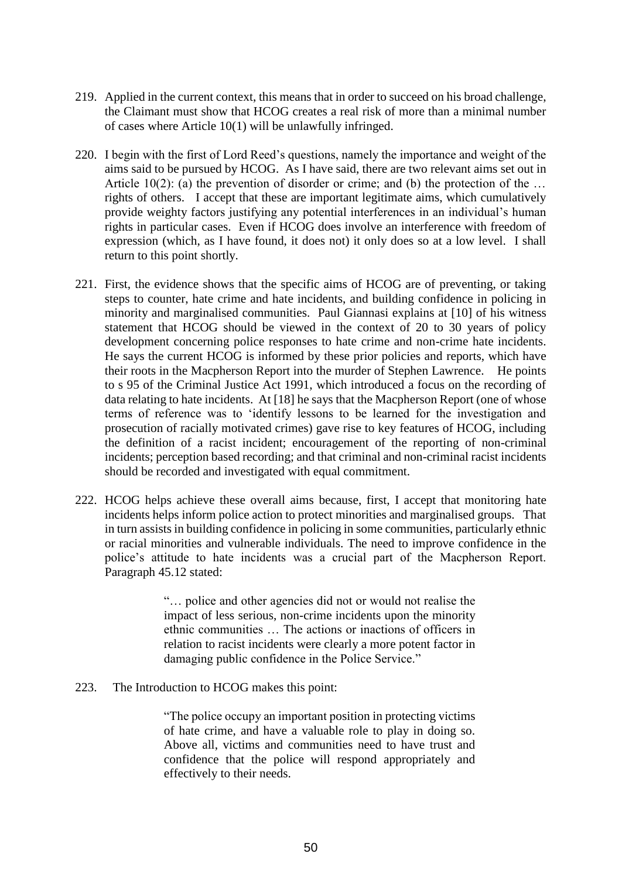219. Applied in the current context, this means that in order to succeed on his broad challenge, the Claimant must show that HCOG creates a real risk of more than a minimal number of cases where Article 10(1) will be unlawfully infringed.

220. I begin with the first of Lord Reed's questions, namely the importance and weight of the aims said to be pursued by HCOG. As I have said, there are two relevant aims set out in Article 10(2): (a) the prevention of disorder or crime; and (b) the protection of the … rights of others. I accept that these are important legitimate aims, which cumulatively provide weighty factors justifying any potential interferences in an individual's human rights in particular cases. Even if HCOG does involve an interference with freedom of expression (which, as I have found, it does not) it only does so at a low level. I shall return to this point shortly.

221. First, the evidence shows that the specific aims of HCOG are of preventing, or taking steps to counter, hate crime and hate incidents, and building confidence in policing in minority and marginalised communities. Paul Giannasi explains at [10] of his witness statement that HCOG should be viewed in the context of 20 to 30 years of policy development concerning police responses to hate crime and non-crime hate incidents. He says the current HCOG is informed by these prior policies and reports, which have their roots in the Macpherson Report into the murder of Stephen Lawrence. He points to s 95 of the Criminal Justice Act 1991, which introduced a focus on the recording of data relating to hate incidents. At [18] he says that the Macpherson Report (one of whose terms of reference was to 'identify lessons to be learned for the investigation and prosecution of racially motivated crimes) gave rise to key features of HCOG, including the definition of a racist incident; encouragement of the reporting of non-criminal incidents; perception based recording; and that criminal and non-criminal racist incidents should be recorded and investigated with equal commitment.

222. HCOG helps achieve these overall aims because, first, I accept that monitoring hate incidents helps inform police action to protect minorities and marginalised groups. That in turn assists in building confidence in policing in some communities, particularly ethnic or racial minorities and vulnerable individuals. The need to improve confidence in the police's attitude to hate incidents was a crucial part of the Macpherson Report. Paragraph 45.12 stated:

> "… police and other agencies did not or would not realise the impact of less serious, non-crime incidents upon the minority ethnic communities … The actions or inactions of officers in relation to racist incidents were clearly a more potent factor in damaging public confidence in the Police Service."

223. The Introduction to HCOG makes this point:

> "The police occupy an important position in protecting victims of hate crime, and have a valuable role to play in doing so. Above all, victims and communities need to have trust and confidence that the police will respond appropriately and effectively to their needs.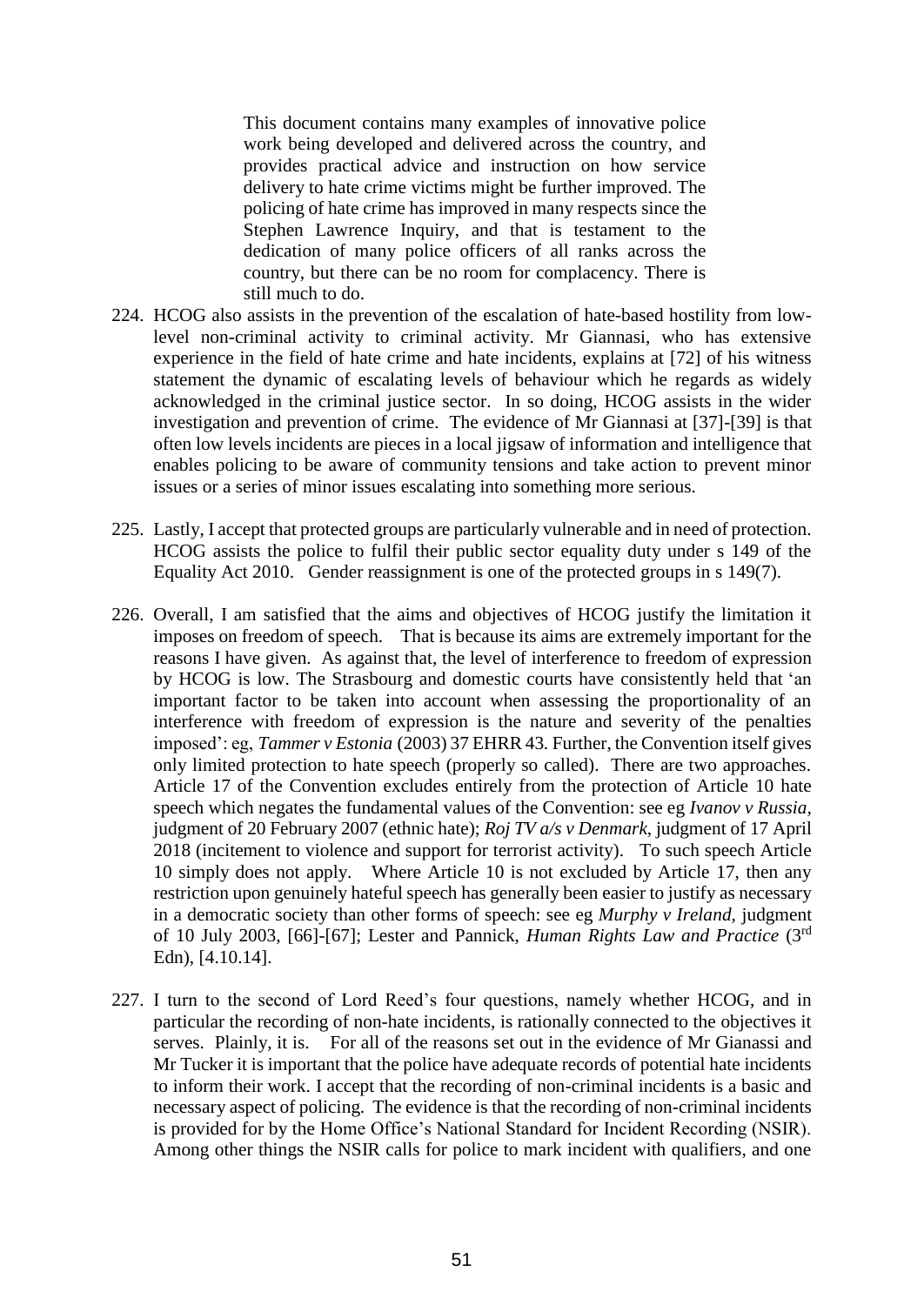> This document contains many examples of innovative police work being developed and delivered across the country, and provides practical advice and instruction on how service delivery to hate crime victims might be further improved. The policing of hate crime has improved in many respects since the Stephen Lawrence Inquiry, and that is testament to the dedication of many police officers of all ranks across the country, but there can be no room for complacency. There is still much to do.

224. HCOG also assists in the prevention of the escalation of hate-based hostility from low-level non-criminal activity to criminal activity. Mr Giannasi, who has extensive experience in the field of hate crime and hate incidents, explains at [72] of his witness statement the dynamic of escalating levels of behaviour which he regards as widely acknowledged in the criminal justice sector. In so doing, HCOG assists in the wider investigation and prevention of crime. The evidence of Mr Giannasi at [37]-[39] is that often low levels incidents are pieces in a local jigsaw of information and intelligence that enables policing to be aware of community tensions and take action to prevent minor issues or a series of minor issues escalating into something more serious.

225. Lastly, I accept that protected groups are particularly vulnerable and in need of protection. HCOG assists the police to fulfil their public sector equality duty under s 149 of the Equality Act 2010. Gender reassignment is one of the protected groups in s 149(7).

226. Overall, I am satisfied that the aims and objectives of HCOG justify the limitation it imposes on freedom of speech. That is because its aims are extremely important for the reasons I have given. As against that, the level of interference to freedom of expression by HCOG is low. The Strasbourg and domestic courts have consistently held that 'an important factor to be taken into account when assessing the proportionality of an interference with freedom of expression is the nature and severity of the penalties imposed': eg, *Tammer v Estonia* (2003) 37 EHRR 43. Further, the Convention itself gives only limited protection to hate speech (properly so called). There are two approaches. Article 17 of the Convention excludes entirely from the protection of Article 10 hate speech which negates the fundamental values of the Convention: see eg *Ivanov v Russia*, judgment of 20 February 2007 (ethnic hate); *Roj TV a/s v Denmark*, judgment of 17 April 2018 (incitement to violence and support for terrorist activity). To such speech Article 10 simply does not apply. Where Article 10 is not excluded by Article 17, then any restriction upon genuinely hateful speech has generally been easier to justify as necessary in a democratic society than other forms of speech: see eg *Murphy v Ireland*, judgment of 10 July 2003, [66]-[67]; Lester and Pannick, *Human Rights Law and Practice* (3rd Edn), [4.10.14].

227. I turn to the second of Lord Reed's four questions, namely whether HCOG, and in particular the recording of non-hate incidents, is rationally connected to the objectives it serves. Plainly, it is. For all of the reasons set out in the evidence of Mr Gianassi and Mr Tucker it is important that the police have adequate records of potential hate incidents to inform their work. I accept that the recording of non-criminal incidents is a basic and necessary aspect of policing. The evidence is that the recording of non-criminal incidents is provided for by the Home Office's National Standard for Incident Recording (NSIR). Among other things the NSIR calls for police to mark incident with qualifiers, and one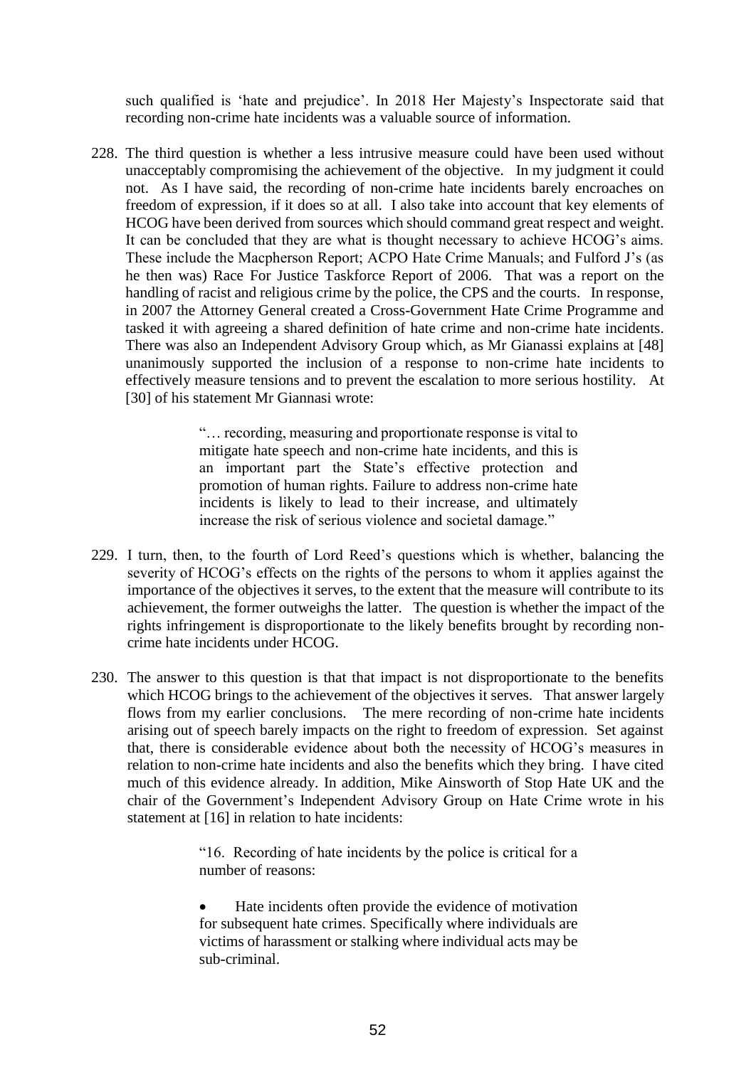such qualified is 'hate and prejudice'. In 2018 Her Majesty's Inspectorate said that recording non-crime hate incidents was a valuable source of information.

228. The third question is whether a less intrusive measure could have been used without unacceptably compromising the achievement of the objective. In my judgment it could not. As I have said, the recording of non-crime hate incidents barely encroaches on freedom of expression, if it does so at all. I also take into account that key elements of HCOG have been derived from sources which should command great respect and weight. It can be concluded that they are what is thought necessary to achieve HCOG's aims. These include the Macpherson Report; ACPO Hate Crime Manuals; and Fulford J's (as he then was) Race For Justice Taskforce Report of 2006. That was a report on the handling of racist and religious crime by the police, the CPS and the courts. In response, in 2007 the Attorney General created a Cross-Government Hate Crime Programme and tasked it with agreeing a shared definition of hate crime and non-crime hate incidents. There was also an Independent Advisory Group which, as Mr Gianassi explains at [48] unanimously supported the inclusion of a response to non-crime hate incidents to effectively measure tensions and to prevent the escalation to more serious hostility. At [30] of his statement Mr Giannasi wrote:

> "… recording, measuring and proportionate response is vital to mitigate hate speech and non-crime hate incidents, and this is an important part the State's effective protection and promotion of human rights. Failure to address non-crime hate incidents is likely to lead to their increase, and ultimately increase the risk of serious violence and societal damage."

229. I turn, then, to the fourth of Lord Reed's questions which is whether, balancing the severity of HCOG's effects on the rights of the persons to whom it applies against the importance of the objectives it serves, to the extent that the measure will contribute to its achievement, the former outweighs the latter. The question is whether the impact of the rights infringement is disproportionate to the likely benefits brought by recording non-crime hate incidents under HCOG.

230. The answer to this question is that that impact is not disproportionate to the benefits which HCOG brings to the achievement of the objectives it serves. That answer largely flows from my earlier conclusions. The mere recording of non-crime hate incidents arising out of speech barely impacts on the right to freedom of expression. Set against that, there is considerable evidence about both the necessity of HCOG's measures in relation to non-crime hate incidents and also the benefits which they bring. I have cited much of this evidence already. In addition, Mike Ainsworth of Stop Hate UK and the chair of the Government's Independent Advisory Group on Hate Crime wrote in his statement at [16] in relation to hate incidents:

> "16. Recording of hate incidents by the police is critical for a number of reasons:
>
> - Hate incidents often provide the evidence of motivation for subsequent hate crimes. Specifically where individuals are victims of harassment or stalking where individual acts may be sub-criminal.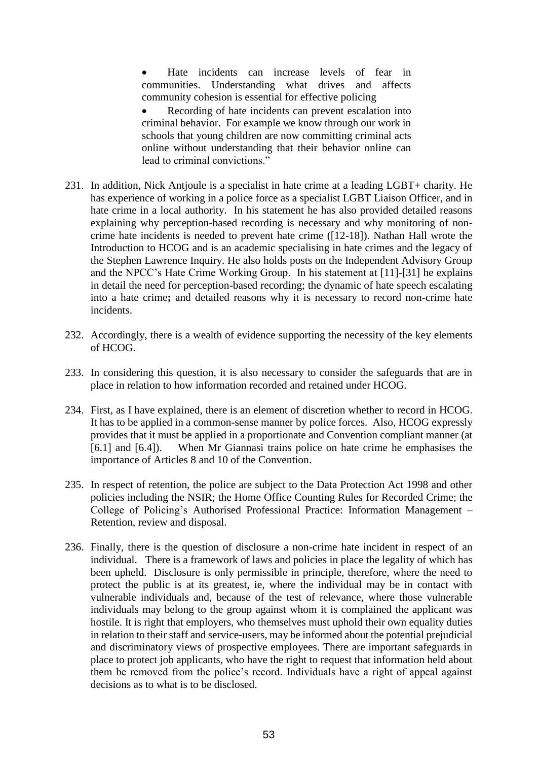> - Hate incidents can increase levels of fear in communities. Understanding what drives and affects community cohesion is essential for effective policing
> - Recording of hate incidents can prevent escalation into criminal behavior. For example we know through our work in schools that young children are now committing criminal acts online without understanding that their behavior online can lead to criminal convictions."

231. In addition, Nick Antjoule is a specialist in hate crime at a leading LGBT+ charity. He has experience of working in a police force as a specialist LGBT Liaison Officer, and in hate crime in a local authority. In his statement he has also provided detailed reasons explaining why perception-based recording is necessary and why monitoring of non-crime hate incidents is needed to prevent hate crime ([12-18]). Nathan Hall wrote the Introduction to HCOG and is an academic specialising in hate crimes and the legacy of the Stephen Lawrence Inquiry. He also holds posts on the Independent Advisory Group and the NPCC's Hate Crime Working Group. In his statement at [11]-[31] he explains in detail the need for perception-based recording; the dynamic of hate speech escalating into a hate crime**;** and detailed reasons why it is necessary to record non-crime hate incidents.

232. Accordingly, there is a wealth of evidence supporting the necessity of the key elements of HCOG.

233. In considering this question, it is also necessary to consider the safeguards that are in place in relation to how information recorded and retained under HCOG.

234. First, as I have explained, there is an element of discretion whether to record in HCOG. It has to be applied in a common-sense manner by police forces. Also, HCOG expressly provides that it must be applied in a proportionate and Convention compliant manner (at [6.1] and [6.4]). When Mr Giannasi trains police on hate crime he emphasises the importance of Articles 8 and 10 of the Convention.

235. In respect of retention, the police are subject to the Data Protection Act 1998 and other policies including the NSIR; the Home Office Counting Rules for Recorded Crime; the College of Policing's Authorised Professional Practice: Information Management – Retention, review and disposal.

236. Finally, there is the question of disclosure a non-crime hate incident in respect of an individual. There is a framework of laws and policies in place the legality of which has been upheld. Disclosure is only permissible in principle, therefore, where the need to protect the public is at its greatest, ie, where the individual may be in contact with vulnerable individuals and, because of the test of relevance, where those vulnerable individuals may belong to the group against whom it is complained the applicant was hostile. It is right that employers, who themselves must uphold their own equality duties in relation to their staff and service-users, may be informed about the potential prejudicial and discriminatory views of prospective employees. There are important safeguards in place to protect job applicants, who have the right to request that information held about them be removed from the police's record. Individuals have a right of appeal against decisions as to what is to be disclosed.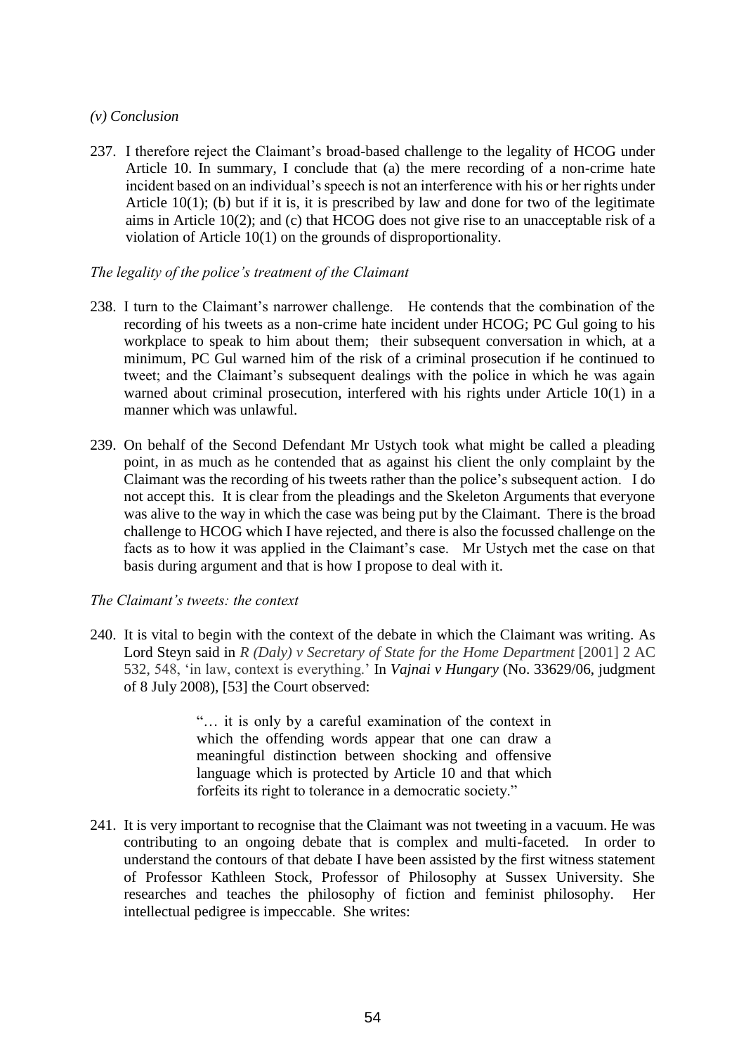*(v) Conclusion*

237. I therefore reject the Claimant's broad-based challenge to the legality of HCOG under Article 10. In summary, I conclude that (a) the mere recording of a non-crime hate incident based on an individual's speech is not an interference with his or her rights under Article 10(1); (b) but if it is, it is prescribed by law and done for two of the legitimate aims in Article 10(2); and (c) that HCOG does not give rise to an unacceptable risk of a violation of Article 10(1) on the grounds of disproportionality.

*The legality of the police's treatment of the Claimant*

238. I turn to the Claimant's narrower challenge. He contends that the combination of the recording of his tweets as a non-crime hate incident under HCOG; PC Gul going to his workplace to speak to him about them; their subsequent conversation in which, at a minimum, PC Gul warned him of the risk of a criminal prosecution if he continued to tweet; and the Claimant's subsequent dealings with the police in which he was again warned about criminal prosecution, interfered with his rights under Article 10(1) in a manner which was unlawful.

239. On behalf of the Second Defendant Mr Ustych took what might be called a pleading point, in as much as he contended that as against his client the only complaint by the Claimant was the recording of his tweets rather than the police's subsequent action. I do not accept this. It is clear from the pleadings and the Skeleton Arguments that everyone was alive to the way in which the case was being put by the Claimant. There is the broad challenge to HCOG which I have rejected, and there is also the focussed challenge on the facts as to how it was applied in the Claimant's case. Mr Ustych met the case on that basis during argument and that is how I propose to deal with it.

*The Claimant's tweets: the context*

240. It is vital to begin with the context of the debate in which the Claimant was writing. As Lord Steyn said in *R (Daly) v Secretary of State for the Home Department* [2001] 2 AC 532, 548, 'in law, context is everything.' In *Vajnai v Hungary* (No. 33629/06, judgment of 8 July 2008), [53] the Court observed:

> "… it is only by a careful examination of the context in which the offending words appear that one can draw a meaningful distinction between shocking and offensive language which is protected by Article 10 and that which forfeits its right to tolerance in a democratic society."

241. It is very important to recognise that the Claimant was not tweeting in a vacuum. He was contributing to an ongoing debate that is complex and multi-faceted. In order to understand the contours of that debate I have been assisted by the first witness statement of Professor Kathleen Stock, Professor of Philosophy at Sussex University. She researches and teaches the philosophy of fiction and feminist philosophy. Her intellectual pedigree is impeccable. She writes: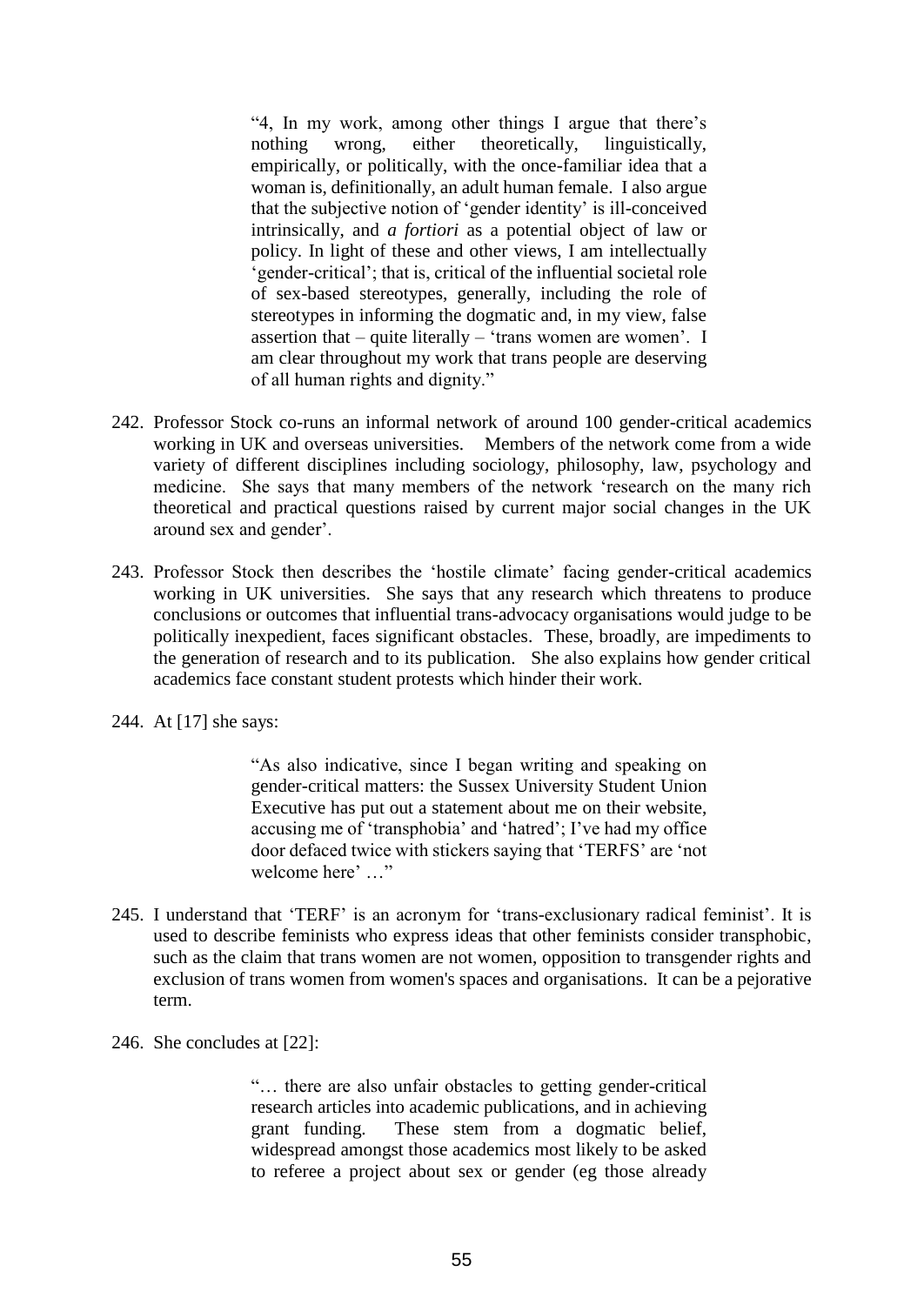> "4, In my work, among other things I argue that there's nothing wrong, either theoretically, linguistically, empirically, or politically, with the once-familiar idea that a woman is, definitionally, an adult human female. I also argue that the subjective notion of 'gender identity' is ill-conceived intrinsically, and *a fortiori* as a potential object of law or policy. In light of these and other views, I am intellectually 'gender-critical'; that is, critical of the influential societal role of sex-based stereotypes, generally, including the role of stereotypes in informing the dogmatic and, in my view, false assertion that – quite literally – 'trans women are women'. I am clear throughout my work that trans people are deserving of all human rights and dignity."

242. Professor Stock co-runs an informal network of around 100 gender-critical academics working in UK and overseas universities. Members of the network come from a wide variety of different disciplines including sociology, philosophy, law, psychology and medicine. She says that many members of the network 'research on the many rich theoretical and practical questions raised by current major social changes in the UK around sex and gender'.

243. Professor Stock then describes the 'hostile climate' facing gender-critical academics working in UK universities. She says that any research which threatens to produce conclusions or outcomes that influential trans-advocacy organisations would judge to be politically inexpedient, faces significant obstacles. These, broadly, are impediments to the generation of research and to its publication. She also explains how gender critical academics face constant student protests which hinder their work.

244. At [17] she says:

> "As also indicative, since I began writing and speaking on gender-critical matters: the Sussex University Student Union Executive has put out a statement about me on their website, accusing me of 'transphobia' and 'hatred'; I've had my office door defaced twice with stickers saying that 'TERFS' are 'not welcome here' …"

245. I understand that 'TERF' is an acronym for 'trans-exclusionary radical feminist'. It is used to describe feminists who express ideas that other feminists consider transphobic, such as the claim that trans women are not women, opposition to transgender rights and exclusion of trans women from women's spaces and organisations. It can be a pejorative term.

246. She concludes at [22]:

> "… there are also unfair obstacles to getting gender-critical research articles into academic publications, and in achieving grant funding. These stem from a dogmatic belief, widespread amongst those academics most likely to be asked to referee a project about sex or gender (eg those already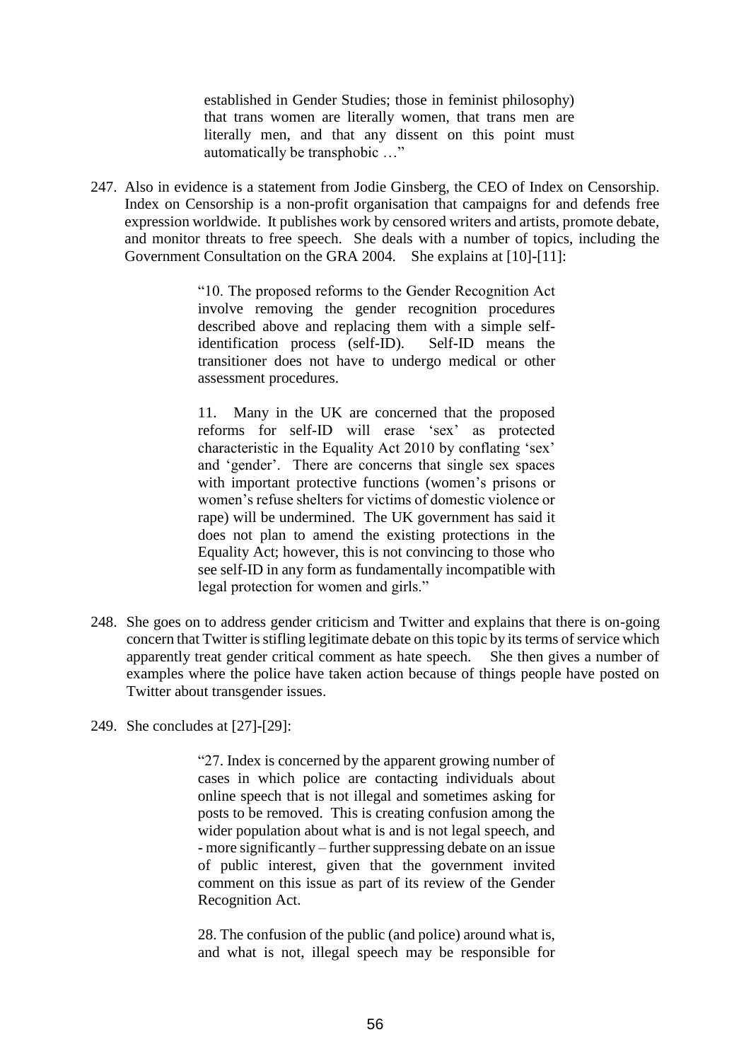> established in Gender Studies; those in feminist philosophy) that trans women are literally women, that trans men are literally men, and that any dissent on this point must automatically be transphobic …"

247. Also in evidence is a statement from Jodie Ginsberg, the CEO of Index on Censorship. Index on Censorship is a non-profit organisation that campaigns for and defends free expression worldwide. It publishes work by censored writers and artists, promote debate, and monitor threats to free speech. She deals with a number of topics, including the Government Consultation on the GRA 2004. She explains at [10]-[11]:

> "10. The proposed reforms to the Gender Recognition Act involve removing the gender recognition procedures described above and replacing them with a simple self-identification process (self-ID). Self-ID means the transitioner does not have to undergo medical or other assessment procedures.
>
> 11. Many in the UK are concerned that the proposed reforms for self-ID will erase 'sex' as protected characteristic in the Equality Act 2010 by conflating 'sex' and 'gender'. There are concerns that single sex spaces with important protective functions (women's prisons or women's refuse shelters for victims of domestic violence or rape) will be undermined. The UK government has said it does not plan to amend the existing protections in the Equality Act; however, this is not convincing to those who see self-ID in any form as fundamentally incompatible with legal protection for women and girls."

248. She goes on to address gender criticism and Twitter and explains that there is on-going concern that Twitter is stifling legitimate debate on this topic by its terms of service which apparently treat gender critical comment as hate speech. She then gives a number of examples where the police have taken action because of things people have posted on Twitter about transgender issues.

249. She concludes at [27]-[29]:

> "27. Index is concerned by the apparent growing number of cases in which police are contacting individuals about online speech that is not illegal and sometimes asking for posts to be removed. This is creating confusion among the wider population about what is and is not legal speech, and - more significantly – further suppressing debate on an issue of public interest, given that the government invited comment on this issue as part of its review of the Gender Recognition Act.
>
> 28. The confusion of the public (and police) around what is, and what is not, illegal speech may be responsible for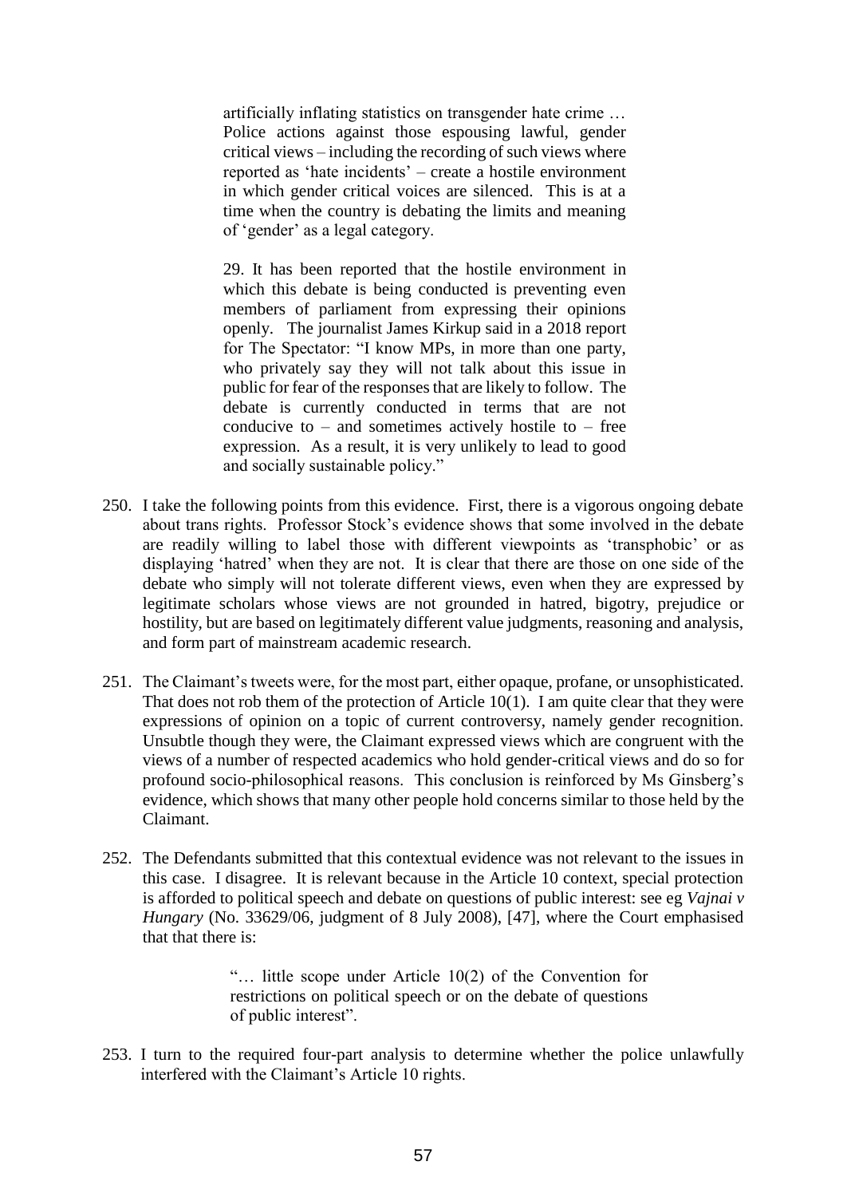> artificially inflating statistics on transgender hate crime … Police actions against those espousing lawful, gender critical views – including the recording of such views where reported as 'hate incidents' – create a hostile environment in which gender critical voices are silenced. This is at a time when the country is debating the limits and meaning of 'gender' as a legal category.
>
> 29. It has been reported that the hostile environment in which this debate is being conducted is preventing even members of parliament from expressing their opinions openly. The journalist James Kirkup said in a 2018 report for The Spectator: "I know MPs, in more than one party, who privately say they will not talk about this issue in public for fear of the responses that are likely to follow. The debate is currently conducted in terms that are not conducive to – and sometimes actively hostile to – free expression. As a result, it is very unlikely to lead to good and socially sustainable policy."

250. I take the following points from this evidence. First, there is a vigorous ongoing debate about trans rights. Professor Stock's evidence shows that some involved in the debate are readily willing to label those with different viewpoints as 'transphobic' or as displaying 'hatred' when they are not. It is clear that there are those on one side of the debate who simply will not tolerate different views, even when they are expressed by legitimate scholars whose views are not grounded in hatred, bigotry, prejudice or hostility, but are based on legitimately different value judgments, reasoning and analysis, and form part of mainstream academic research.

251. The Claimant's tweets were, for the most part, either opaque, profane, or unsophisticated. That does not rob them of the protection of Article 10(1). I am quite clear that they were expressions of opinion on a topic of current controversy, namely gender recognition. Unsubtle though they were, the Claimant expressed views which are congruent with the views of a number of respected academics who hold gender-critical views and do so for profound socio-philosophical reasons. This conclusion is reinforced by Ms Ginsberg's evidence, which shows that many other people hold concerns similar to those held by the Claimant.

252. The Defendants submitted that this contextual evidence was not relevant to the issues in this case. I disagree. It is relevant because in the Article 10 context, special protection is afforded to political speech and debate on questions of public interest: see eg *Vajnai v Hungary* (No. 33629/06, judgment of 8 July 2008), [47], where the Court emphasised that that there is:

> "… little scope under Article 10(2) of the Convention for restrictions on political speech or on the debate of questions of public interest".

253. I turn to the required four-part analysis to determine whether the police unlawfully interfered with the Claimant's Article 10 rights.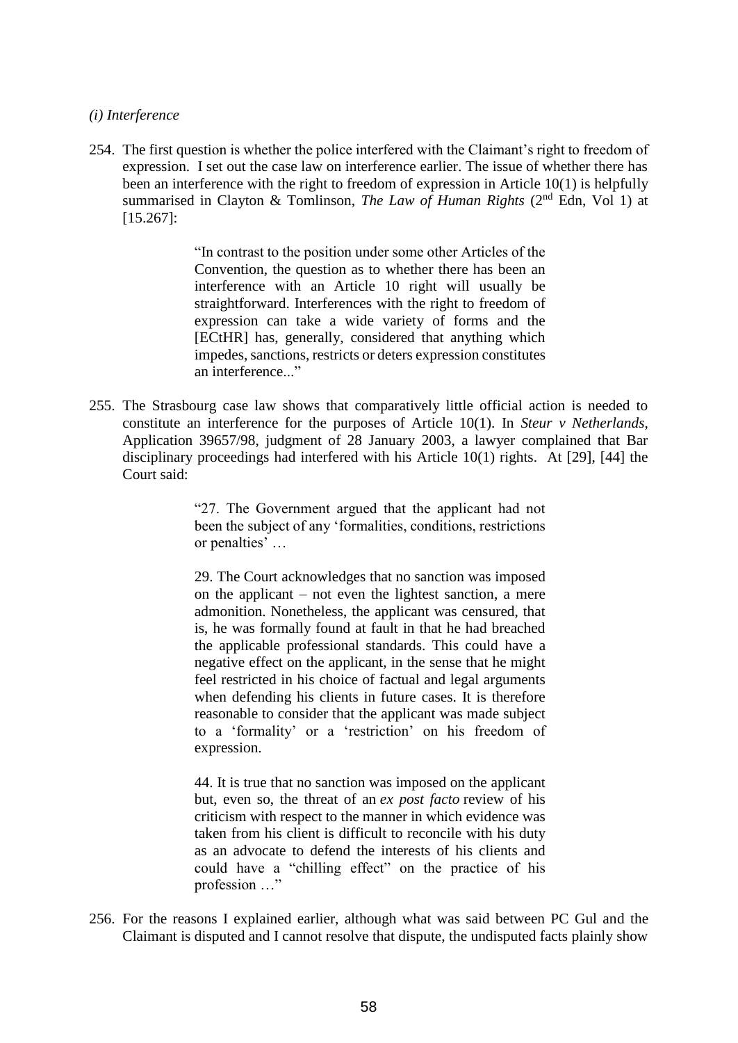*(i) Interference*

254. The first question is whether the police interfered with the Claimant's right to freedom of expression. I set out the case law on interference earlier. The issue of whether there has been an interference with the right to freedom of expression in Article 10(1) is helpfully summarised in Clayton & Tomlinson, *The Law of Human Rights* (2nd Edn, Vol 1) at [15.267]:

> "In contrast to the position under some other Articles of the Convention, the question as to whether there has been an interference with an Article 10 right will usually be straightforward. Interferences with the right to freedom of expression can take a wide variety of forms and the [ECtHR] has, generally, considered that anything which impedes, sanctions, restricts or deters expression constitutes an interference..."

255. The Strasbourg case law shows that comparatively little official action is needed to constitute an interference for the purposes of Article 10(1). In *Steur v Netherlands*, Application 39657/98, judgment of 28 January 2003, a lawyer complained that Bar disciplinary proceedings had interfered with his Article 10(1) rights. At [29], [44] the Court said:

> "27. The Government argued that the applicant had not been the subject of any 'formalities, conditions, restrictions or penalties' …
>
> 29. The Court acknowledges that no sanction was imposed on the applicant – not even the lightest sanction, a mere admonition. Nonetheless, the applicant was censured, that is, he was formally found at fault in that he had breached the applicable professional standards. This could have a negative effect on the applicant, in the sense that he might feel restricted in his choice of factual and legal arguments when defending his clients in future cases. It is therefore reasonable to consider that the applicant was made subject to a 'formality' or a 'restriction' on his freedom of expression.
>
> 44. It is true that no sanction was imposed on the applicant but, even so, the threat of an *ex post facto* review of his criticism with respect to the manner in which evidence was taken from his client is difficult to reconcile with his duty as an advocate to defend the interests of his clients and could have a "chilling effect" on the practice of his profession …"

256. For the reasons I explained earlier, although what was said between PC Gul and the Claimant is disputed and I cannot resolve that dispute, the undisputed facts plainly show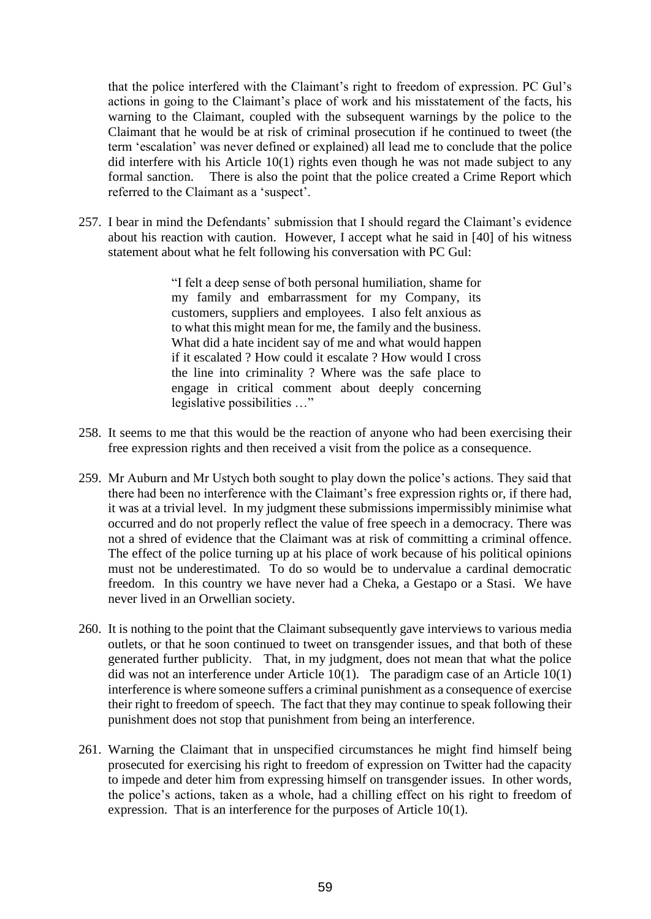that the police interfered with the Claimant's right to freedom of expression. PC Gul's actions in going to the Claimant's place of work and his misstatement of the facts, his warning to the Claimant, coupled with the subsequent warnings by the police to the Claimant that he would be at risk of criminal prosecution if he continued to tweet (the term 'escalation' was never defined or explained) all lead me to conclude that the police did interfere with his Article 10(1) rights even though he was not made subject to any formal sanction. There is also the point that the police created a Crime Report which referred to the Claimant as a 'suspect'.

257. I bear in mind the Defendants' submission that I should regard the Claimant's evidence about his reaction with caution. However, I accept what he said in [40] of his witness statement about what he felt following his conversation with PC Gul:

> "I felt a deep sense of both personal humiliation, shame for my family and embarrassment for my Company, its customers, suppliers and employees. I also felt anxious as to what this might mean for me, the family and the business. What did a hate incident say of me and what would happen if it escalated ? How could it escalate ? How would I cross the line into criminality ? Where was the safe place to engage in critical comment about deeply concerning legislative possibilities …"

258. It seems to me that this would be the reaction of anyone who had been exercising their free expression rights and then received a visit from the police as a consequence.

259. Mr Auburn and Mr Ustych both sought to play down the police's actions. They said that there had been no interference with the Claimant's free expression rights or, if there had, it was at a trivial level. In my judgment these submissions impermissibly minimise what occurred and do not properly reflect the value of free speech in a democracy. There was not a shred of evidence that the Claimant was at risk of committing a criminal offence. The effect of the police turning up at his place of work because of his political opinions must not be underestimated. To do so would be to undervalue a cardinal democratic freedom. In this country we have never had a Cheka, a Gestapo or a Stasi. We have never lived in an Orwellian society.

260. It is nothing to the point that the Claimant subsequently gave interviews to various media outlets, or that he soon continued to tweet on transgender issues, and that both of these generated further publicity. That, in my judgment, does not mean that what the police did was not an interference under Article 10(1). The paradigm case of an Article 10(1) interference is where someone suffers a criminal punishment as a consequence of exercise their right to freedom of speech. The fact that they may continue to speak following their punishment does not stop that punishment from being an interference.

261. Warning the Claimant that in unspecified circumstances he might find himself being prosecuted for exercising his right to freedom of expression on Twitter had the capacity to impede and deter him from expressing himself on transgender issues. In other words, the police's actions, taken as a whole, had a chilling effect on his right to freedom of expression. That is an interference for the purposes of Article 10(1).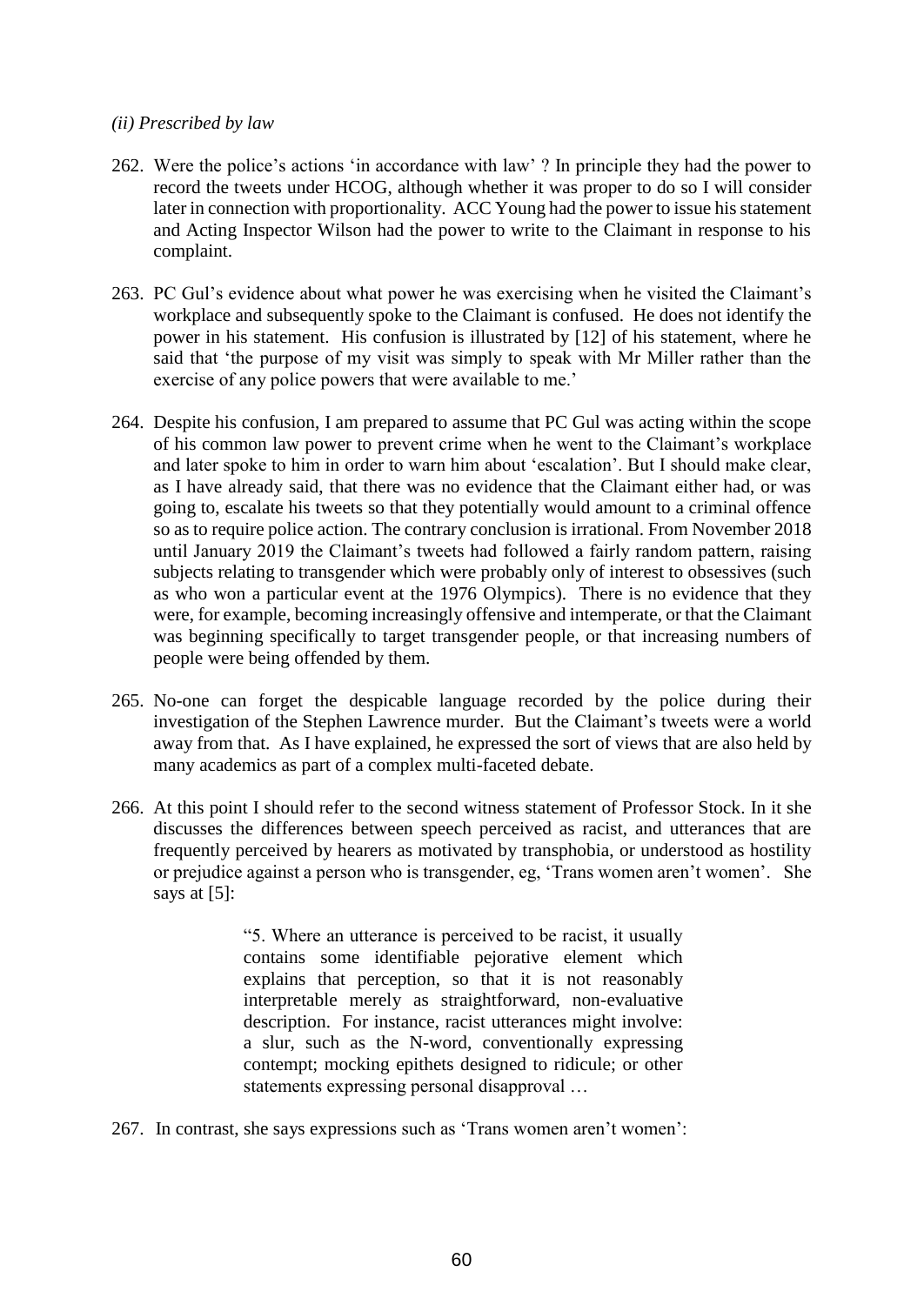*(ii) Prescribed by law*

262. Were the police's actions 'in accordance with law' ? In principle they had the power to record the tweets under HCOG, although whether it was proper to do so I will consider later in connection with proportionality. ACC Young had the power to issue his statement and Acting Inspector Wilson had the power to write to the Claimant in response to his complaint.

263. PC Gul's evidence about what power he was exercising when he visited the Claimant's workplace and subsequently spoke to the Claimant is confused. He does not identify the power in his statement. His confusion is illustrated by [12] of his statement, where he said that 'the purpose of my visit was simply to speak with Mr Miller rather than the exercise of any police powers that were available to me.'

264. Despite his confusion, I am prepared to assume that PC Gul was acting within the scope of his common law power to prevent crime when he went to the Claimant's workplace and later spoke to him in order to warn him about 'escalation'. But I should make clear, as I have already said, that there was no evidence that the Claimant either had, or was going to, escalate his tweets so that they potentially would amount to a criminal offence so as to require police action. The contrary conclusion is irrational. From November 2018 until January 2019 the Claimant's tweets had followed a fairly random pattern, raising subjects relating to transgender which were probably only of interest to obsessives (such as who won a particular event at the 1976 Olympics). There is no evidence that they were, for example, becoming increasingly offensive and intemperate, or that the Claimant was beginning specifically to target transgender people, or that increasing numbers of people were being offended by them.

265. No-one can forget the despicable language recorded by the police during their investigation of the Stephen Lawrence murder. But the Claimant's tweets were a world away from that. As I have explained, he expressed the sort of views that are also held by many academics as part of a complex multi-faceted debate.

266. At this point I should refer to the second witness statement of Professor Stock. In it she discusses the differences between speech perceived as racist, and utterances that are frequently perceived by hearers as motivated by transphobia, or understood as hostility or prejudice against a person who is transgender, eg, 'Trans women aren't women'. She says at [5]:

> "5. Where an utterance is perceived to be racist, it usually contains some identifiable pejorative element which explains that perception, so that it is not reasonably interpretable merely as straightforward, non-evaluative description. For instance, racist utterances might involve: a slur, such as the N-word, conventionally expressing contempt; mocking epithets designed to ridicule; or other statements expressing personal disapproval …

267. In contrast, she says expressions such as 'Trans women aren't women':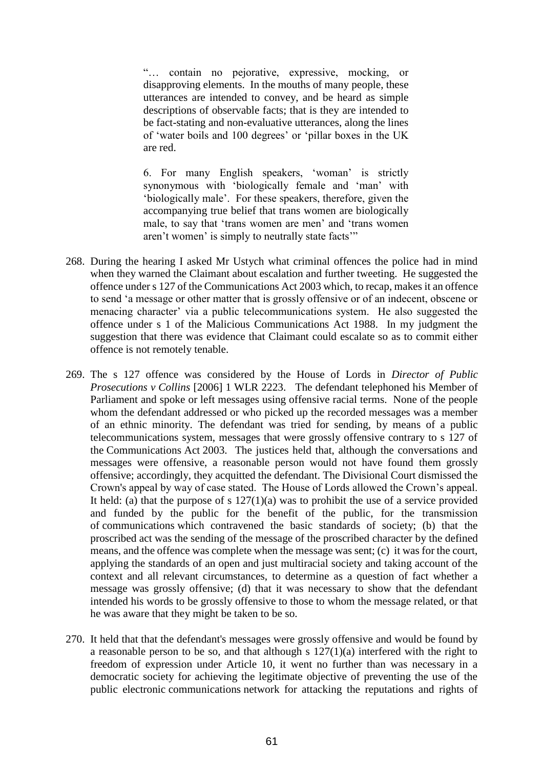> "… contain no pejorative, expressive, mocking, or disapproving elements. In the mouths of many people, these utterances are intended to convey, and be heard as simple descriptions of observable facts; that is they are intended to be fact-stating and non-evaluative utterances, along the lines of 'water boils and 100 degrees' or 'pillar boxes in the UK are red.
>
> 6. For many English speakers, 'woman' is strictly synonymous with 'biologically female and 'man' with 'biologically male'. For these speakers, therefore, given the accompanying true belief that trans women are biologically male, to say that 'trans women are men' and 'trans women aren't women' is simply to neutrally state facts'"

268. During the hearing I asked Mr Ustych what criminal offences the police had in mind when they warned the Claimant about escalation and further tweeting. He suggested the offence under s 127 of the Communications Act 2003 which, to recap, makes it an offence to send 'a message or other matter that is grossly offensive or of an indecent, obscene or menacing character' via a public telecommunications system. He also suggested the offence under s 1 of the Malicious Communications Act 1988. In my judgment the suggestion that there was evidence that Claimant could escalate so as to commit either offence is not remotely tenable.

269. The s 127 offence was considered by the House of Lords in *Director of Public Prosecutions v Collins* [2006] 1 WLR 2223. The defendant telephoned his Member of Parliament and spoke or left messages using offensive racial terms. None of the people whom the defendant addressed or who picked up the recorded messages was a member of an ethnic minority. The defendant was tried for sending, by means of a public telecommunications system, messages that were grossly offensive contrary to s 127 of the Communications Act 2003. The justices held that, although the conversations and messages were offensive, a reasonable person would not have found them grossly offensive; accordingly, they acquitted the defendant. The Divisional Court dismissed the Crown's appeal by way of case stated. The House of Lords allowed the Crown's appeal. It held: (a) that the purpose of s 127(1)(a) was to prohibit the use of a service provided and funded by the public for the benefit of the public, for the transmission of communications which contravened the basic standards of society; (b) that the proscribed act was the sending of the message of the proscribed character by the defined means, and the offence was complete when the message was sent; (c) it was for the court, applying the standards of an open and just multiracial society and taking account of the context and all relevant circumstances, to determine as a question of fact whether a message was grossly offensive; (d) that it was necessary to show that the defendant intended his words to be grossly offensive to those to whom the message related, or that he was aware that they might be taken to be so.

270. It held that that the defendant's messages were grossly offensive and would be found by a reasonable person to be so, and that although s 127(1)(a) interfered with the right to freedom of expression under Article 10, it went no further than was necessary in a democratic society for achieving the legitimate objective of preventing the use of the public electronic communications network for attacking the reputations and rights of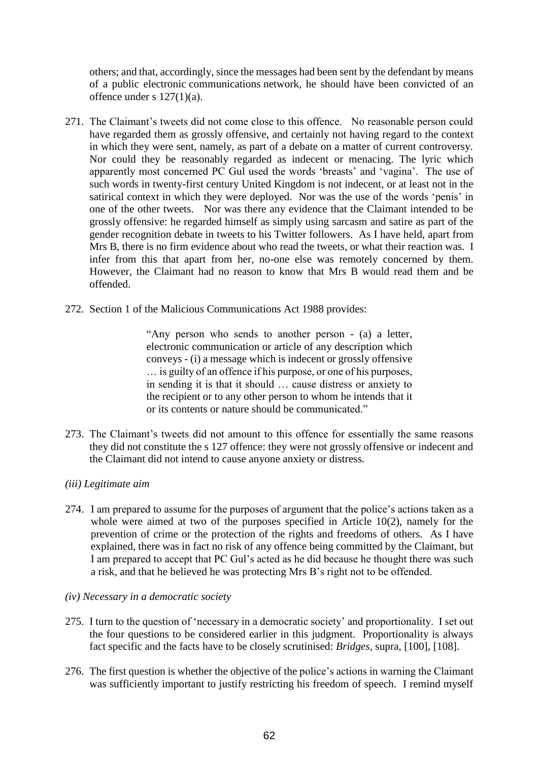others; and that, accordingly, since the messages had been sent by the defendant by means of a public electronic communications network, he should have been convicted of an offence under s 127(1)(a).

271. The Claimant's tweets did not come close to this offence. No reasonable person could have regarded them as grossly offensive, and certainly not having regard to the context in which they were sent, namely, as part of a debate on a matter of current controversy. Nor could they be reasonably regarded as indecent or menacing. The lyric which apparently most concerned PC Gul used the words 'breasts' and 'vagina'. The use of such words in twenty-first century United Kingdom is not indecent, or at least not in the satirical context in which they were deployed. Nor was the use of the words 'penis' in one of the other tweets. Nor was there any evidence that the Claimant intended to be grossly offensive: he regarded himself as simply using sarcasm and satire as part of the gender recognition debate in tweets to his Twitter followers. As I have held, apart from Mrs B, there is no firm evidence about who read the tweets, or what their reaction was. I infer from this that apart from her, no-one else was remotely concerned by them. However, the Claimant had no reason to know that Mrs B would read them and be offended.

272. Section 1 of the Malicious Communications Act 1988 provides:

> "Any person who sends to another person - (a) a letter, electronic communication or article of any description which conveys - (i) a message which is indecent or grossly offensive … is guilty of an offence if his purpose, or one of his purposes, in sending it is that it should … cause distress or anxiety to the recipient or to any other person to whom he intends that it or its contents or nature should be communicated."

273. The Claimant's tweets did not amount to this offence for essentially the same reasons they did not constitute the s 127 offence: they were not grossly offensive or indecent and the Claimant did not intend to cause anyone anxiety or distress.

*(iii) Legitimate aim*

274. I am prepared to assume for the purposes of argument that the police's actions taken as a whole were aimed at two of the purposes specified in Article 10(2), namely for the prevention of crime or the protection of the rights and freedoms of others. As I have explained, there was in fact no risk of any offence being committed by the Claimant, but I am prepared to accept that PC Gul's acted as he did because he thought there was such a risk, and that he believed he was protecting Mrs B's right not to be offended.

*(iv) Necessary in a democratic society*

275. I turn to the question of 'necessary in a democratic society' and proportionality. I set out the four questions to be considered earlier in this judgment. Proportionality is always fact specific and the facts have to be closely scrutinised: *Bridges*, supra, [100], [108].

276. The first question is whether the objective of the police's actions in warning the Claimant was sufficiently important to justify restricting his freedom of speech. I remind myself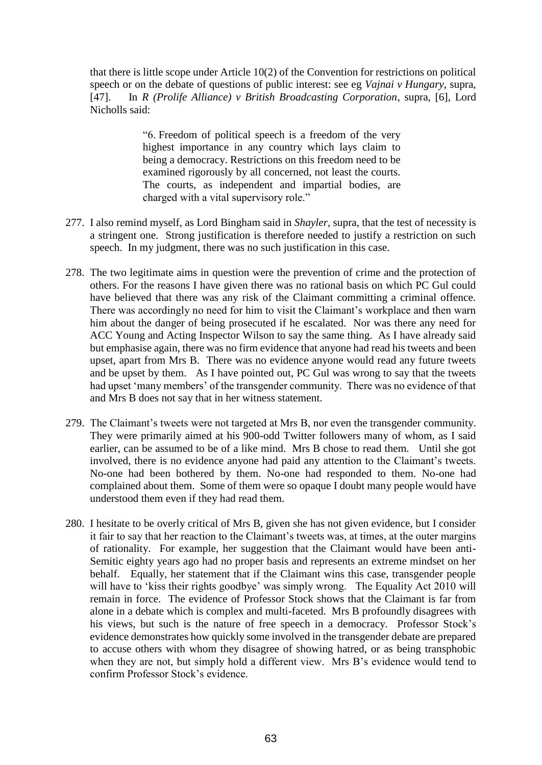that there is little scope under Article 10(2) of the Convention for restrictions on political speech or on the debate of questions of public interest: see eg *Vajnai v Hungary*, supra, [47]. In *R (Prolife Alliance) v British Broadcasting Corporation*, supra, [6], Lord Nicholls said:

> "6. Freedom of political speech is a freedom of the very highest importance in any country which lays claim to being a democracy. Restrictions on this freedom need to be examined rigorously by all concerned, not least the courts. The courts, as independent and impartial bodies, are charged with a vital supervisory role."

277. I also remind myself, as Lord Bingham said in *Shayler*, supra, that the test of necessity is a stringent one. Strong justification is therefore needed to justify a restriction on such speech. In my judgment, there was no such justification in this case.

278. The two legitimate aims in question were the prevention of crime and the protection of others. For the reasons I have given there was no rational basis on which PC Gul could have believed that there was any risk of the Claimant committing a criminal offence. There was accordingly no need for him to visit the Claimant's workplace and then warn him about the danger of being prosecuted if he escalated. Nor was there any need for ACC Young and Acting Inspector Wilson to say the same thing. As I have already said but emphasise again, there was no firm evidence that anyone had read his tweets and been upset, apart from Mrs B. There was no evidence anyone would read any future tweets and be upset by them. As I have pointed out, PC Gul was wrong to say that the tweets had upset 'many members' of the transgender community. There was no evidence of that and Mrs B does not say that in her witness statement.

279. The Claimant's tweets were not targeted at Mrs B, nor even the transgender community. They were primarily aimed at his 900-odd Twitter followers many of whom, as I said earlier, can be assumed to be of a like mind. Mrs B chose to read them. Until she got involved, there is no evidence anyone had paid any attention to the Claimant's tweets. No-one had been bothered by them. No-one had responded to them. No-one had complained about them. Some of them were so opaque I doubt many people would have understood them even if they had read them.

280. I hesitate to be overly critical of Mrs B, given she has not given evidence, but I consider it fair to say that her reaction to the Claimant's tweets was, at times, at the outer margins of rationality. For example, her suggestion that the Claimant would have been anti-Semitic eighty years ago had no proper basis and represents an extreme mindset on her behalf. Equally, her statement that if the Claimant wins this case, transgender people will have to 'kiss their rights goodbye' was simply wrong. The Equality Act 2010 will remain in force. The evidence of Professor Stock shows that the Claimant is far from alone in a debate which is complex and multi-faceted. Mrs B profoundly disagrees with his views, but such is the nature of free speech in a democracy. Professor Stock's evidence demonstrates how quickly some involved in the transgender debate are prepared to accuse others with whom they disagree of showing hatred, or as being transphobic when they are not, but simply hold a different view. Mrs B's evidence would tend to confirm Professor Stock's evidence.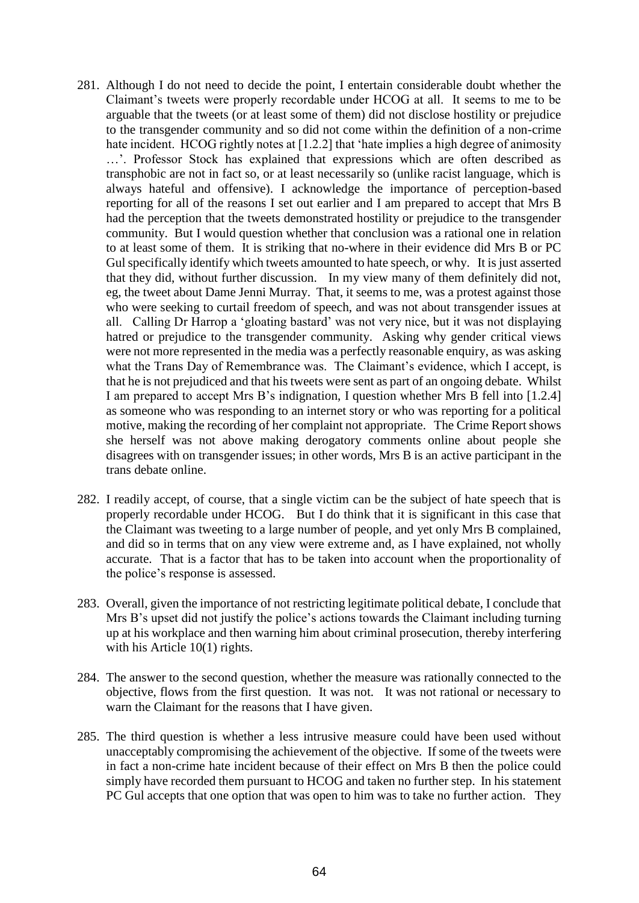281. Although I do not need to decide the point, I entertain considerable doubt whether the Claimant's tweets were properly recordable under HCOG at all. It seems to me to be arguable that the tweets (or at least some of them) did not disclose hostility or prejudice to the transgender community and so did not come within the definition of a non-crime hate incident. HCOG rightly notes at [1.2.2] that 'hate implies a high degree of animosity …'. Professor Stock has explained that expressions which are often described as transphobic are not in fact so, or at least necessarily so (unlike racist language, which is always hateful and offensive). I acknowledge the importance of perception-based reporting for all of the reasons I set out earlier and I am prepared to accept that Mrs B had the perception that the tweets demonstrated hostility or prejudice to the transgender community. But I would question whether that conclusion was a rational one in relation to at least some of them. It is striking that no-where in their evidence did Mrs B or PC Gul specifically identify which tweets amounted to hate speech, or why. It is just asserted that they did, without further discussion. In my view many of them definitely did not, eg, the tweet about Dame Jenni Murray. That, it seems to me, was a protest against those who were seeking to curtail freedom of speech, and was not about transgender issues at all. Calling Dr Harrop a 'gloating bastard' was not very nice, but it was not displaying hatred or prejudice to the transgender community. Asking why gender critical views were not more represented in the media was a perfectly reasonable enquiry, as was asking what the Trans Day of Remembrance was. The Claimant's evidence, which I accept, is that he is not prejudiced and that his tweets were sent as part of an ongoing debate. Whilst I am prepared to accept Mrs B's indignation, I question whether Mrs B fell into [1.2.4] as someone who was responding to an internet story or who was reporting for a political motive, making the recording of her complaint not appropriate. The Crime Report shows she herself was not above making derogatory comments online about people she disagrees with on transgender issues; in other words, Mrs B is an active participant in the trans debate online.

282. I readily accept, of course, that a single victim can be the subject of hate speech that is properly recordable under HCOG. But I do think that it is significant in this case that the Claimant was tweeting to a large number of people, and yet only Mrs B complained, and did so in terms that on any view were extreme and, as I have explained, not wholly accurate. That is a factor that has to be taken into account when the proportionality of the police's response is assessed.

283. Overall, given the importance of not restricting legitimate political debate, I conclude that Mrs B's upset did not justify the police's actions towards the Claimant including turning up at his workplace and then warning him about criminal prosecution, thereby interfering with his Article 10(1) rights.

284. The answer to the second question, whether the measure was rationally connected to the objective, flows from the first question. It was not. It was not rational or necessary to warn the Claimant for the reasons that I have given.

285. The third question is whether a less intrusive measure could have been used without unacceptably compromising the achievement of the objective. If some of the tweets were in fact a non-crime hate incident because of their effect on Mrs B then the police could simply have recorded them pursuant to HCOG and taken no further step. In his statement PC Gul accepts that one option that was open to him was to take no further action. They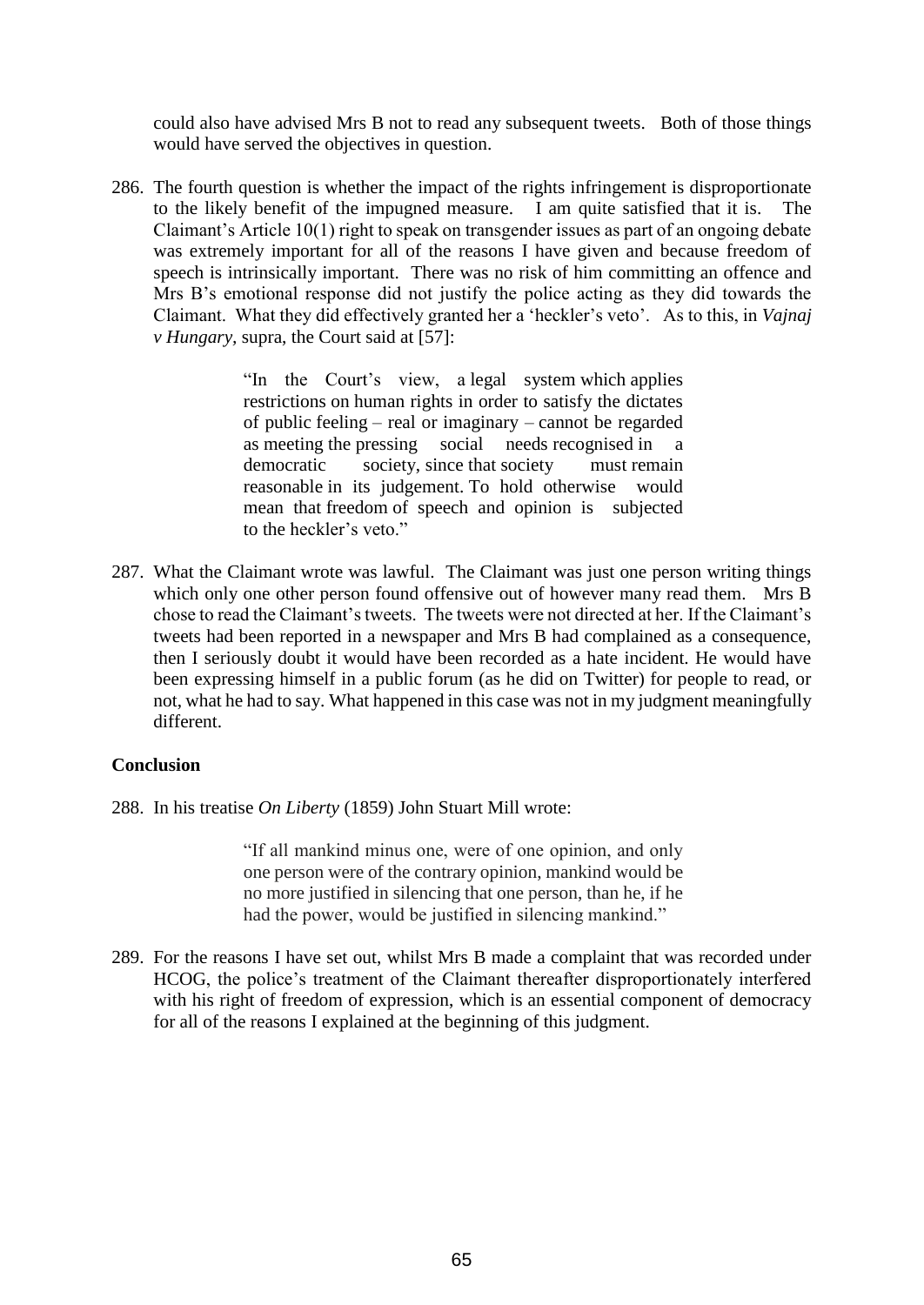could also have advised Mrs B not to read any subsequent tweets. Both of those things would have served the objectives in question.

286. The fourth question is whether the impact of the rights infringement is disproportionate to the likely benefit of the impugned measure. I am quite satisfied that it is. The Claimant's Article 10(1) right to speak on transgender issues as part of an ongoing debate was extremely important for all of the reasons I have given and because freedom of speech is intrinsically important. There was no risk of him committing an offence and Mrs B's emotional response did not justify the police acting as they did towards the Claimant. What they did effectively granted her a 'heckler's veto'. As to this, in *Vajnaj v Hungary*, supra, the Court said at [57]:

> "In the Court's view, a legal system which applies restrictions on human rights in order to satisfy the dictates of public feeling – real or imaginary – cannot be regarded as meeting the pressing social needs recognised in a democratic society, since that society must remain reasonable in its judgement. To hold otherwise would mean that freedom of speech and opinion is subjected to the heckler's veto."

287. What the Claimant wrote was lawful. The Claimant was just one person writing things which only one other person found offensive out of however many read them. Mrs B chose to read the Claimant's tweets. The tweets were not directed at her. If the Claimant's tweets had been reported in a newspaper and Mrs B had complained as a consequence, then I seriously doubt it would have been recorded as a hate incident. He would have been expressing himself in a public forum (as he did on Twitter) for people to read, or not, what he had to say. What happened in this case was not in my judgment meaningfully different.

**Conclusion**

288. In his treatise *On Liberty* (1859) John Stuart Mill wrote:

> "If all mankind minus one, were of one opinion, and only one person were of the contrary opinion, mankind would be no more justified in silencing that one person, than he, if he had the power, would be justified in silencing mankind."

289. For the reasons I have set out, whilst Mrs B made a complaint that was recorded under HCOG, the police's treatment of the Claimant thereafter disproportionately interfered with his right of freedom of expression, which is an essential component of democracy for all of the reasons I explained at the beginning of this judgment.